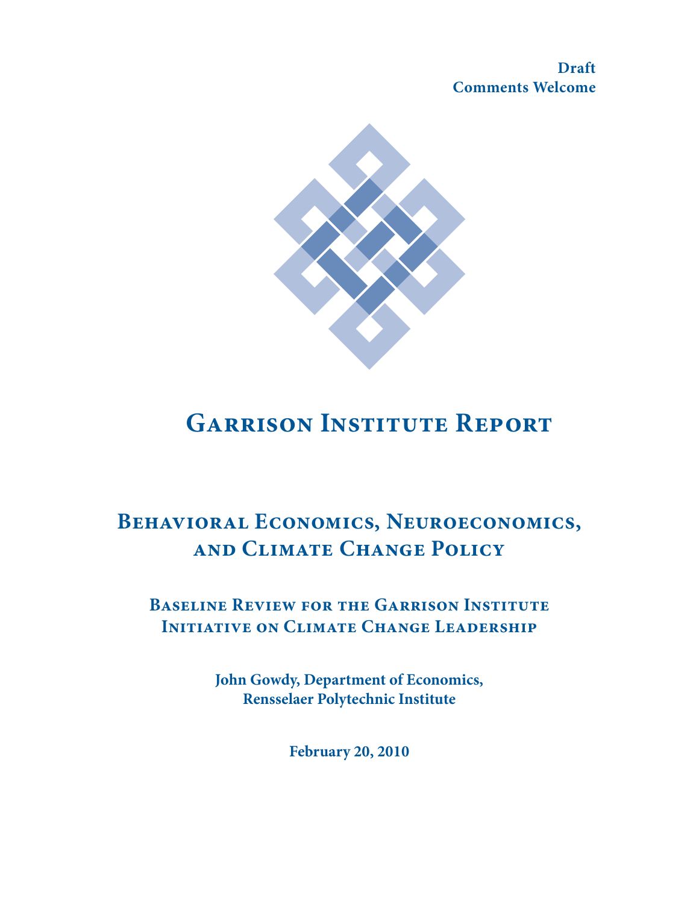**Draft**
**Comments Welcome**

# Garrison Institute Report

## Behavioral Economics, Neuroeconomics, and Climate Change Policy

### Baseline Review for the Garrison Institute Initiative on Climate Change Leadership

**John Gowdy, Department of Economics, Rensselaer Polytechnic Institute**

**February 20, 2010**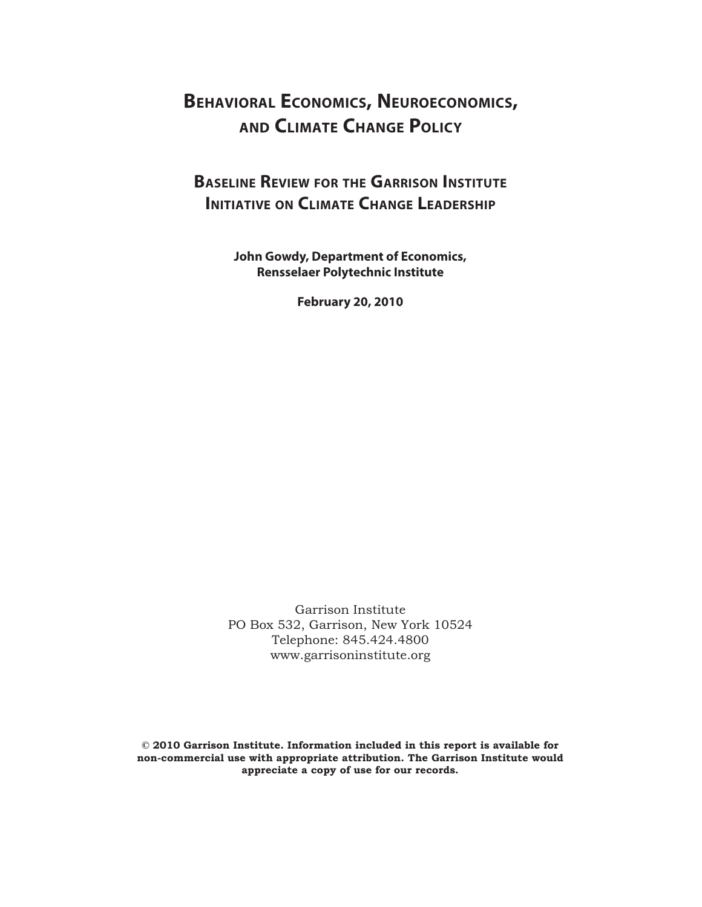# Behavioral Economics, Neuroeconomics, and Climate Change Policy

## Baseline Review for the Garrison Institute Initiative on Climate Change Leadership

**John Gowdy, Department of Economics, Rensselaer Polytechnic Institute**

**February 20, 2010**

Garrison Institute
PO Box 532, Garrison, New York 10524
Telephone: 845.424.4800
www.garrisoninstitute.org

**© 2010 Garrison Institute. Information included in this report is available for non-commercial use with appropriate attribution. The Garrison Institute would appreciate a copy of use for our records.**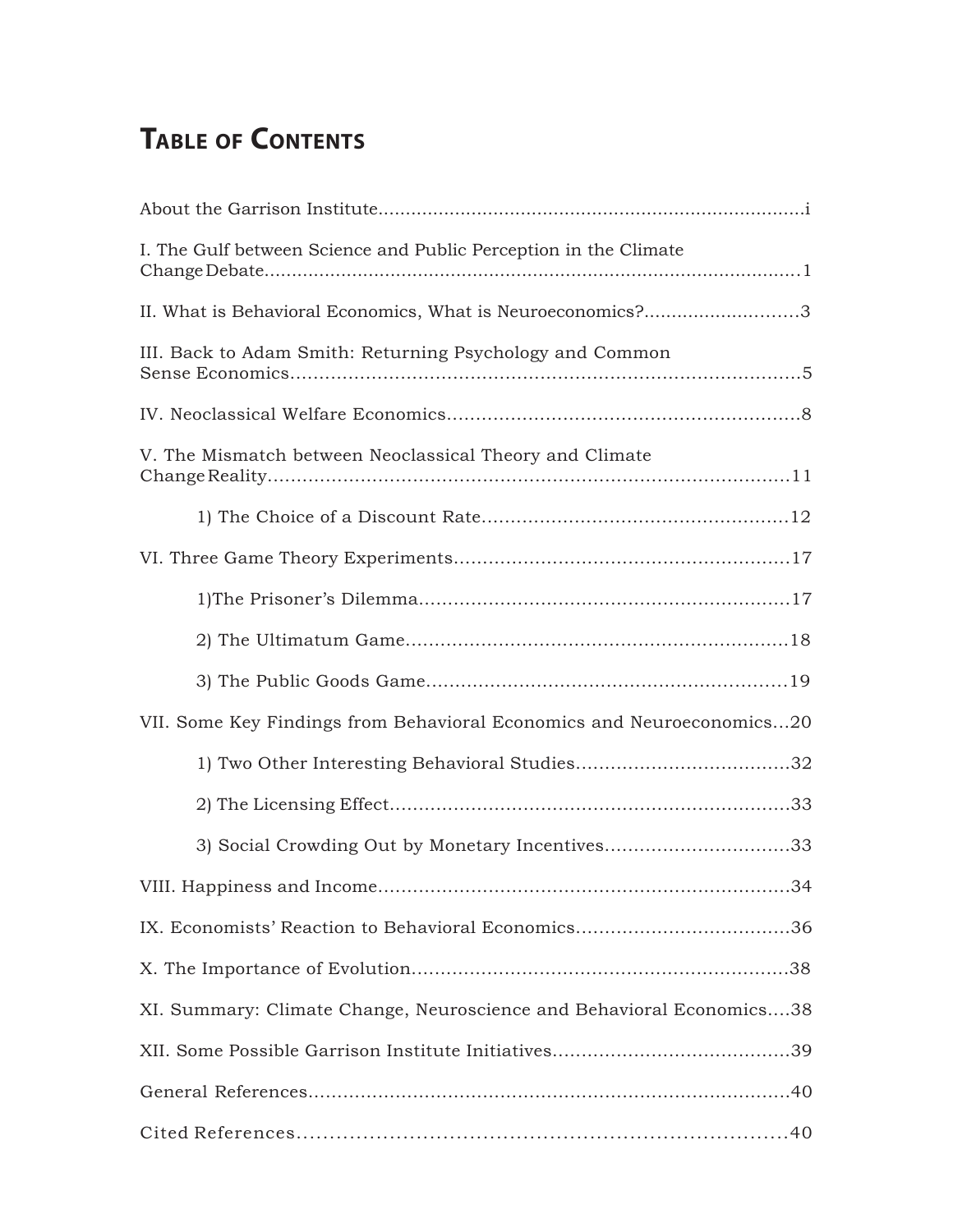# Table of Contents

About the Garrison Institute.............................................................................i

I. The Gulf between Science and Public Perception in the Climate Change Debate...................................................................................................1

II. What is Behavioral Economics, What is Neuroeconomics?...........................3

III. Back to Adam Smith: Returning Psychology and Common Sense Economics.........................................................................................5

IV. Neoclassical Welfare Economics.............................................................8

V. The Mismatch between Neoclassical Theory and Climate Change Reality..........................................................................................11

1) The Choice of a Discount Rate.....................................................12

VI. Three Game Theory Experiments..........................................................17

1)The Prisoner's Dilemma................................................................17

2) The Ultimatum Game..................................................................18

3) The Public Goods Game..............................................................19

VII. Some Key Findings from Behavioral Economics and Neuroeconomics...20

1) Two Other Interesting Behavioral Studies....................................32

2) The Licensing Effect.....................................................................33

3) Social Crowding Out by Monetary Incentives................................33

VIII. Happiness and Income.......................................................................34

IX. Economists' Reaction to Behavioral Economics.....................................36

X. The Importance of Evolution.................................................................38

XI. Summary: Climate Change, Neuroscience and Behavioral Economics....38

XII. Some Possible Garrison Institute Initiatives........................................39

General References..................................................................................40

Cited References......................................................................................40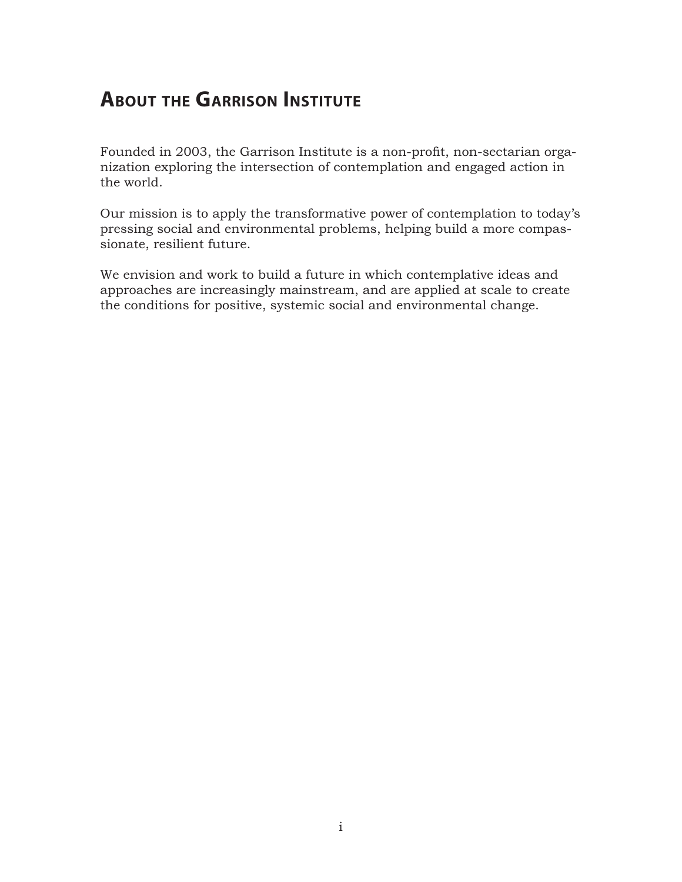## About the Garrison Institute

Founded in 2003, the Garrison Institute is a non-profit, non-sectarian organization exploring the intersection of contemplation and engaged action in the world.

Our mission is to apply the transformative power of contemplation to today's pressing social and environmental problems, helping build a more compassionate, resilient future.

We envision and work to build a future in which contemplative ideas and approaches are increasingly mainstream, and are applied at scale to create the conditions for positive, systemic social and environmental change.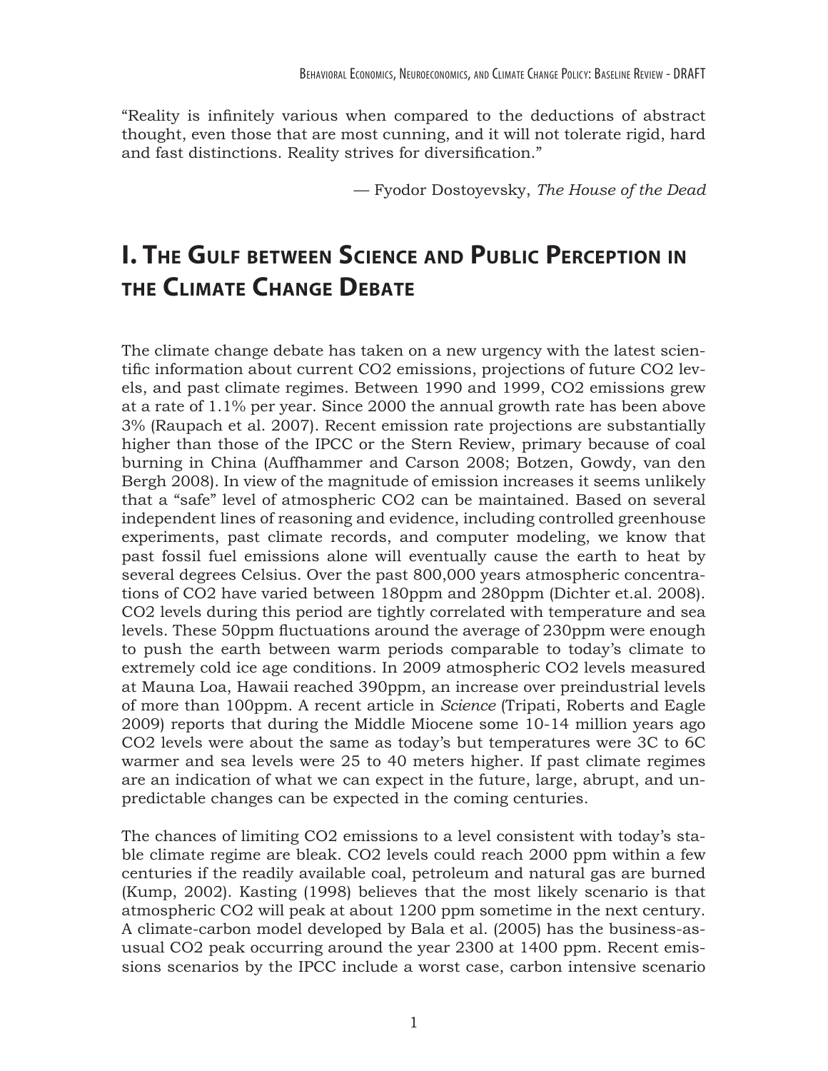"Reality is infinitely various when compared to the deductions of abstract thought, even those that are most cunning, and it will not tolerate rigid, hard and fast distinctions. Reality strives for diversification."

— Fyodor Dostoyevsky, *The House of the Dead*

# I. The Gulf between Science and Public Perception in the Climate Change Debate

The climate change debate has taken on a new urgency with the latest scientific information about current $CO_2$ emissions, projections of future $CO_2$ levels, and past climate regimes. Between 1990 and 1999, $CO_2$ emissions grew at a rate of 1.1% per year. Since 2000 the annual growth rate has been above 3% (Raupach et al. 2007). Recent emission rate projections are substantially higher than those of the IPCC or the Stern Review, primary because of coal burning in China (Auffhammer and Carson 2008; Botzen, Gowdy, van den Bergh 2008). In view of the magnitude of emission increases it seems unlikely that a "safe" level of atmospheric $CO_2$ can be maintained. Based on several independent lines of reasoning and evidence, including controlled greenhouse experiments, past climate records, and computer modeling, we know that past fossil fuel emissions alone will eventually cause the earth to heat by several degrees Celsius. Over the past 800,000 years atmospheric concentrations of $CO_2$ have varied between 180ppm and 280ppm (Dichter et.al. 2008). $CO_2$ levels during this period are tightly correlated with temperature and sea levels. These 50ppm fluctuations around the average of 230ppm were enough to push the earth between warm periods comparable to today's climate to extremely cold ice age conditions. In 2009 atmospheric $CO_2$ levels measured at Mauna Loa, Hawaii reached 390ppm, an increase over preindustrial levels of more than 100ppm. A recent article in *Science* (Tripati, Roberts and Eagle 2009) reports that during the Middle Miocene some 10-14 million years ago $CO_2$ levels were about the same as today's but temperatures were 3C to 6C warmer and sea levels were 25 to 40 meters higher. If past climate regimes are an indication of what we can expect in the future, large, abrupt, and unpredictable changes can be expected in the coming centuries.

The chances of limiting $CO_2$ emissions to a level consistent with today's stable climate regime are bleak. $CO_2$ levels could reach 2000 ppm within a few centuries if the readily available coal, petroleum and natural gas are burned (Kump, 2002). Kasting (1998) believes that the most likely scenario is that atmospheric $CO_2$ will peak at about 1200 ppm sometime in the next century. A climate-carbon model developed by Bala et al. (2005) has the business-as-usual $CO_2$ peak occurring around the year 2300 at 1400 ppm. Recent emissions scenarios by the IPCC include a worst case, carbon intensive scenario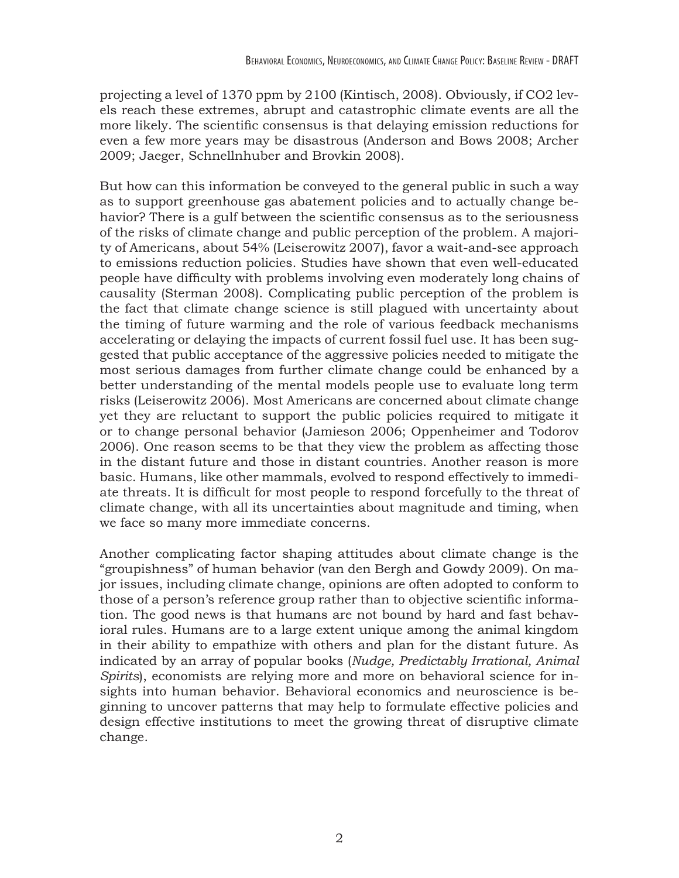projecting a level of 1370 ppm by 2100 (Kintisch, 2008). Obviously, if $CO_2$ levels reach these extremes, abrupt and catastrophic climate events are all the more likely. The scientific consensus is that delaying emission reductions for even a few more years may be disastrous (Anderson and Bows 2008; Archer 2009; Jaeger, Schnellnhuber and Brovkin 2008).

But how can this information be conveyed to the general public in such a way as to support greenhouse gas abatement policies and to actually change behavior? There is a gulf between the scientific consensus as to the seriousness of the risks of climate change and public perception of the problem. A majority of Americans, about 54% (Leiserowitz 2007), favor a wait-and-see approach to emissions reduction policies. Studies have shown that even well-educated people have difficulty with problems involving even moderately long chains of causality (Sterman 2008). Complicating public perception of the problem is the fact that climate change science is still plagued with uncertainty about the timing of future warming and the role of various feedback mechanisms accelerating or delaying the impacts of current fossil fuel use. It has been suggested that public acceptance of the aggressive policies needed to mitigate the most serious damages from further climate change could be enhanced by a better understanding of the mental models people use to evaluate long term risks (Leiserowitz 2006). Most Americans are concerned about climate change yet they are reluctant to support the public policies required to mitigate it or to change personal behavior (Jamieson 2006; Oppenheimer and Todorov 2006). One reason seems to be that they view the problem as affecting those in the distant future and those in distant countries. Another reason is more basic. Humans, like other mammals, evolved to respond effectively to immediate threats. It is difficult for most people to respond forcefully to the threat of climate change, with all its uncertainties about magnitude and timing, when we face so many more immediate concerns.

Another complicating factor shaping attitudes about climate change is the "groupishness" of human behavior (van den Bergh and Gowdy 2009). On major issues, including climate change, opinions are often adopted to conform to those of a person's reference group rather than to objective scientific information. The good news is that humans are not bound by hard and fast behavioral rules. Humans are to a large extent unique among the animal kingdom in their ability to empathize with others and plan for the distant future. As indicated by an array of popular books (*Nudge, Predictably Irrational, Animal Spirits*), economists are relying more and more on behavioral science for insights into human behavior. Behavioral economics and neuroscience is beginning to uncover patterns that may help to formulate effective policies and design effective institutions to meet the growing threat of disruptive climate change.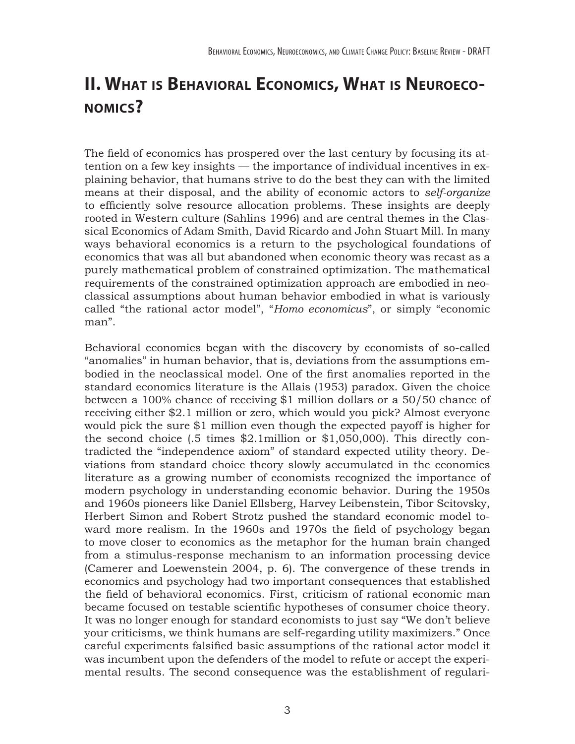# II. What is Behavioral Economics, What is Neuroeconomics?

The field of economics has prospered over the last century by focusing its attention on a few key insights — the importance of individual incentives in explaining behavior, that humans strive to do the best they can with the limited means at their disposal, and the ability of economic actors to *self-organize* to efficiently solve resource allocation problems. These insights are deeply rooted in Western culture (Sahlins 1996) and are central themes in the Classical Economics of Adam Smith, David Ricardo and John Stuart Mill. In many ways behavioral economics is a return to the psychological foundations of economics that was all but abandoned when economic theory was recast as a purely mathematical problem of constrained optimization. The mathematical requirements of the constrained optimization approach are embodied in neoclassical assumptions about human behavior embodied in what is variously called "the rational actor model", "*Homo economicus*", or simply "economic man".

Behavioral economics began with the discovery by economists of so-called "anomalies" in human behavior, that is, deviations from the assumptions embodied in the neoclassical model. One of the first anomalies reported in the standard economics literature is the Allais (1953) paradox. Given the choice between a 100% chance of receiving $1 million dollars or a 50/50 chance of receiving either $2.1 million or zero, which would you pick? Almost everyone would pick the sure $1 million even though the expected payoff is higher for the second choice (.5 times $2.1million or $1,050,000). This directly contradicted the "independence axiom" of standard expected utility theory. Deviations from standard choice theory slowly accumulated in the economics literature as a growing number of economists recognized the importance of modern psychology in understanding economic behavior. During the 1950s and 1960s pioneers like Daniel Ellsberg, Harvey Leibenstein, Tibor Scitovsky, Herbert Simon and Robert Strotz pushed the standard economic model toward more realism. In the 1960s and 1970s the field of psychology began to move closer to economics as the metaphor for the human brain changed from a stimulus-response mechanism to an information processing device (Camerer and Loewenstein 2004, p. 6). The convergence of these trends in economics and psychology had two important consequences that established the field of behavioral economics. First, criticism of rational economic man became focused on testable scientific hypotheses of consumer choice theory. It was no longer enough for standard economists to just say "We don't believe your criticisms, we think humans are self-regarding utility maximizers." Once careful experiments falsified basic assumptions of the rational actor model it was incumbent upon the defenders of the model to refute or accept the experimental results. The second consequence was the establishment of regulari-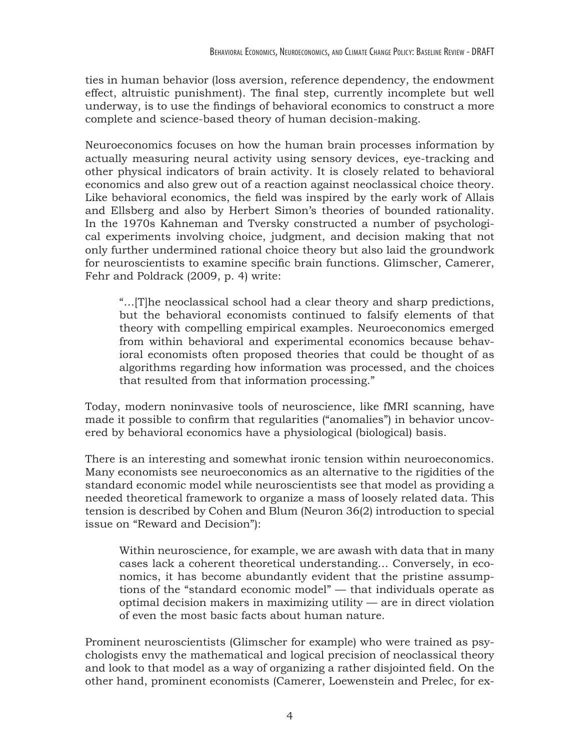ties in human behavior (loss aversion, reference dependency, the endowment effect, altruistic punishment). The final step, currently incomplete but well underway, is to use the findings of behavioral economics to construct a more complete and science-based theory of human decision-making.

Neuroeconomics focuses on how the human brain processes information by actually measuring neural activity using sensory devices, eye-tracking and other physical indicators of brain activity. It is closely related to behavioral economics and also grew out of a reaction against neoclassical choice theory. Like behavioral economics, the field was inspired by the early work of Allais and Ellsberg and also by Herbert Simon's theories of bounded rationality. In the 1970s Kahneman and Tversky constructed a number of psychological experiments involving choice, judgment, and decision making that not only further undermined rational choice theory but also laid the groundwork for neuroscientists to examine specific brain functions. Glimscher, Camerer, Fehr and Poldrack (2009, p. 4) write:

> "…[T]he neoclassical school had a clear theory and sharp predictions, but the behavioral economists continued to falsify elements of that theory with compelling empirical examples. Neuroeconomics emerged from within behavioral and experimental economics because behavioral economists often proposed theories that could be thought of as algorithms regarding how information was processed, and the choices that resulted from that information processing."

Today, modern noninvasive tools of neuroscience, like fMRI scanning, have made it possible to confirm that regularities ("anomalies") in behavior uncovered by behavioral economics have a physiological (biological) basis.

There is an interesting and somewhat ironic tension within neuroeconomics. Many economists see neuroeconomics as an alternative to the rigidities of the standard economic model while neuroscientists see that model as providing a needed theoretical framework to organize a mass of loosely related data. This tension is described by Cohen and Blum (Neuron 36(2) introduction to special issue on "Reward and Decision"):

> Within neuroscience, for example, we are awash with data that in many cases lack a coherent theoretical understanding… Conversely, in economics, it has become abundantly evident that the pristine assumptions of the "standard economic model" — that individuals operate as optimal decision makers in maximizing utility — are in direct violation of even the most basic facts about human nature.

Prominent neuroscientists (Glimscher for example) who were trained as psychologists envy the mathematical and logical precision of neoclassical theory and look to that model as a way of organizing a rather disjointed field. On the other hand, prominent economists (Camerer, Loewenstein and Prelec, for ex-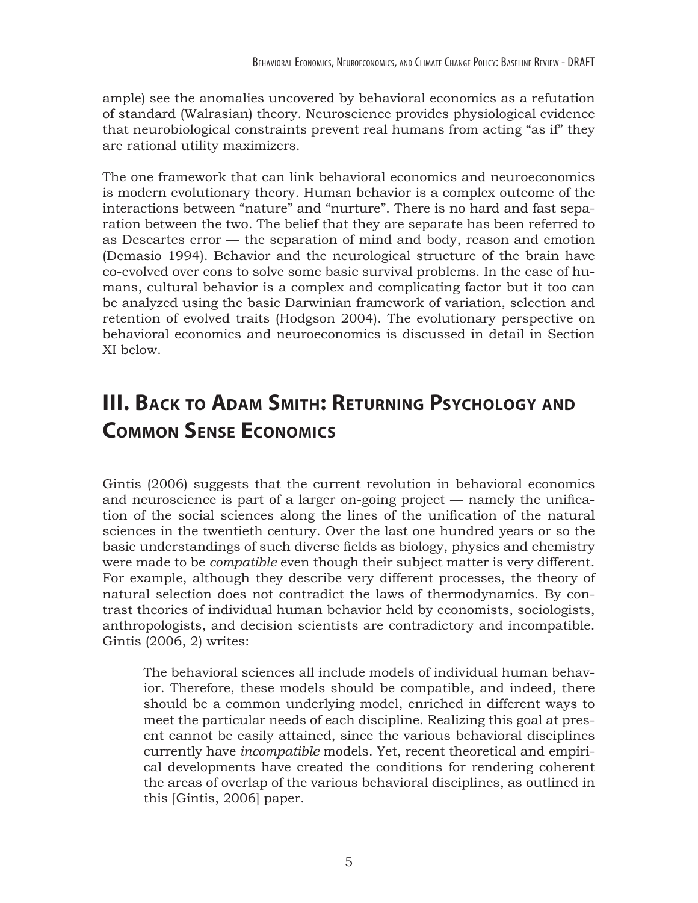ample) see the anomalies uncovered by behavioral economics as a refutation of standard (Walrasian) theory. Neuroscience provides physiological evidence that neurobiological constraints prevent real humans from acting "as if" they are rational utility maximizers.

The one framework that can link behavioral economics and neuroeconomics is modern evolutionary theory. Human behavior is a complex outcome of the interactions between "nature" and "nurture". There is no hard and fast separation between the two. The belief that they are separate has been referred to as Descartes error — the separation of mind and body, reason and emotion (Demasio 1994). Behavior and the neurological structure of the brain have co-evolved over eons to solve some basic survival problems. In the case of humans, cultural behavior is a complex and complicating factor but it too can be analyzed using the basic Darwinian framework of variation, selection and retention of evolved traits (Hodgson 2004). The evolutionary perspective on behavioral economics and neuroeconomics is discussed in detail in Section XI below.

# III. Back to Adam Smith: Returning Psychology and Common Sense Economics

Gintis (2006) suggests that the current revolution in behavioral economics and neuroscience is part of a larger on-going project — namely the unification of the social sciences along the lines of the unification of the natural sciences in the twentieth century. Over the last one hundred years or so the basic understandings of such diverse fields as biology, physics and chemistry were made to be *compatible* even though their subject matter is very different. For example, although they describe very different processes, the theory of natural selection does not contradict the laws of thermodynamics. By contrast theories of individual human behavior held by economists, sociologists, anthropologists, and decision scientists are contradictory and incompatible. Gintis (2006, 2) writes:

> The behavioral sciences all include models of individual human behavior. Therefore, these models should be compatible, and indeed, there should be a common underlying model, enriched in different ways to meet the particular needs of each discipline. Realizing this goal at present cannot be easily attained, since the various behavioral disciplines currently have *incompatible* models. Yet, recent theoretical and empirical developments have created the conditions for rendering coherent the areas of overlap of the various behavioral disciplines, as outlined in this [Gintis, 2006] paper.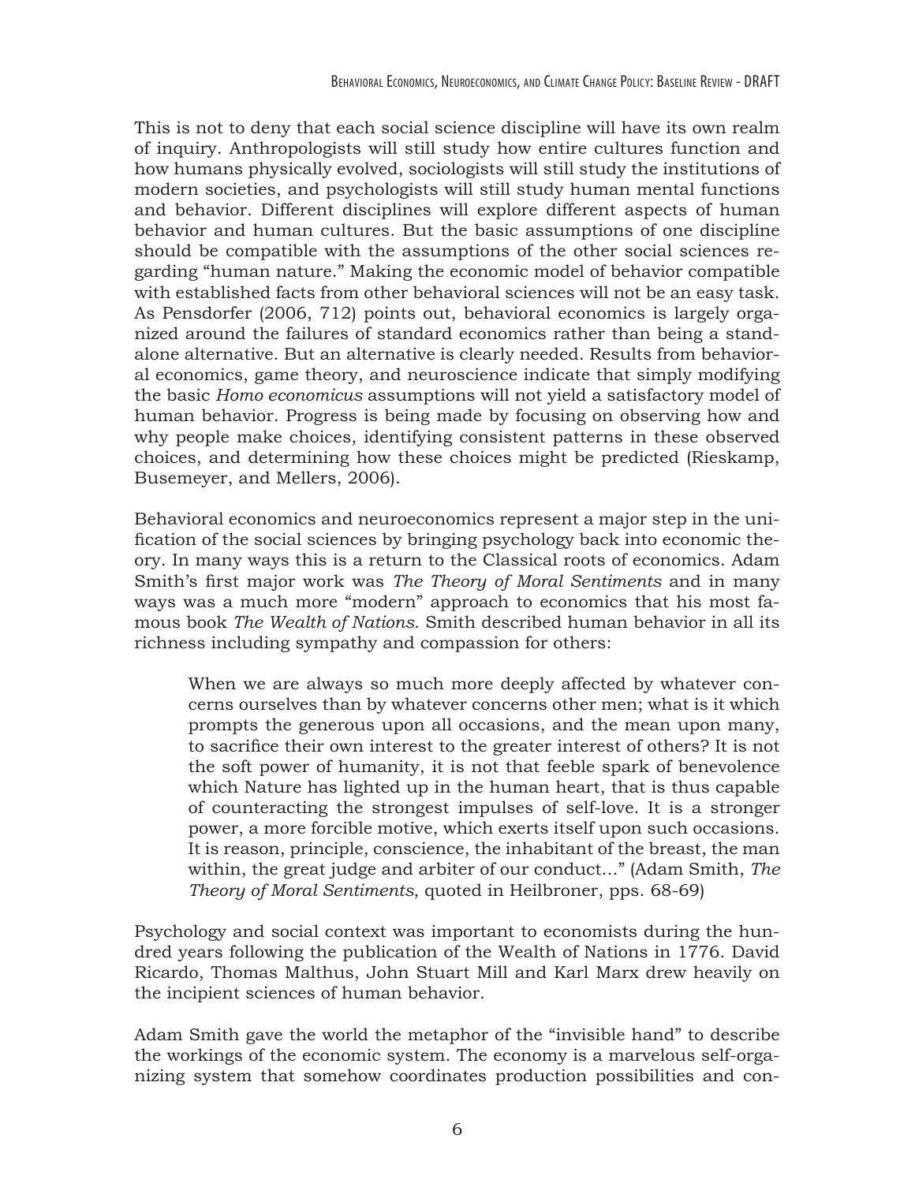This is not to deny that each social science discipline will have its own realm of inquiry. Anthropologists will still study how entire cultures function and how humans physically evolved, sociologists will still study the institutions of modern societies, and psychologists will still study human mental functions and behavior. Different disciplines will explore different aspects of human behavior and human cultures. But the basic assumptions of one discipline should be compatible with the assumptions of the other social sciences regarding "human nature." Making the economic model of behavior compatible with established facts from other behavioral sciences will not be an easy task. As Pensdorfer (2006, 712) points out, behavioral economics is largely organized around the failures of standard economics rather than being a standalone alternative. But an alternative is clearly needed. Results from behavioral economics, game theory, and neuroscience indicate that simply modifying the basic *Homo economicus* assumptions will not yield a satisfactory model of human behavior. Progress is being made by focusing on observing how and why people make choices, identifying consistent patterns in these observed choices, and determining how these choices might be predicted (Rieskamp, Busemeyer, and Mellers, 2006).

Behavioral economics and neuroeconomics represent a major step in the unification of the social sciences by bringing psychology back into economic theory. In many ways this is a return to the Classical roots of economics. Adam Smith's first major work was *The Theory of Moral Sentiments* and in many ways was a much more "modern" approach to economics that his most famous book *The Wealth of Nations*. Smith described human behavior in all its richness including sympathy and compassion for others:

> When we are always so much more deeply affected by whatever concerns ourselves than by whatever concerns other men; what is it which prompts the generous upon all occasions, and the mean upon many, to sacrifice their own interest to the greater interest of others? It is not the soft power of humanity, it is not that feeble spark of benevolence which Nature has lighted up in the human heart, that is thus capable of counteracting the strongest impulses of self-love. It is a stronger power, a more forcible motive, which exerts itself upon such occasions. It is reason, principle, conscience, the inhabitant of the breast, the man within, the great judge and arbiter of our conduct…" (Adam Smith, *The Theory of Moral Sentiments*, quoted in Heilbroner, pps. 68-69)

Psychology and social context was important to economists during the hundred years following the publication of the Wealth of Nations in 1776. David Ricardo, Thomas Malthus, John Stuart Mill and Karl Marx drew heavily on the incipient sciences of human behavior.

Adam Smith gave the world the metaphor of the "invisible hand" to describe the workings of the economic system. The economy is a marvelous self-organizing system that somehow coordinates production possibilities and con-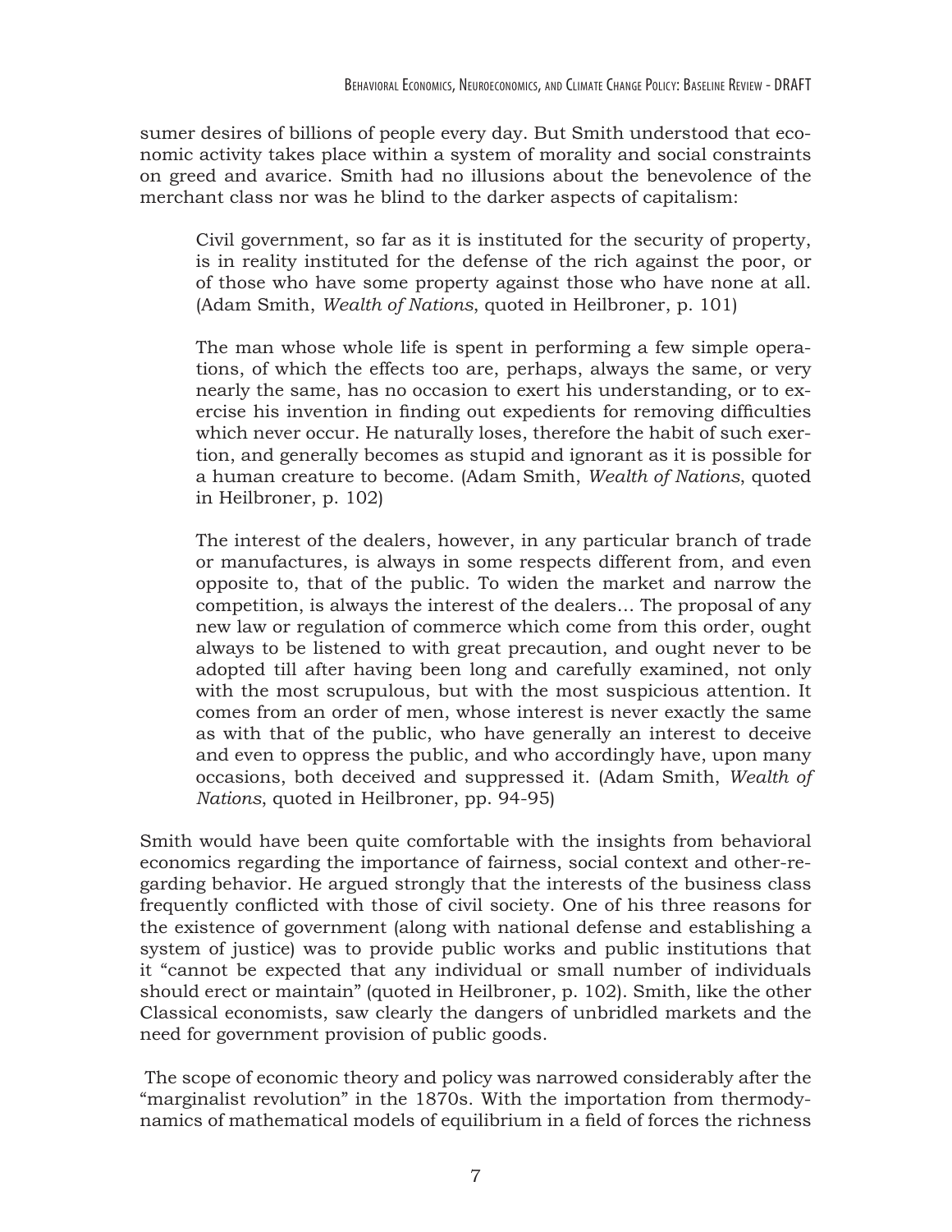sumer desires of billions of people every day. But Smith understood that economic activity takes place within a system of morality and social constraints on greed and avarice. Smith had no illusions about the benevolence of the merchant class nor was he blind to the darker aspects of capitalism:

> Civil government, so far as it is instituted for the security of property, is in reality instituted for the defense of the rich against the poor, or of those who have some property against those who have none at all. (Adam Smith, *Wealth of Nations*, quoted in Heilbroner, p. 101)
>
> The man whose whole life is spent in performing a few simple operations, of which the effects too are, perhaps, always the same, or very nearly the same, has no occasion to exert his understanding, or to exercise his invention in finding out expedients for removing difficulties which never occur. He naturally loses, therefore the habit of such exertion, and generally becomes as stupid and ignorant as it is possible for a human creature to become. (Adam Smith, *Wealth of Nations*, quoted in Heilbroner, p. 102)
>
> The interest of the dealers, however, in any particular branch of trade or manufactures, is always in some respects different from, and even opposite to, that of the public. To widen the market and narrow the competition, is always the interest of the dealers… The proposal of any new law or regulation of commerce which come from this order, ought always to be listened to with great precaution, and ought never to be adopted till after having been long and carefully examined, not only with the most scrupulous, but with the most suspicious attention. It comes from an order of men, whose interest is never exactly the same as with that of the public, who have generally an interest to deceive and even to oppress the public, and who accordingly have, upon many occasions, both deceived and suppressed it. (Adam Smith, *Wealth of Nations*, quoted in Heilbroner, pp. 94-95)

Smith would have been quite comfortable with the insights from behavioral economics regarding the importance of fairness, social context and other-regarding behavior. He argued strongly that the interests of the business class frequently conflicted with those of civil society. One of his three reasons for the existence of government (along with national defense and establishing a system of justice) was to provide public works and public institutions that it "cannot be expected that any individual or small number of individuals should erect or maintain" (quoted in Heilbroner, p. 102). Smith, like the other Classical economists, saw clearly the dangers of unbridled markets and the need for government provision of public goods.

The scope of economic theory and policy was narrowed considerably after the "marginalist revolution" in the 1870s. With the importation from thermodynamics of mathematical models of equilibrium in a field of forces the richness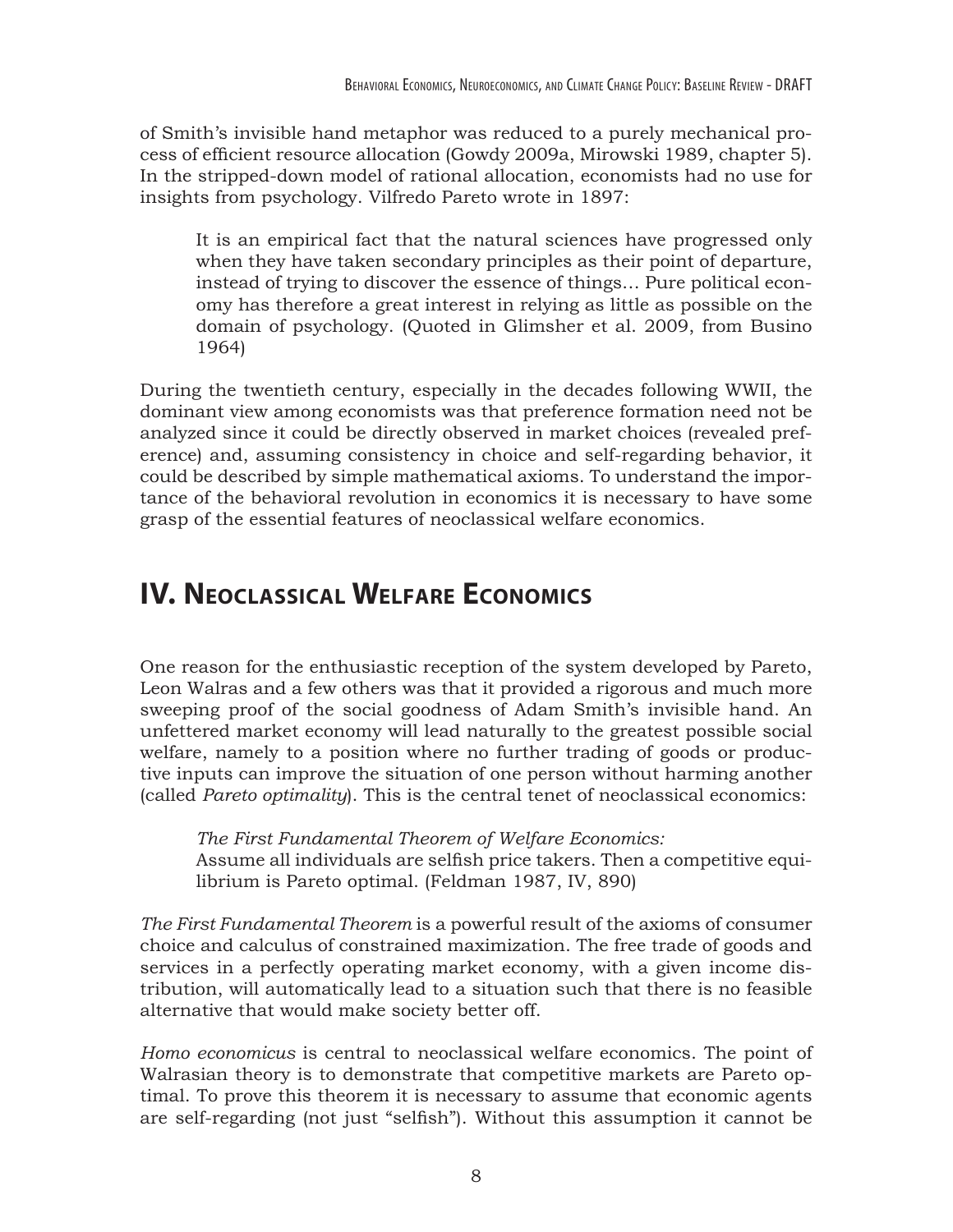of Smith's invisible hand metaphor was reduced to a purely mechanical process of efficient resource allocation (Gowdy 2009a, Mirowski 1989, chapter 5). In the stripped-down model of rational allocation, economists had no use for insights from psychology. Vilfredo Pareto wrote in 1897:

> It is an empirical fact that the natural sciences have progressed only when they have taken secondary principles as their point of departure, instead of trying to discover the essence of things… Pure political economy has therefore a great interest in relying as little as possible on the domain of psychology. (Quoted in Glimsher et al. 2009, from Busino 1964)

During the twentieth century, especially in the decades following WWII, the dominant view among economists was that preference formation need not be analyzed since it could be directly observed in market choices (revealed preference) and, assuming consistency in choice and self-regarding behavior, it could be described by simple mathematical axioms. To understand the importance of the behavioral revolution in economics it is necessary to have some grasp of the essential features of neoclassical welfare economics.

# IV. Neoclassical Welfare Economics

One reason for the enthusiastic reception of the system developed by Pareto, Leon Walras and a few others was that it provided a rigorous and much more sweeping proof of the social goodness of Adam Smith's invisible hand. An unfettered market economy will lead naturally to the greatest possible social welfare, namely to a position where no further trading of goods or productive inputs can improve the situation of one person without harming another (called *Pareto optimality*). This is the central tenet of neoclassical economics:

> *The First Fundamental Theorem of Welfare Economics:*
> Assume all individuals are selfish price takers. Then a competitive equilibrium is Pareto optimal. (Feldman 1987, IV, 890)

*The First Fundamental Theorem* is a powerful result of the axioms of consumer choice and calculus of constrained maximization. The free trade of goods and services in a perfectly operating market economy, with a given income distribution, will automatically lead to a situation such that there is no feasible alternative that would make society better off.

*Homo economicus* is central to neoclassical welfare economics. The point of Walrasian theory is to demonstrate that competitive markets are Pareto optimal. To prove this theorem it is necessary to assume that economic agents are self-regarding (not just "selfish"). Without this assumption it cannot be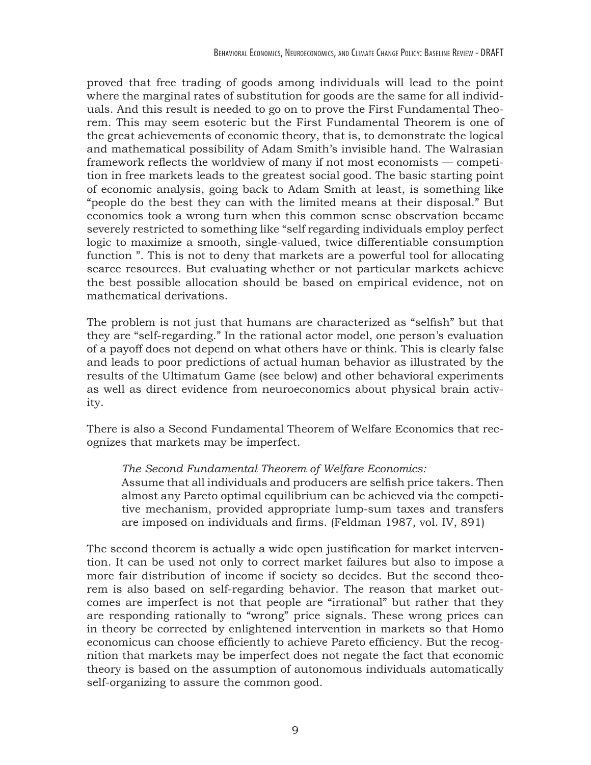proved that free trading of goods among individuals will lead to the point where the marginal rates of substitution for goods are the same for all individuals. And this result is needed to go on to prove the First Fundamental Theorem. This may seem esoteric but the First Fundamental Theorem is one of the great achievements of economic theory, that is, to demonstrate the logical and mathematical possibility of Adam Smith's invisible hand. The Walrasian framework reflects the worldview of many if not most economists — competition in free markets leads to the greatest social good. The basic starting point of economic analysis, going back to Adam Smith at least, is something like "people do the best they can with the limited means at their disposal." But economics took a wrong turn when this common sense observation became severely restricted to something like "self regarding individuals employ perfect logic to maximize a smooth, single-valued, twice differentiable consumption function ". This is not to deny that markets are a powerful tool for allocating scarce resources. But evaluating whether or not particular markets achieve the best possible allocation should be based on empirical evidence, not on mathematical derivations.

The problem is not just that humans are characterized as "selfish" but that they are "self-regarding." In the rational actor model, one person's evaluation of a payoff does not depend on what others have or think. This is clearly false and leads to poor predictions of actual human behavior as illustrated by the results of the Ultimatum Game (see below) and other behavioral experiments as well as direct evidence from neuroeconomics about physical brain activity.

There is also a Second Fundamental Theorem of Welfare Economics that recognizes that markets may be imperfect.

> *The Second Fundamental Theorem of Welfare Economics:*
> Assume that all individuals and producers are selfish price takers. Then almost any Pareto optimal equilibrium can be achieved via the competitive mechanism, provided appropriate lump-sum taxes and transfers are imposed on individuals and firms. (Feldman 1987, vol. IV, 891)

The second theorem is actually a wide open justification for market intervention. It can be used not only to correct market failures but also to impose a more fair distribution of income if society so decides. But the second theorem is also based on self-regarding behavior. The reason that market outcomes are imperfect is not that people are "irrational" but rather that they are responding rationally to "wrong" price signals. These wrong prices can in theory be corrected by enlightened intervention in markets so that Homo economicus can choose efficiently to achieve Pareto efficiency. But the recognition that markets may be imperfect does not negate the fact that economic theory is based on the assumption of autonomous individuals automatically self-organizing to assure the common good.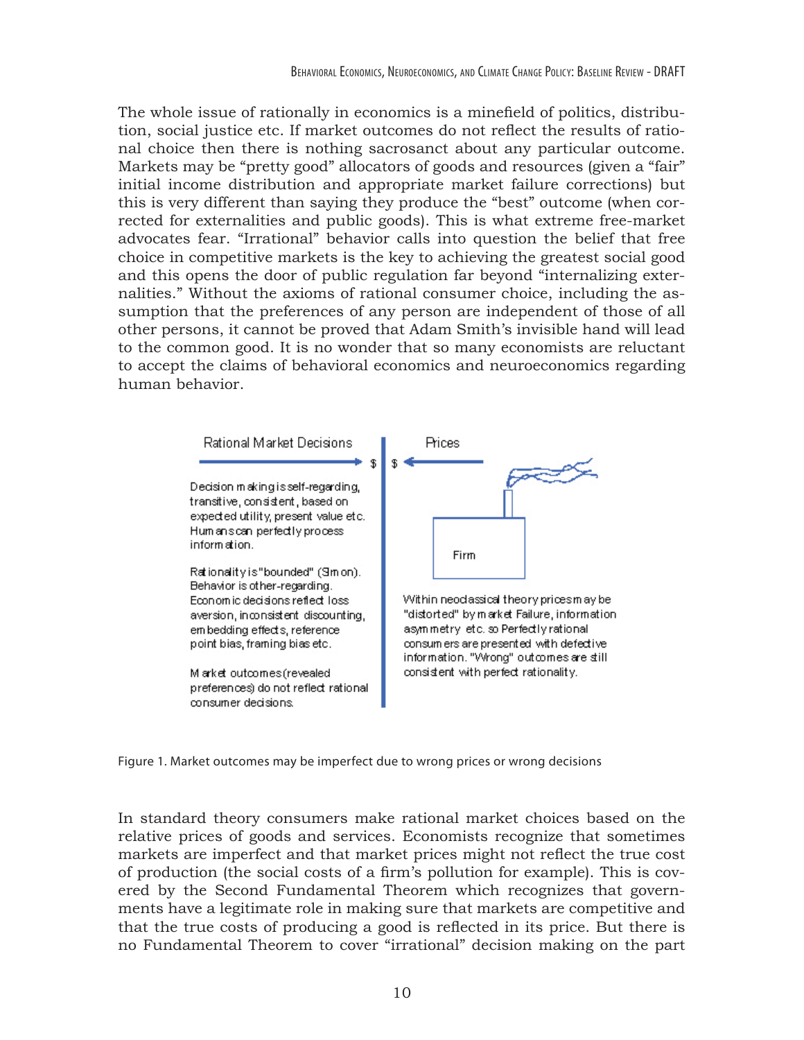The whole issue of rationally in economics is a minefield of politics, distribution, social justice etc. If market outcomes do not reflect the results of rational choice then there is nothing sacrosanct about any particular outcome. Markets may be "pretty good" allocators of goods and resources (given a "fair" initial income distribution and appropriate market failure corrections) but this is very different than saying they produce the "best" outcome (when corrected for externalities and public goods). This is what extreme free-market advocates fear. "Irrational" behavior calls into question the belief that free choice in competitive markets is the key to achieving the greatest social good and this opens the door of public regulation far beyond "internalizing externalities." Without the axioms of rational consumer choice, including the assumption that the preferences of any person are independent of those of all other persons, it cannot be proved that Adam Smith's invisible hand will lead to the common good. It is no wonder that so many economists are reluctant to accept the claims of behavioral economics and neuroeconomics regarding human behavior.

Rational Market Decisions → $ | $ ← Prices

Decision making is self-regarding, transitive, consistent, based on expected utility, present value etc. Humans can perfectly process information.

Rationality is "bounded" (Simon). Behavior is other-regarding. Economic decisions reflect loss aversion, inconsistent discounting, embedding effects, reference point bias, framing bias etc.

Market outcomes (revealed preferences) do not reflect rational consumer decisions.

Firm

Within neoclassical theory prices may be "distorted" by market Failure, information asymmetry etc. so Perfectly rational consumers are presented with defective information. "Wrong" outcomes are still consistent with perfect rationality.

Figure 1. Market outcomes may be imperfect due to wrong prices or wrong decisions

In standard theory consumers make rational market choices based on the relative prices of goods and services. Economists recognize that sometimes markets are imperfect and that market prices might not reflect the true cost of production (the social costs of a firm's pollution for example). This is covered by the Second Fundamental Theorem which recognizes that governments have a legitimate role in making sure that markets are competitive and that the true costs of producing a good is reflected in its price. But there is no Fundamental Theorem to cover "irrational" decision making on the part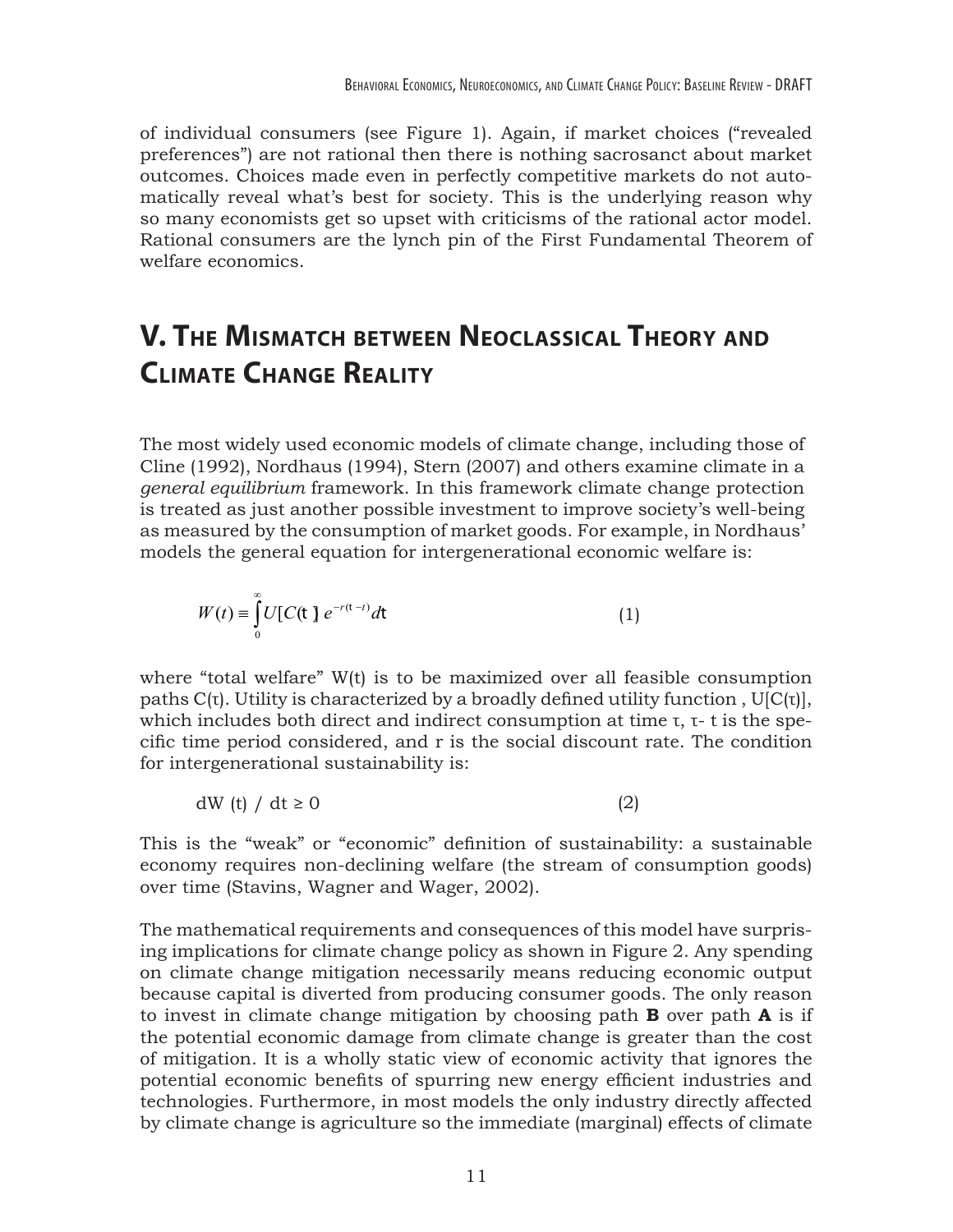of individual consumers (see Figure 1). Again, if market choices ("revealed preferences") are not rational then there is nothing sacrosanct about market outcomes. Choices made even in perfectly competitive markets do not automatically reveal what's best for society. This is the underlying reason why so many economists get so upset with criticisms of the rational actor model. Rational consumers are the lynch pin of the First Fundamental Theorem of welfare economics.

## V. The Mismatch between Neoclassical Theory and Climate Change Reality

The most widely used economic models of climate change, including those of Cline (1992), Nordhaus (1994), Stern (2007) and others examine climate in a *general equilibrium* framework. In this framework climate change protection is treated as just another possible investment to improve society's well-being as measured by the consumption of market goods. For example, in Nordhaus' models the general equation for intergenerational economic welfare is:

$$W(t) \equiv \int_{0}^{\infty} U[C(\tau)]\, e^{-r(\tau - t)} d\tau \qquad (1)$$

where "total welfare" W(t) is to be maximized over all feasible consumption paths C(τ). Utility is characterized by a broadly defined utility function , U[C(τ)], which includes both direct and indirect consumption at time τ, τ- t is the specific time period considered, and r is the social discount rate. The condition for intergenerational sustainability is:

$$dW(t) / dt \geq 0 \qquad (2)$$

This is the "weak" or "economic" definition of sustainability: a sustainable economy requires non-declining welfare (the stream of consumption goods) over time (Stavins, Wagner and Wager, 2002).

The mathematical requirements and consequences of this model have surprising implications for climate change policy as shown in Figure 2. Any spending on climate change mitigation necessarily means reducing economic output because capital is diverted from producing consumer goods. The only reason to invest in climate change mitigation by choosing path **B** over path **A** is if the potential economic damage from climate change is greater than the cost of mitigation. It is a wholly static view of economic activity that ignores the potential economic benefits of spurring new energy efficient industries and technologies. Furthermore, in most models the only industry directly affected by climate change is agriculture so the immediate (marginal) effects of climate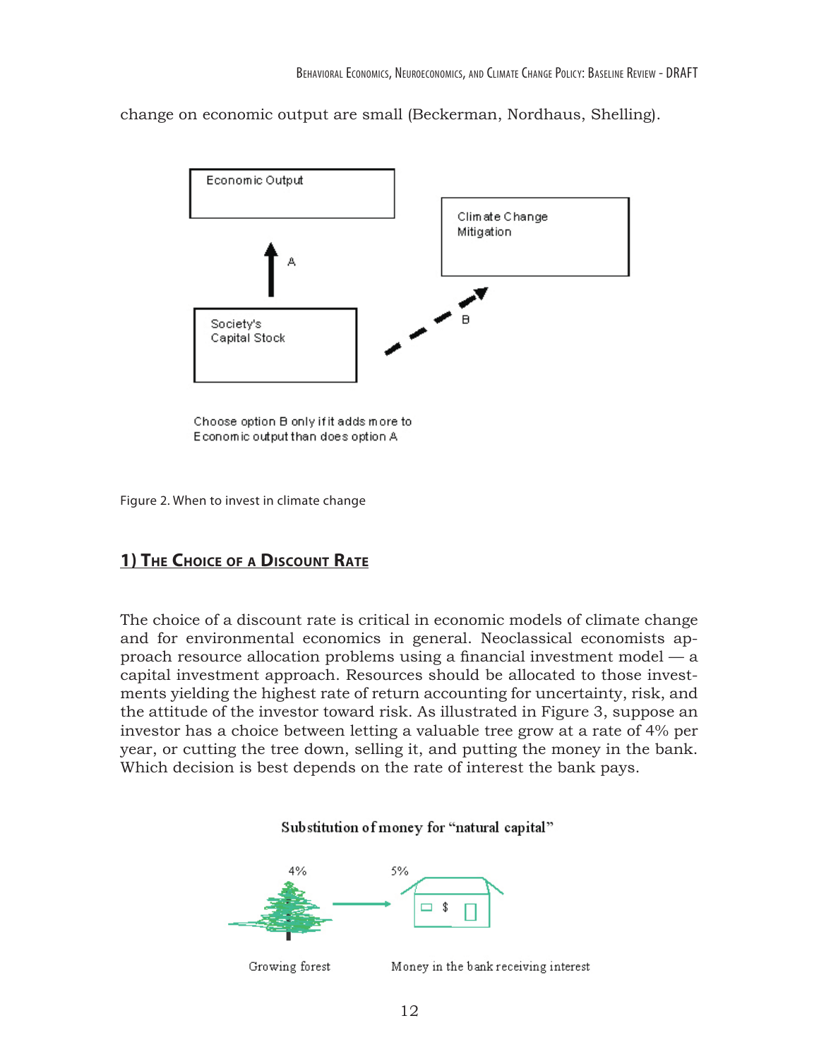change on economic output are small (Beckerman, Nordhaus, Shelling).

Economic Output

A

Society's Capital Stock

B

Climate Change Mitigation

Choose option B only if it adds more to Economic output than does option A

Figure 2. When to invest in climate change

## 1) The Choice of a Discount Rate

The choice of a discount rate is critical in economic models of climate change and for environmental economics in general. Neoclassical economists approach resource allocation problems using a financial investment model — a capital investment approach. Resources should be allocated to those investments yielding the highest rate of return accounting for uncertainty, risk, and the attitude of the investor toward risk. As illustrated in Figure 3, suppose an investor has a choice between letting a valuable tree grow at a rate of 4% per year, or cutting the tree down, selling it, and putting the money in the bank. Which decision is best depends on the rate of interest the bank pays.

Substitution of money for "natural capital"

4%

5%

Growing forest

Money in the bank receiving interest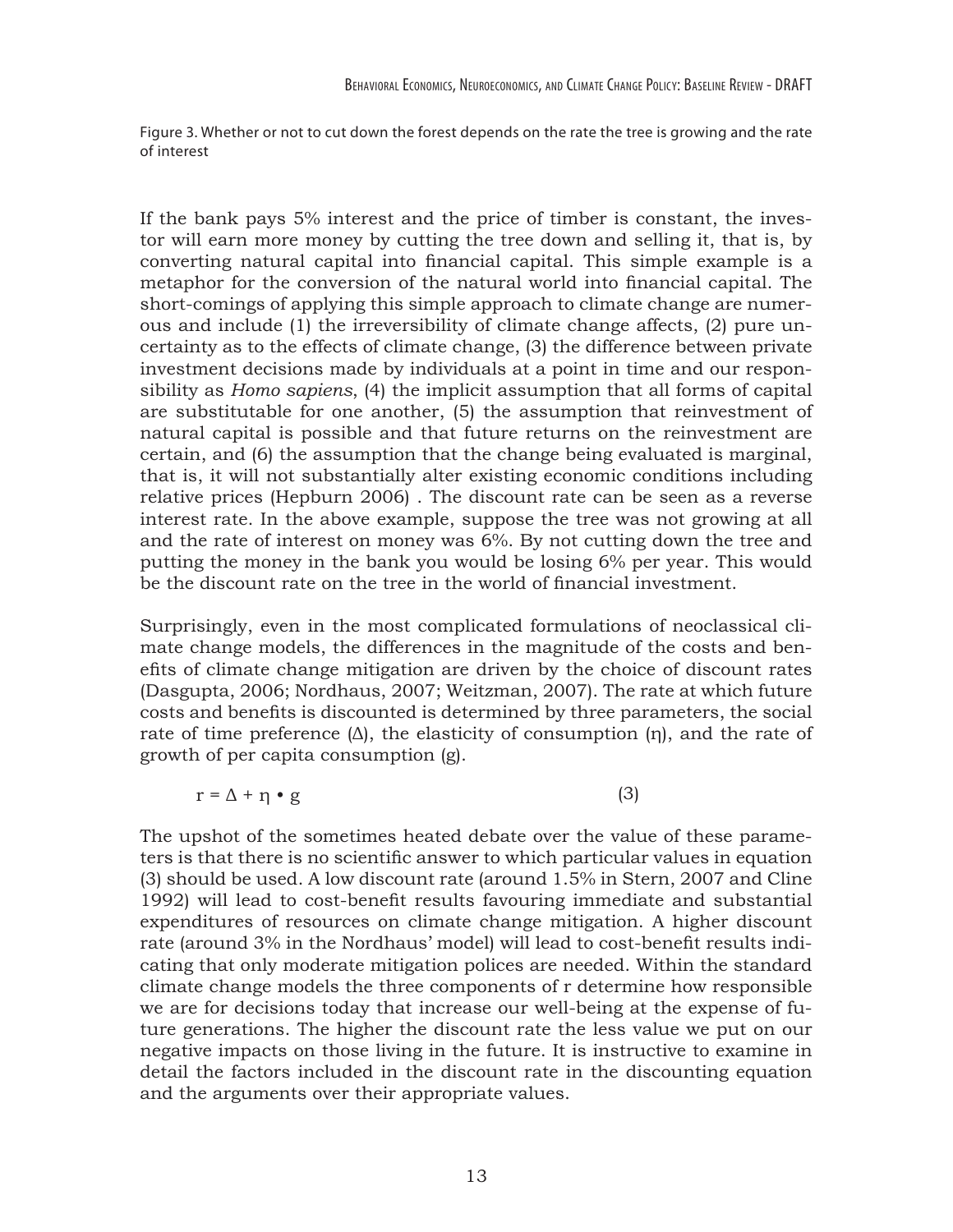Figure 3. Whether or not to cut down the forest depends on the rate the tree is growing and the rate of interest

If the bank pays 5% interest and the price of timber is constant, the investor will earn more money by cutting the tree down and selling it, that is, by converting natural capital into financial capital. This simple example is a metaphor for the conversion of the natural world into financial capital. The short-comings of applying this simple approach to climate change are numerous and include (1) the irreversibility of climate change affects, (2) pure uncertainty as to the effects of climate change, (3) the difference between private investment decisions made by individuals at a point in time and our responsibility as *Homo sapiens*, (4) the implicit assumption that all forms of capital are substitutable for one another, (5) the assumption that reinvestment of natural capital is possible and that future returns on the reinvestment are certain, and (6) the assumption that the change being evaluated is marginal, that is, it will not substantially alter existing economic conditions including relative prices (Hepburn 2006) . The discount rate can be seen as a reverse interest rate. In the above example, suppose the tree was not growing at all and the rate of interest on money was 6%. By not cutting down the tree and putting the money in the bank you would be losing 6% per year. This would be the discount rate on the tree in the world of financial investment.

Surprisingly, even in the most complicated formulations of neoclassical climate change models, the differences in the magnitude of the costs and benefits of climate change mitigation are driven by the choice of discount rates (Dasgupta, 2006; Nordhaus, 2007; Weitzman, 2007). The rate at which future costs and benefits is discounted is determined by three parameters, the social rate of time preference ($\Delta$), the elasticity of consumption ($\eta$), and the rate of growth of per capita consumption (g).

$$r = \Delta + \eta \cdot g \tag{3}$$

The upshot of the sometimes heated debate over the value of these parameters is that there is no scientific answer to which particular values in equation (3) should be used. A low discount rate (around 1.5% in Stern, 2007 and Cline 1992) will lead to cost-benefit results favouring immediate and substantial expenditures of resources on climate change mitigation. A higher discount rate (around 3% in the Nordhaus' model) will lead to cost-benefit results indicating that only moderate mitigation polices are needed. Within the standard climate change models the three components of r determine how responsible we are for decisions today that increase our well-being at the expense of future generations. The higher the discount rate the less value we put on our negative impacts on those living in the future. It is instructive to examine in detail the factors included in the discount rate in the discounting equation and the arguments over their appropriate values.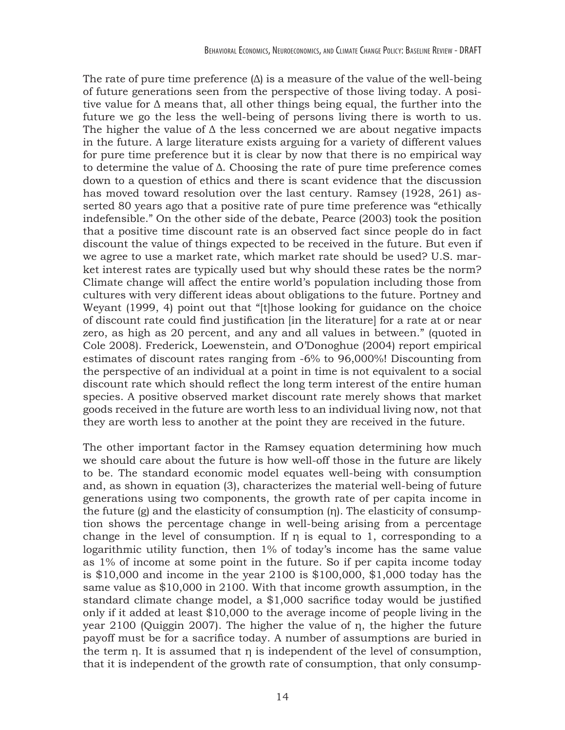The rate of pure time preference ($\Delta$) is a measure of the value of the well-being of future generations seen from the perspective of those living today. A positive value for $\Delta$ means that, all other things being equal, the further into the future we go the less the well-being of persons living there is worth to us. The higher the value of $\Delta$ the less concerned we are about negative impacts in the future. A large literature exists arguing for a variety of different values for pure time preference but it is clear by now that there is no empirical way to determine the value of $\Delta$. Choosing the rate of pure time preference comes down to a question of ethics and there is scant evidence that the discussion has moved toward resolution over the last century. Ramsey (1928, 261) asserted 80 years ago that a positive rate of pure time preference was "ethically indefensible." On the other side of the debate, Pearce (2003) took the position that a positive time discount rate is an observed fact since people do in fact discount the value of things expected to be received in the future. But even if we agree to use a market rate, which market rate should be used? U.S. market interest rates are typically used but why should these rates be the norm? Climate change will affect the entire world's population including those from cultures with very different ideas about obligations to the future. Portney and Weyant (1999, 4) point out that "[t]hose looking for guidance on the choice of discount rate could find justification [in the literature] for a rate at or near zero, as high as 20 percent, and any and all values in between." (quoted in Cole 2008). Frederick, Loewenstein, and O'Donoghue (2004) report empirical estimates of discount rates ranging from -6% to 96,000%! Discounting from the perspective of an individual at a point in time is not equivalent to a social discount rate which should reflect the long term interest of the entire human species. A positive observed market discount rate merely shows that market goods received in the future are worth less to an individual living now, not that they are worth less to another at the point they are received in the future.

The other important factor in the Ramsey equation determining how much we should care about the future is how well-off those in the future are likely to be. The standard economic model equates well-being with consumption and, as shown in equation (3), characterizes the material well-being of future generations using two components, the growth rate of per capita income in the future ($g$) and the elasticity of consumption ($\eta$). The elasticity of consumption shows the percentage change in well-being arising from a percentage change in the level of consumption. If $\eta$ is equal to 1, corresponding to a logarithmic utility function, then 1% of today's income has the same value as 1% of income at some point in the future. So if per capita income today is $10,000 and income in the year 2100 is $100,000, $1,000 today has the same value as $10,000 in 2100. With that income growth assumption, in the standard climate change model, a $1,000 sacrifice today would be justified only if it added at least $10,000 to the average income of people living in the year 2100 (Quiggin 2007). The higher the value of $\eta$, the higher the future payoff must be for a sacrifice today. A number of assumptions are buried in the term $\eta$. It is assumed that $\eta$ is independent of the level of consumption, that it is independent of the growth rate of consumption, that only consump-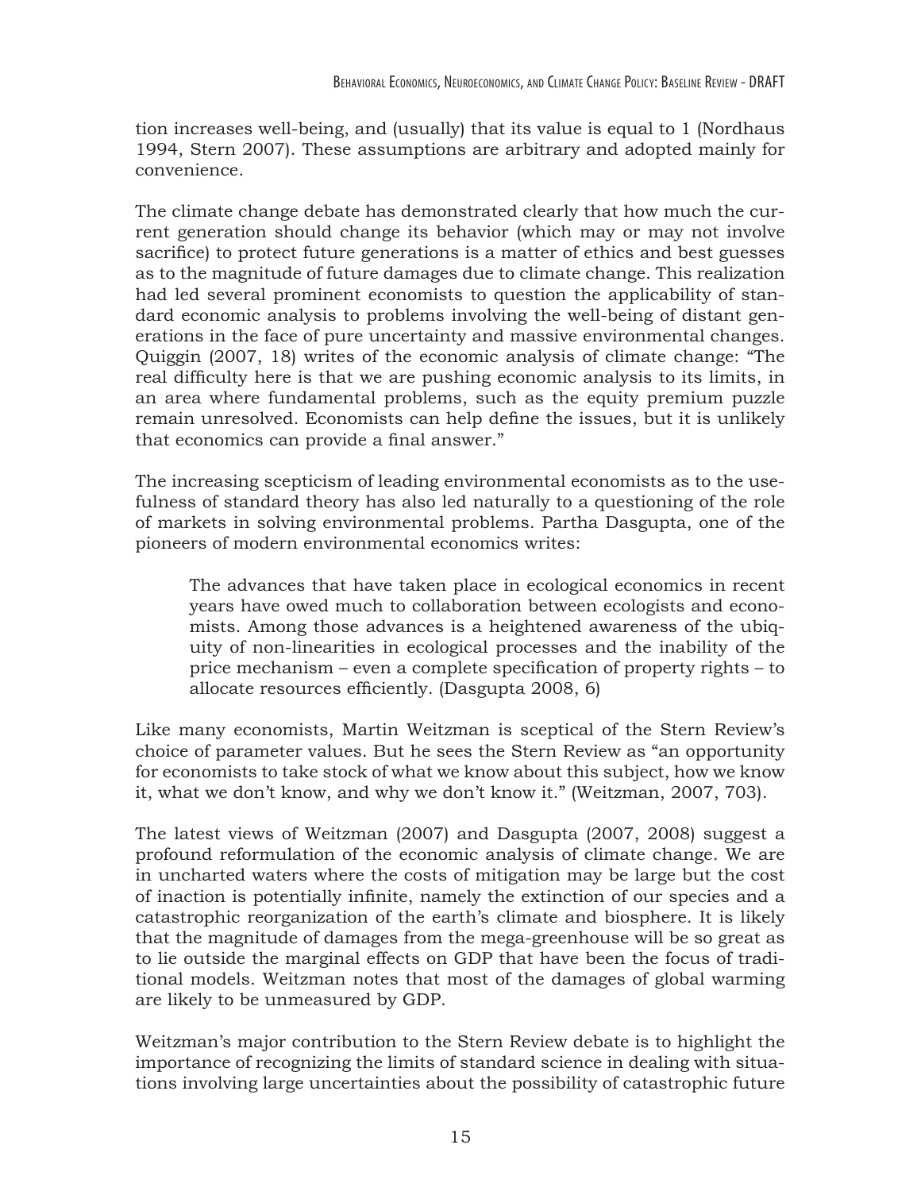tion increases well-being, and (usually) that its value is equal to 1 (Nordhaus 1994, Stern 2007). These assumptions are arbitrary and adopted mainly for convenience.

The climate change debate has demonstrated clearly that how much the current generation should change its behavior (which may or may not involve sacrifice) to protect future generations is a matter of ethics and best guesses as to the magnitude of future damages due to climate change. This realization had led several prominent economists to question the applicability of standard economic analysis to problems involving the well-being of distant generations in the face of pure uncertainty and massive environmental changes. Quiggin (2007, 18) writes of the economic analysis of climate change: "The real difficulty here is that we are pushing economic analysis to its limits, in an area where fundamental problems, such as the equity premium puzzle remain unresolved. Economists can help define the issues, but it is unlikely that economics can provide a final answer."

The increasing scepticism of leading environmental economists as to the usefulness of standard theory has also led naturally to a questioning of the role of markets in solving environmental problems. Partha Dasgupta, one of the pioneers of modern environmental economics writes:

> The advances that have taken place in ecological economics in recent years have owed much to collaboration between ecologists and economists. Among those advances is a heightened awareness of the ubiquity of non-linearities in ecological processes and the inability of the price mechanism – even a complete specification of property rights – to allocate resources efficiently. (Dasgupta 2008, 6)

Like many economists, Martin Weitzman is sceptical of the Stern Review's choice of parameter values. But he sees the Stern Review as "an opportunity for economists to take stock of what we know about this subject, how we know it, what we don't know, and why we don't know it." (Weitzman, 2007, 703).

The latest views of Weitzman (2007) and Dasgupta (2007, 2008) suggest a profound reformulation of the economic analysis of climate change. We are in uncharted waters where the costs of mitigation may be large but the cost of inaction is potentially infinite, namely the extinction of our species and a catastrophic reorganization of the earth's climate and biosphere. It is likely that the magnitude of damages from the mega-greenhouse will be so great as to lie outside the marginal effects on GDP that have been the focus of traditional models. Weitzman notes that most of the damages of global warming are likely to be unmeasured by GDP.

Weitzman's major contribution to the Stern Review debate is to highlight the importance of recognizing the limits of standard science in dealing with situations involving large uncertainties about the possibility of catastrophic future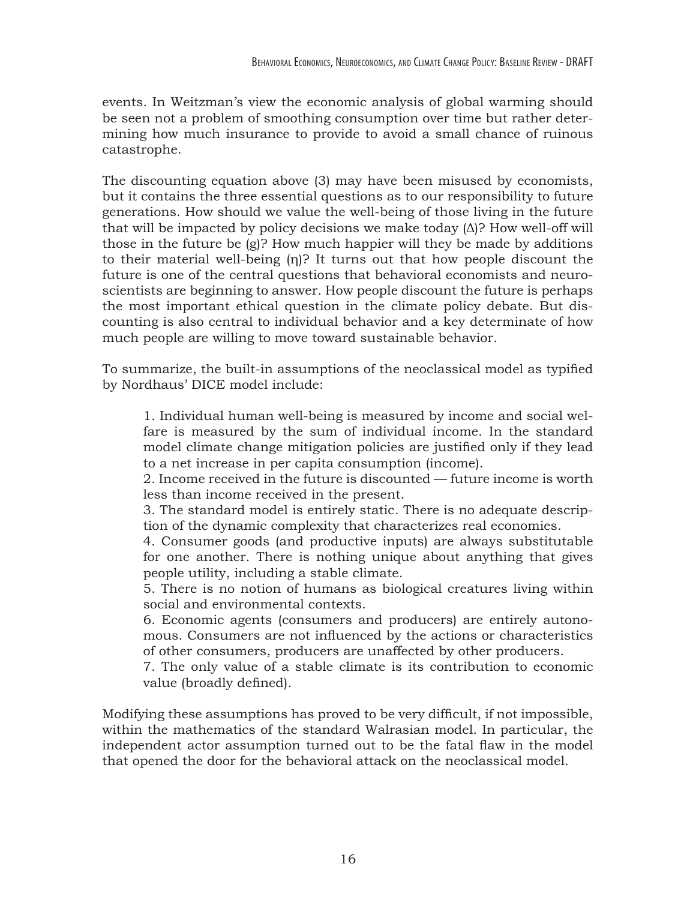events. In Weitzman's view the economic analysis of global warming should be seen not a problem of smoothing consumption over time but rather determining how much insurance to provide to avoid a small chance of ruinous catastrophe.

The discounting equation above (3) may have been misused by economists, but it contains the three essential questions as to our responsibility to future generations. How should we value the well-being of those living in the future that will be impacted by policy decisions we make today ($\Delta$)? How well-off will those in the future be ($g$)? How much happier will they be made by additions to their material well-being ($\eta$)? It turns out that how people discount the future is one of the central questions that behavioral economists and neuroscientists are beginning to answer. How people discount the future is perhaps the most important ethical question in the climate policy debate. But discounting is also central to individual behavior and a key determinate of how much people are willing to move toward sustainable behavior.

To summarize, the built-in assumptions of the neoclassical model as typified by Nordhaus' DICE model include:

> 1. Individual human well-being is measured by income and social welfare is measured by the sum of individual income. In the standard model climate change mitigation policies are justified only if they lead to a net increase in per capita consumption (income).
> 2. Income received in the future is discounted — future income is worth less than income received in the present.
> 3. The standard model is entirely static. There is no adequate description of the dynamic complexity that characterizes real economies.
> 4. Consumer goods (and productive inputs) are always substitutable for one another. There is nothing unique about anything that gives people utility, including a stable climate.
> 5. There is no notion of humans as biological creatures living within social and environmental contexts.
> 6. Economic agents (consumers and producers) are entirely autonomous. Consumers are not influenced by the actions or characteristics of other consumers, producers are unaffected by other producers.
> 7. The only value of a stable climate is its contribution to economic value (broadly defined).

Modifying these assumptions has proved to be very difficult, if not impossible, within the mathematics of the standard Walrasian model. In particular, the independent actor assumption turned out to be the fatal flaw in the model that opened the door for the behavioral attack on the neoclassical model.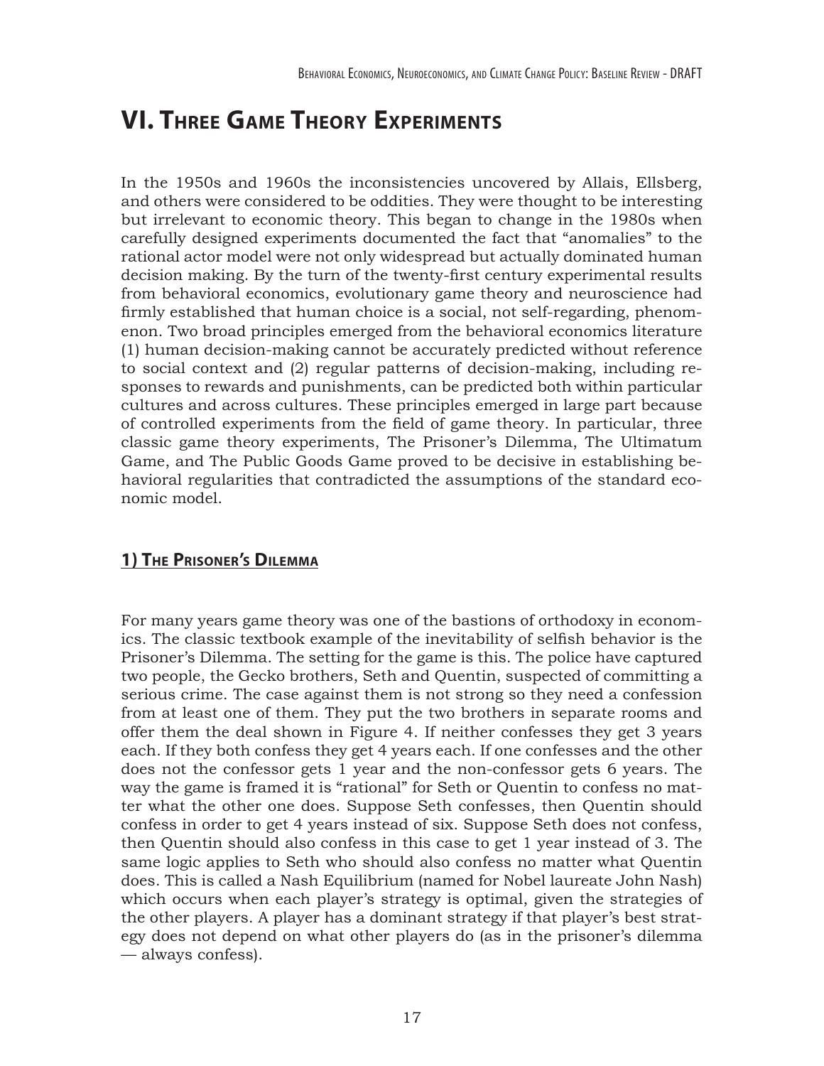# VI. Three Game Theory Experiments

In the 1950s and 1960s the inconsistencies uncovered by Allais, Ellsberg, and others were considered to be oddities. They were thought to be interesting but irrelevant to economic theory. This began to change in the 1980s when carefully designed experiments documented the fact that "anomalies" to the rational actor model were not only widespread but actually dominated human decision making. By the turn of the twenty-first century experimental results from behavioral economics, evolutionary game theory and neuroscience had firmly established that human choice is a social, not self-regarding, phenomenon. Two broad principles emerged from the behavioral economics literature (1) human decision-making cannot be accurately predicted without reference to social context and (2) regular patterns of decision-making, including responses to rewards and punishments, can be predicted both within particular cultures and across cultures. These principles emerged in large part because of controlled experiments from the field of game theory. In particular, three classic game theory experiments, The Prisoner's Dilemma, The Ultimatum Game, and The Public Goods Game proved to be decisive in establishing behavioral regularities that contradicted the assumptions of the standard economic model.

## 1) The Prisoner's Dilemma

For many years game theory was one of the bastions of orthodoxy in economics. The classic textbook example of the inevitability of selfish behavior is the Prisoner's Dilemma. The setting for the game is this. The police have captured two people, the Gecko brothers, Seth and Quentin, suspected of committing a serious crime. The case against them is not strong so they need a confession from at least one of them. They put the two brothers in separate rooms and offer them the deal shown in Figure 4. If neither confesses they get 3 years each. If they both confess they get 4 years each. If one confesses and the other does not the confessor gets 1 year and the non-confessor gets 6 years. The way the game is framed it is "rational" for Seth or Quentin to confess no matter what the other one does. Suppose Seth confesses, then Quentin should confess in order to get 4 years instead of six. Suppose Seth does not confess, then Quentin should also confess in this case to get 1 year instead of 3. The same logic applies to Seth who should also confess no matter what Quentin does. This is called a Nash Equilibrium (named for Nobel laureate John Nash) which occurs when each player's strategy is optimal, given the strategies of the other players. A player has a dominant strategy if that player's best strategy does not depend on what other players do (as in the prisoner's dilemma — always confess).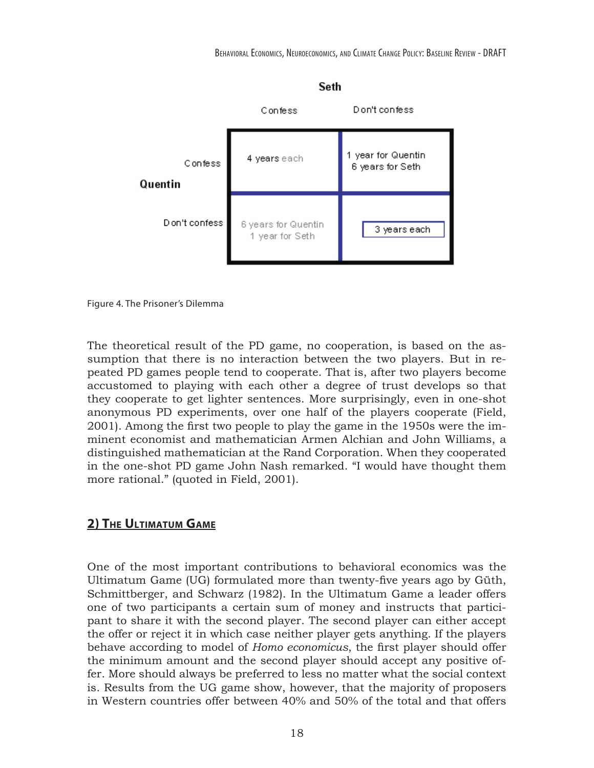| | | Seth | |
|---|---|---|---|
| | | Confess | Don't confess |
| Quentin | Confess | 4 years each | 1 year for Quentin 6 years for Seth |
| | Don't confess | 6 years for Quentin 1 year for Seth | 3 years each |

Figure 4. The Prisoner's Dilemma

The theoretical result of the PD game, no cooperation, is based on the assumption that there is no interaction between the two players. But in repeated PD games people tend to cooperate. That is, after two players become accustomed to playing with each other a degree of trust develops so that they cooperate to get lighter sentences. More surprisingly, even in one-shot anonymous PD experiments, over one half of the players cooperate (Field, 2001). Among the first two people to play the game in the 1950s were the imminent economist and mathematician Armen Alchian and John Williams, a distinguished mathematician at the Rand Corporation. When they cooperated in the one-shot PD game John Nash remarked. "I would have thought them more rational." (quoted in Field, 2001).

## 2) The Ultimatum Game

One of the most important contributions to behavioral economics was the Ultimatum Game (UG) formulated more than twenty-five years ago by Güth, Schmittberger, and Schwarz (1982). In the Ultimatum Game a leader offers one of two participants a certain sum of money and instructs that participant to share it with the second player. The second player can either accept the offer or reject it in which case neither player gets anything. If the players behave according to model of *Homo economicus*, the first player should offer the minimum amount and the second player should accept any positive offer. More should always be preferred to less no matter what the social context is. Results from the UG game show, however, that the majority of proposers in Western countries offer between 40% and 50% of the total and that offers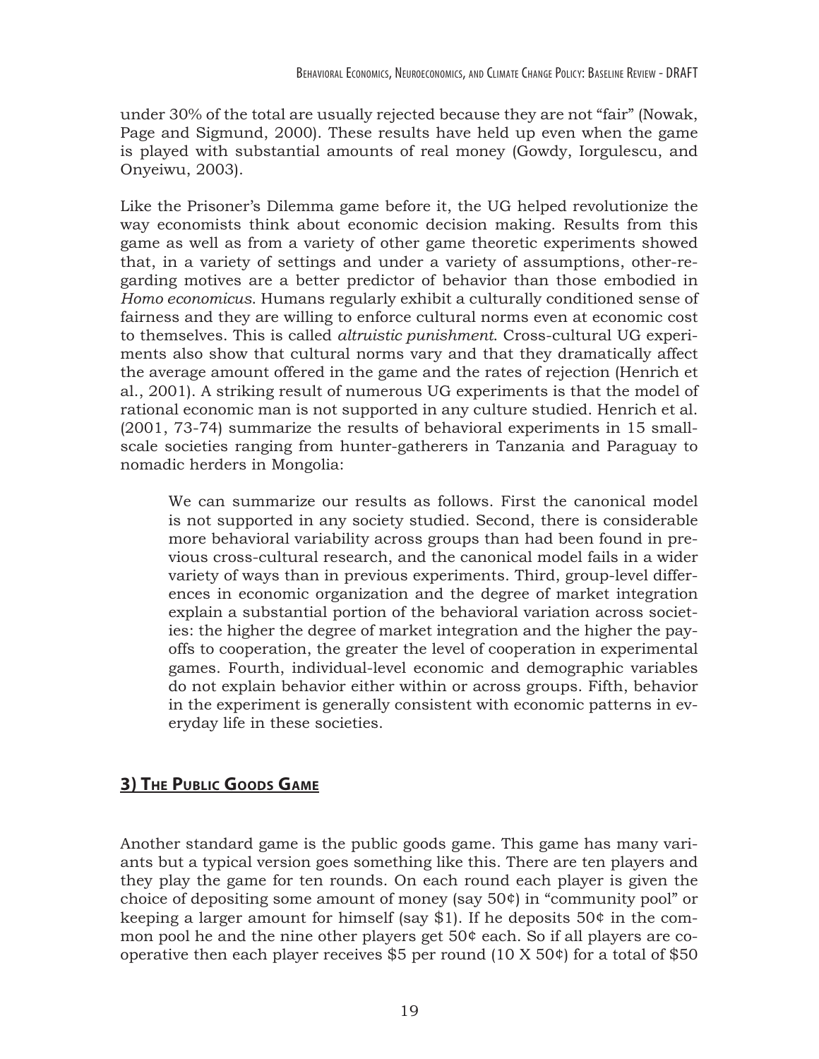under 30% of the total are usually rejected because they are not "fair" (Nowak, Page and Sigmund, 2000). These results have held up even when the game is played with substantial amounts of real money (Gowdy, Iorgulescu, and Onyeiwu, 2003).

Like the Prisoner's Dilemma game before it, the UG helped revolutionize the way economists think about economic decision making. Results from this game as well as from a variety of other game theoretic experiments showed that, in a variety of settings and under a variety of assumptions, other-regarding motives are a better predictor of behavior than those embodied in *Homo economicus*. Humans regularly exhibit a culturally conditioned sense of fairness and they are willing to enforce cultural norms even at economic cost to themselves. This is called *altruistic punishment*. Cross-cultural UG experiments also show that cultural norms vary and that they dramatically affect the average amount offered in the game and the rates of rejection (Henrich et al., 2001). A striking result of numerous UG experiments is that the model of rational economic man is not supported in any culture studied. Henrich et al. (2001, 73-74) summarize the results of behavioral experiments in 15 small-scale societies ranging from hunter-gatherers in Tanzania and Paraguay to nomadic herders in Mongolia:

> We can summarize our results as follows. First the canonical model is not supported in any society studied. Second, there is considerable more behavioral variability across groups than had been found in previous cross-cultural research, and the canonical model fails in a wider variety of ways than in previous experiments. Third, group-level differences in economic organization and the degree of market integration explain a substantial portion of the behavioral variation across societies: the higher the degree of market integration and the higher the payoffs to cooperation, the greater the level of cooperation in experimental games. Fourth, individual-level economic and demographic variables do not explain behavior either within or across groups. Fifth, behavior in the experiment is generally consistent with economic patterns in everyday life in these societies.

## 3) The Public Goods Game

Another standard game is the public goods game. This game has many variants but a typical version goes something like this. There are ten players and they play the game for ten rounds. On each round each player is given the choice of depositing some amount of money (say 50¢) in "community pool" or keeping a larger amount for himself (say $1). If he deposits 50¢ in the common pool he and the nine other players get 50¢ each. So if all players are cooperative then each player receives $5 per round (10 X 50¢) for a total of $50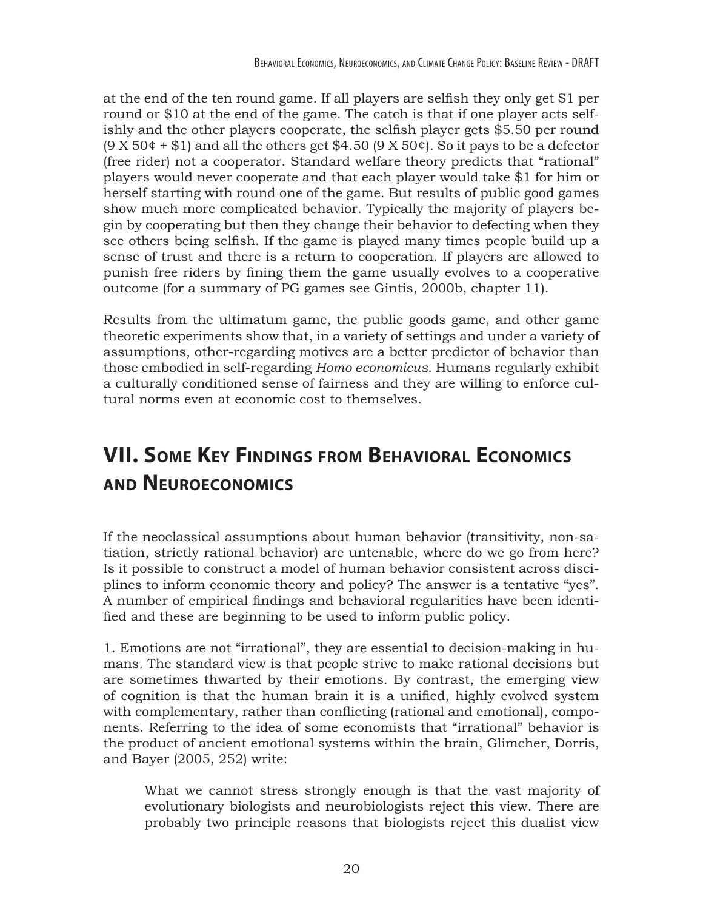at the end of the ten round game. If all players are selfish they only get $1 per round or $10 at the end of the game. The catch is that if one player acts selfishly and the other players cooperate, the selfish player gets $5.50 per round (9 X 50¢ + $1) and all the others get $4.50 (9 X 50¢). So it pays to be a defector (free rider) not a cooperator. Standard welfare theory predicts that "rational" players would never cooperate and that each player would take $1 for him or herself starting with round one of the game. But results of public good games show much more complicated behavior. Typically the majority of players begin by cooperating but then they change their behavior to defecting when they see others being selfish. If the game is played many times people build up a sense of trust and there is a return to cooperation. If players are allowed to punish free riders by fining them the game usually evolves to a cooperative outcome (for a summary of PG games see Gintis, 2000b, chapter 11).

Results from the ultimatum game, the public goods game, and other game theoretic experiments show that, in a variety of settings and under a variety of assumptions, other-regarding motives are a better predictor of behavior than those embodied in self-regarding *Homo economicus*. Humans regularly exhibit a culturally conditioned sense of fairness and they are willing to enforce cultural norms even at economic cost to themselves.

## VII. Some Key Findings from Behavioral Economics and Neuroeconomics

If the neoclassical assumptions about human behavior (transitivity, non-satiation, strictly rational behavior) are untenable, where do we go from here? Is it possible to construct a model of human behavior consistent across disciplines to inform economic theory and policy? The answer is a tentative "yes". A number of empirical findings and behavioral regularities have been identified and these are beginning to be used to inform public policy.

1. Emotions are not "irrational", they are essential to decision-making in humans. The standard view is that people strive to make rational decisions but are sometimes thwarted by their emotions. By contrast, the emerging view of cognition is that the human brain it is a unified, highly evolved system with complementary, rather than conflicting (rational and emotional), components. Referring to the idea of some economists that "irrational" behavior is the product of ancient emotional systems within the brain, Glimcher, Dorris, and Bayer (2005, 252) write:

> What we cannot stress strongly enough is that the vast majority of evolutionary biologists and neurobiologists reject this view. There are probably two principle reasons that biologists reject this dualist view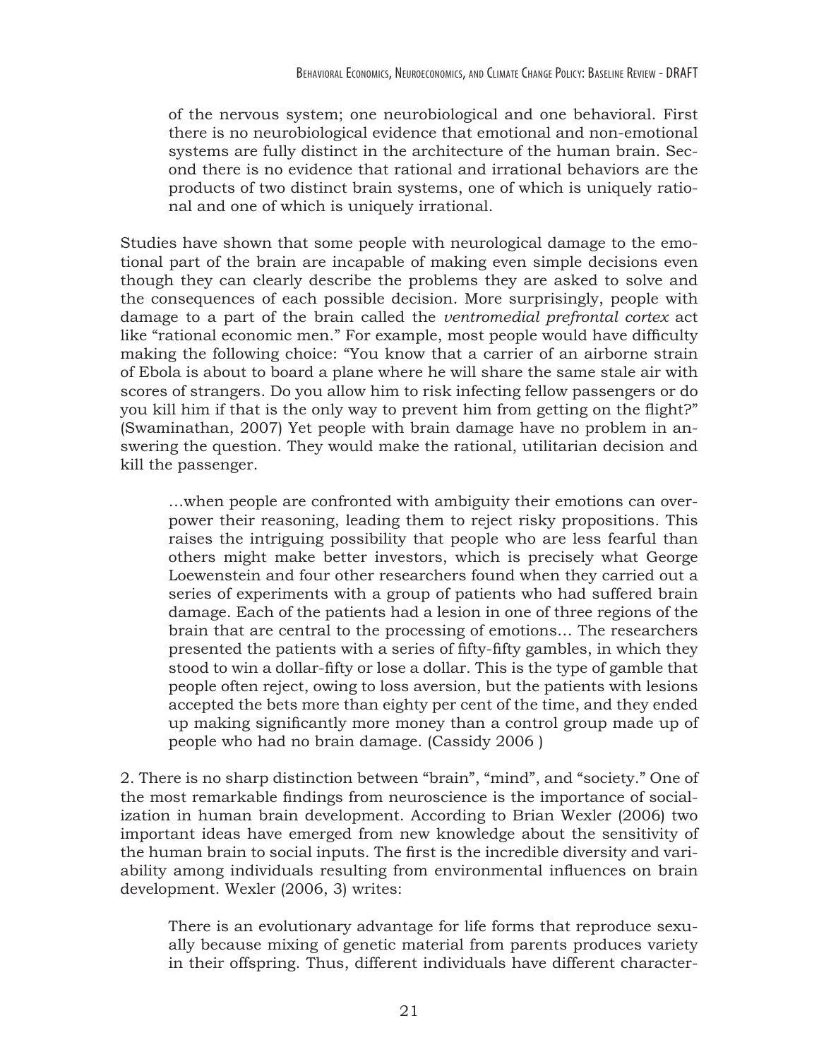> of the nervous system; one neurobiological and one behavioral. First there is no neurobiological evidence that emotional and non-emotional systems are fully distinct in the architecture of the human brain. Second there is no evidence that rational and irrational behaviors are the products of two distinct brain systems, one of which is uniquely rational and one of which is uniquely irrational.

Studies have shown that some people with neurological damage to the emotional part of the brain are incapable of making even simple decisions even though they can clearly describe the problems they are asked to solve and the consequences of each possible decision. More surprisingly, people with damage to a part of the brain called the *ventromedial prefrontal cortex* act like "rational economic men." For example, most people would have difficulty making the following choice: "You know that a carrier of an airborne strain of Ebola is about to board a plane where he will share the same stale air with scores of strangers. Do you allow him to risk infecting fellow passengers or do you kill him if that is the only way to prevent him from getting on the flight?" (Swaminathan, 2007) Yet people with brain damage have no problem in answering the question. They would make the rational, utilitarian decision and kill the passenger.

> …when people are confronted with ambiguity their emotions can overpower their reasoning, leading them to reject risky propositions. This raises the intriguing possibility that people who are less fearful than others might make better investors, which is precisely what George Loewenstein and four other researchers found when they carried out a series of experiments with a group of patients who had suffered brain damage. Each of the patients had a lesion in one of three regions of the brain that are central to the processing of emotions… The researchers presented the patients with a series of fifty-fifty gambles, in which they stood to win a dollar-fifty or lose a dollar. This is the type of gamble that people often reject, owing to loss aversion, but the patients with lesions accepted the bets more than eighty per cent of the time, and they ended up making significantly more money than a control group made up of people who had no brain damage. (Cassidy 2006 )

2. There is no sharp distinction between "brain", "mind", and "society." One of the most remarkable findings from neuroscience is the importance of socialization in human brain development. According to Brian Wexler (2006) two important ideas have emerged from new knowledge about the sensitivity of the human brain to social inputs. The first is the incredible diversity and variability among individuals resulting from environmental influences on brain development. Wexler (2006, 3) writes:

> There is an evolutionary advantage for life forms that reproduce sexually because mixing of genetic material from parents produces variety in their offspring. Thus, different individuals have different character-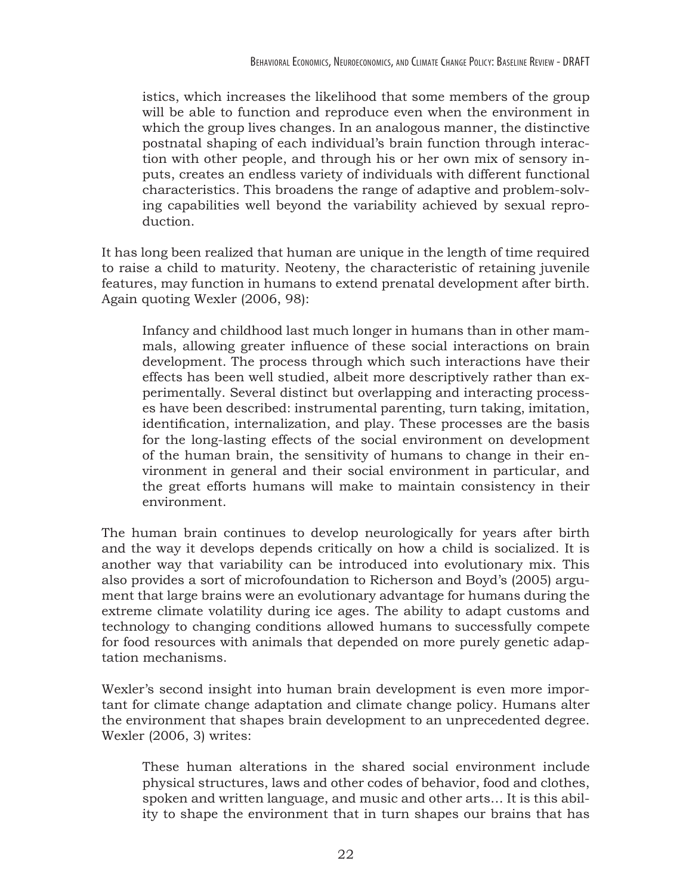istics, which increases the likelihood that some members of the group will be able to function and reproduce even when the environment in which the group lives changes. In an analogous manner, the distinctive postnatal shaping of each individual's brain function through interaction with other people, and through his or her own mix of sensory inputs, creates an endless variety of individuals with different functional characteristics. This broadens the range of adaptive and problem-solving capabilities well beyond the variability achieved by sexual reproduction.

It has long been realized that human are unique in the length of time required to raise a child to maturity. Neoteny, the characteristic of retaining juvenile features, may function in humans to extend prenatal development after birth. Again quoting Wexler (2006, 98):

> Infancy and childhood last much longer in humans than in other mammals, allowing greater influence of these social interactions on brain development. The process through which such interactions have their effects has been well studied, albeit more descriptively rather than experimentally. Several distinct but overlapping and interacting processes have been described: instrumental parenting, turn taking, imitation, identification, internalization, and play. These processes are the basis for the long-lasting effects of the social environment on development of the human brain, the sensitivity of humans to change in their environment in general and their social environment in particular, and the great efforts humans will make to maintain consistency in their environment.

The human brain continues to develop neurologically for years after birth and the way it develops depends critically on how a child is socialized. It is another way that variability can be introduced into evolutionary mix. This also provides a sort of microfoundation to Richerson and Boyd's (2005) argument that large brains were an evolutionary advantage for humans during the extreme climate volatility during ice ages. The ability to adapt customs and technology to changing conditions allowed humans to successfully compete for food resources with animals that depended on more purely genetic adaptation mechanisms.

Wexler's second insight into human brain development is even more important for climate change adaptation and climate change policy. Humans alter the environment that shapes brain development to an unprecedented degree. Wexler (2006, 3) writes:

> These human alterations in the shared social environment include physical structures, laws and other codes of behavior, food and clothes, spoken and written language, and music and other arts… It is this ability to shape the environment that in turn shapes our brains that has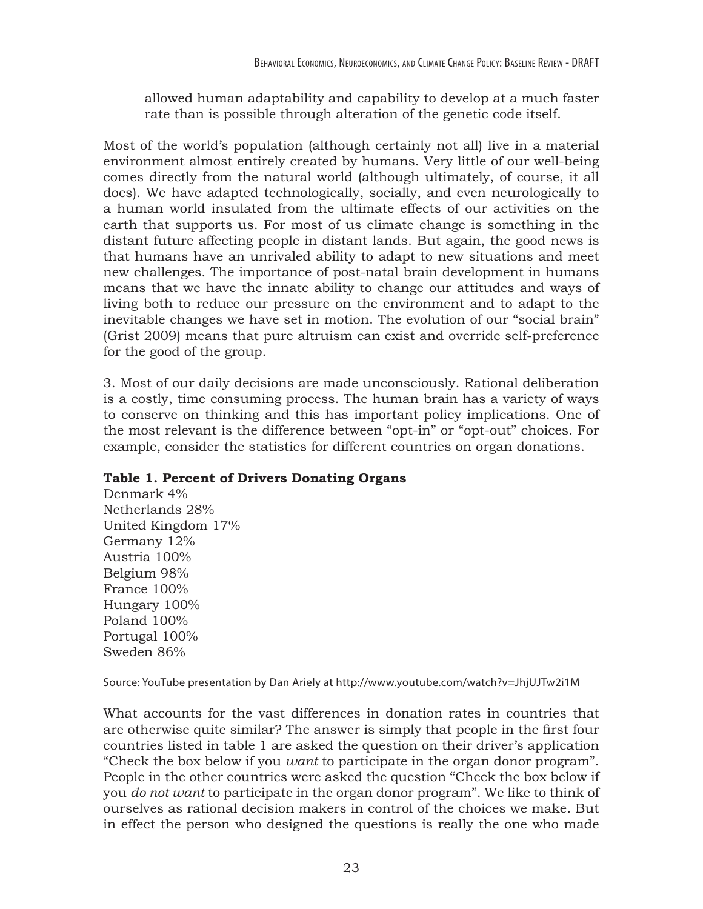allowed human adaptability and capability to develop at a much faster rate than is possible through alteration of the genetic code itself.

Most of the world's population (although certainly not all) live in a material environment almost entirely created by humans. Very little of our well-being comes directly from the natural world (although ultimately, of course, it all does). We have adapted technologically, socially, and even neurologically to a human world insulated from the ultimate effects of our activities on the earth that supports us. For most of us climate change is something in the distant future affecting people in distant lands. But again, the good news is that humans have an unrivaled ability to adapt to new situations and meet new challenges. The importance of post-natal brain development in humans means that we have the innate ability to change our attitudes and ways of living both to reduce our pressure on the environment and to adapt to the inevitable changes we have set in motion. The evolution of our "social brain" (Grist 2009) means that pure altruism can exist and override self-preference for the good of the group.

3. Most of our daily decisions are made unconsciously. Rational deliberation is a costly, time consuming process. The human brain has a variety of ways to conserve on thinking and this has important policy implications. One of the most relevant is the difference between "opt-in" or "opt-out" choices. For example, consider the statistics for different countries on organ donations.

**Table 1. Percent of Drivers Donating Organs**

| Country | Percent |
|---|---|
| Denmark | 4% |
| Netherlands | 28% |
| United Kingdom | 17% |
| Germany | 12% |
| Austria | 100% |
| Belgium | 98% |
| France | 100% |
| Hungary | 100% |
| Poland | 100% |
| Portugal | 100% |
| Sweden | 86% |

Source: YouTube presentation by Dan Ariely at http://www.youtube.com/watch?v=JhjUJTw2i1M

What accounts for the vast differences in donation rates in countries that are otherwise quite similar? The answer is simply that people in the first four countries listed in table 1 are asked the question on their driver's application "Check the box below if you *want* to participate in the organ donor program". People in the other countries were asked the question "Check the box below if you *do not want* to participate in the organ donor program". We like to think of ourselves as rational decision makers in control of the choices we make. But in effect the person who designed the questions is really the one who made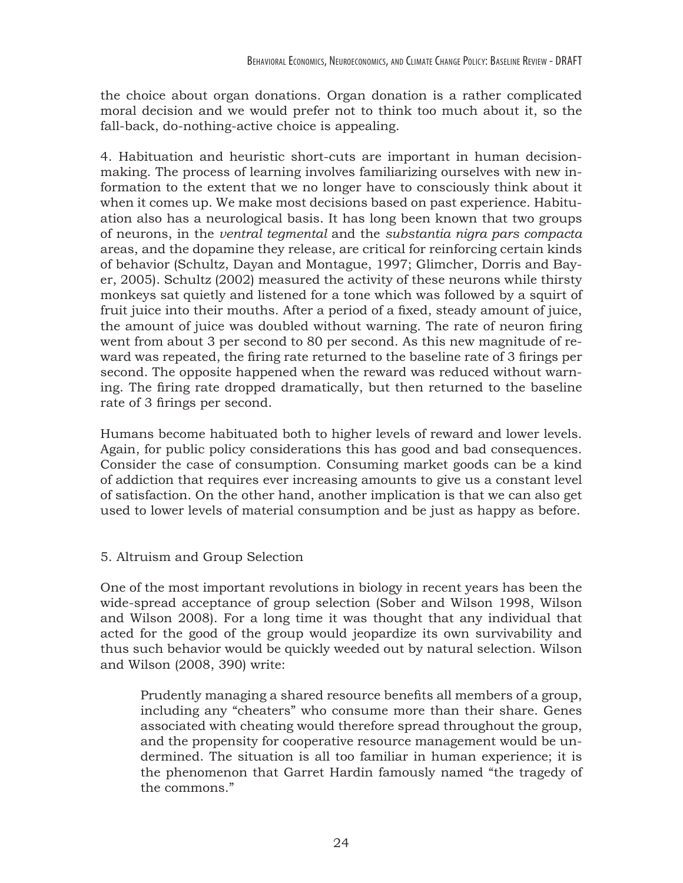the choice about organ donations. Organ donation is a rather complicated moral decision and we would prefer not to think too much about it, so the fall-back, do-nothing-active choice is appealing.

4. Habituation and heuristic short-cuts are important in human decision-making. The process of learning involves familiarizing ourselves with new information to the extent that we no longer have to consciously think about it when it comes up. We make most decisions based on past experience. Habituation also has a neurological basis. It has long been known that two groups of neurons, in the *ventral tegmental* and the *substantia nigra pars compacta* areas, and the dopamine they release, are critical for reinforcing certain kinds of behavior (Schultz, Dayan and Montague, 1997; Glimcher, Dorris and Bayer, 2005). Schultz (2002) measured the activity of these neurons while thirsty monkeys sat quietly and listened for a tone which was followed by a squirt of fruit juice into their mouths. After a period of a fixed, steady amount of juice, the amount of juice was doubled without warning. The rate of neuron firing went from about 3 per second to 80 per second. As this new magnitude of reward was repeated, the firing rate returned to the baseline rate of 3 firings per second. The opposite happened when the reward was reduced without warning. The firing rate dropped dramatically, but then returned to the baseline rate of 3 firings per second.

Humans become habituated both to higher levels of reward and lower levels. Again, for public policy considerations this has good and bad consequences. Consider the case of consumption. Consuming market goods can be a kind of addiction that requires ever increasing amounts to give us a constant level of satisfaction. On the other hand, another implication is that we can also get used to lower levels of material consumption and be just as happy as before.

## 5. Altruism and Group Selection

One of the most important revolutions in biology in recent years has been the wide-spread acceptance of group selection (Sober and Wilson 1998, Wilson and Wilson 2008). For a long time it was thought that any individual that acted for the good of the group would jeopardize its own survivability and thus such behavior would be quickly weeded out by natural selection. Wilson and Wilson (2008, 390) write:

> Prudently managing a shared resource benefits all members of a group, including any "cheaters" who consume more than their share. Genes associated with cheating would therefore spread throughout the group, and the propensity for cooperative resource management would be undermined. The situation is all too familiar in human experience; it is the phenomenon that Garret Hardin famously named "the tragedy of the commons."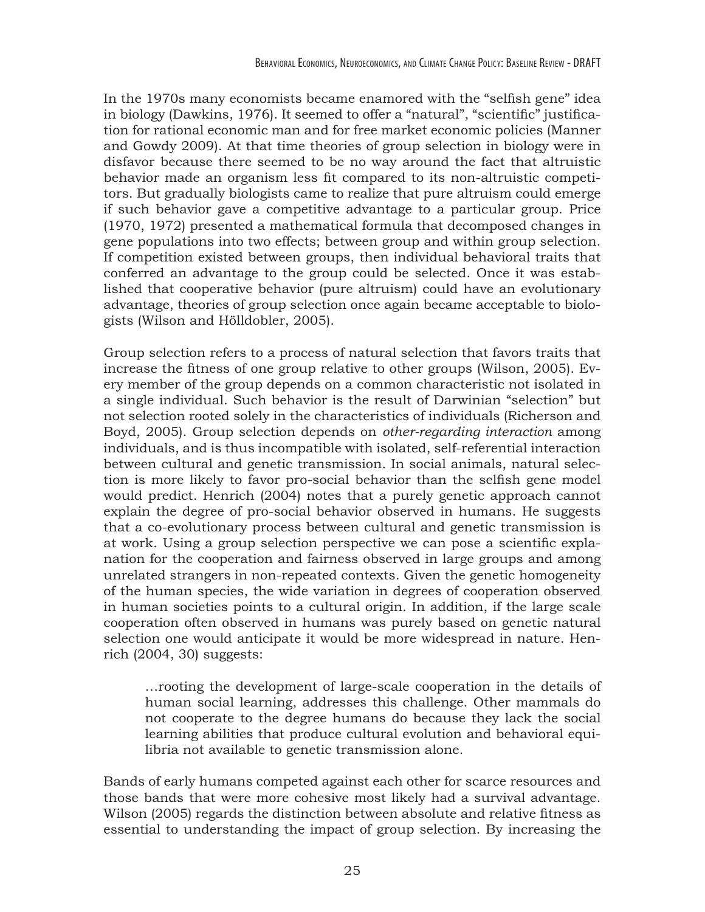In the 1970s many economists became enamored with the "selfish gene" idea in biology (Dawkins, 1976). It seemed to offer a "natural", "scientific" justification for rational economic man and for free market economic policies (Manner and Gowdy 2009). At that time theories of group selection in biology were in disfavor because there seemed to be no way around the fact that altruistic behavior made an organism less fit compared to its non-altruistic competitors. But gradually biologists came to realize that pure altruism could emerge if such behavior gave a competitive advantage to a particular group. Price (1970, 1972) presented a mathematical formula that decomposed changes in gene populations into two effects; between group and within group selection. If competition existed between groups, then individual behavioral traits that conferred an advantage to the group could be selected. Once it was established that cooperative behavior (pure altruism) could have an evolutionary advantage, theories of group selection once again became acceptable to biologists (Wilson and Hölldobler, 2005).

Group selection refers to a process of natural selection that favors traits that increase the fitness of one group relative to other groups (Wilson, 2005). Every member of the group depends on a common characteristic not isolated in a single individual. Such behavior is the result of Darwinian "selection" but not selection rooted solely in the characteristics of individuals (Richerson and Boyd, 2005). Group selection depends on *other-regarding interaction* among individuals, and is thus incompatible with isolated, self-referential interaction between cultural and genetic transmission. In social animals, natural selection is more likely to favor pro-social behavior than the selfish gene model would predict. Henrich (2004) notes that a purely genetic approach cannot explain the degree of pro-social behavior observed in humans. He suggests that a co-evolutionary process between cultural and genetic transmission is at work. Using a group selection perspective we can pose a scientific explanation for the cooperation and fairness observed in large groups and among unrelated strangers in non-repeated contexts. Given the genetic homogeneity of the human species, the wide variation in degrees of cooperation observed in human societies points to a cultural origin. In addition, if the large scale cooperation often observed in humans was purely based on genetic natural selection one would anticipate it would be more widespread in nature. Henrich (2004, 30) suggests:

> …rooting the development of large-scale cooperation in the details of human social learning, addresses this challenge. Other mammals do not cooperate to the degree humans do because they lack the social learning abilities that produce cultural evolution and behavioral equilibria not available to genetic transmission alone.

Bands of early humans competed against each other for scarce resources and those bands that were more cohesive most likely had a survival advantage. Wilson (2005) regards the distinction between absolute and relative fitness as essential to understanding the impact of group selection. By increasing the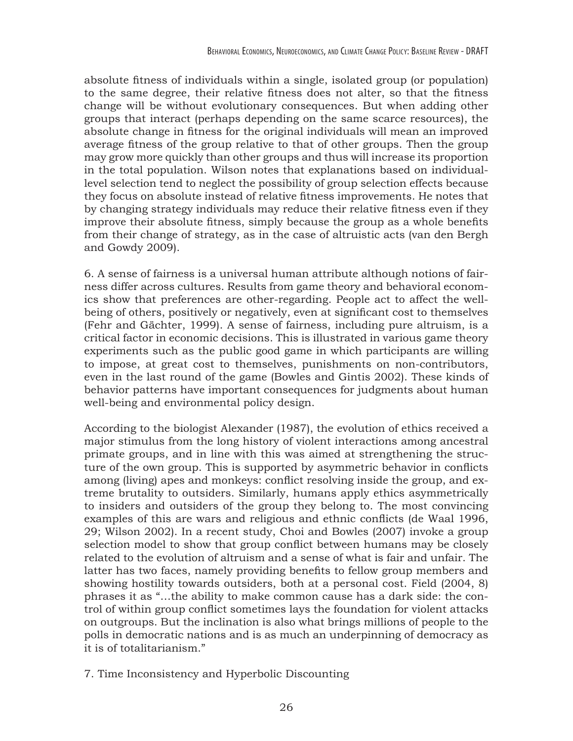absolute fitness of individuals within a single, isolated group (or population) to the same degree, their relative fitness does not alter, so that the fitness change will be without evolutionary consequences. But when adding other groups that interact (perhaps depending on the same scarce resources), the absolute change in fitness for the original individuals will mean an improved average fitness of the group relative to that of other groups. Then the group may grow more quickly than other groups and thus will increase its proportion in the total population. Wilson notes that explanations based on individual-level selection tend to neglect the possibility of group selection effects because they focus on absolute instead of relative fitness improvements. He notes that by changing strategy individuals may reduce their relative fitness even if they improve their absolute fitness, simply because the group as a whole benefits from their change of strategy, as in the case of altruistic acts (van den Bergh and Gowdy 2009).

6. A sense of fairness is a universal human attribute although notions of fairness differ across cultures. Results from game theory and behavioral economics show that preferences are other-regarding. People act to affect the well-being of others, positively or negatively, even at significant cost to themselves (Fehr and Gächter, 1999). A sense of fairness, including pure altruism, is a critical factor in economic decisions. This is illustrated in various game theory experiments such as the public good game in which participants are willing to impose, at great cost to themselves, punishments on non-contributors, even in the last round of the game (Bowles and Gintis 2002). These kinds of behavior patterns have important consequences for judgments about human well-being and environmental policy design.

According to the biologist Alexander (1987), the evolution of ethics received a major stimulus from the long history of violent interactions among ancestral primate groups, and in line with this was aimed at strengthening the structure of the own group. This is supported by asymmetric behavior in conflicts among (living) apes and monkeys: conflict resolving inside the group, and extreme brutality to outsiders. Similarly, humans apply ethics asymmetrically to insiders and outsiders of the group they belong to. The most convincing examples of this are wars and religious and ethnic conflicts (de Waal 1996, 29; Wilson 2002). In a recent study, Choi and Bowles (2007) invoke a group selection model to show that group conflict between humans may be closely related to the evolution of altruism and a sense of what is fair and unfair. The latter has two faces, namely providing benefits to fellow group members and showing hostility towards outsiders, both at a personal cost. Field (2004, 8) phrases it as "…the ability to make common cause has a dark side: the control of within group conflict sometimes lays the foundation for violent attacks on outgroups. But the inclination is also what brings millions of people to the polls in democratic nations and is as much an underpinning of democracy as it is of totalitarianism."

7. Time Inconsistency and Hyperbolic Discounting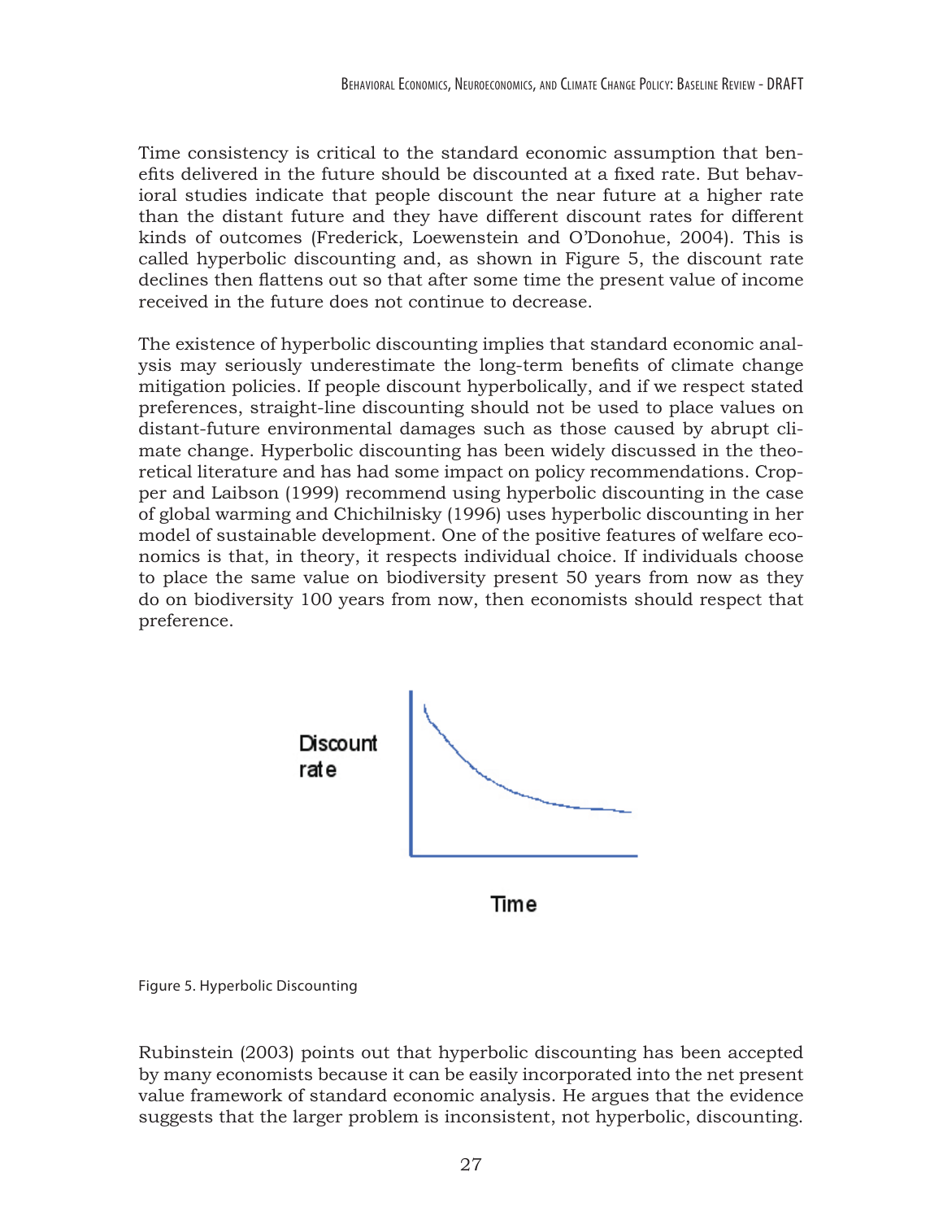Time consistency is critical to the standard economic assumption that benefits delivered in the future should be discounted at a fixed rate. But behavioral studies indicate that people discount the near future at a higher rate than the distant future and they have different discount rates for different kinds of outcomes (Frederick, Loewenstein and O'Donohue, 2004). This is called hyperbolic discounting and, as shown in Figure 5, the discount rate declines then flattens out so that after some time the present value of income received in the future does not continue to decrease.

The existence of hyperbolic discounting implies that standard economic analysis may seriously underestimate the long-term benefits of climate change mitigation policies. If people discount hyperbolically, and if we respect stated preferences, straight-line discounting should not be used to place values on distant-future environmental damages such as those caused by abrupt climate change. Hyperbolic discounting has been widely discussed in the theoretical literature and has had some impact on policy recommendations. Cropper and Laibson (1999) recommend using hyperbolic discounting in the case of global warming and Chichilnisky (1996) uses hyperbolic discounting in her model of sustainable development. One of the positive features of welfare economics is that, in theory, it respects individual choice. If individuals choose to place the same value on biodiversity present 50 years from now as they do on biodiversity 100 years from now, then economists should respect that preference.

Discount rate

Time

Figure 5. Hyperbolic Discounting

Rubinstein (2003) points out that hyperbolic discounting has been accepted by many economists because it can be easily incorporated into the net present value framework of standard economic analysis. He argues that the evidence suggests that the larger problem is inconsistent, not hyperbolic, discounting.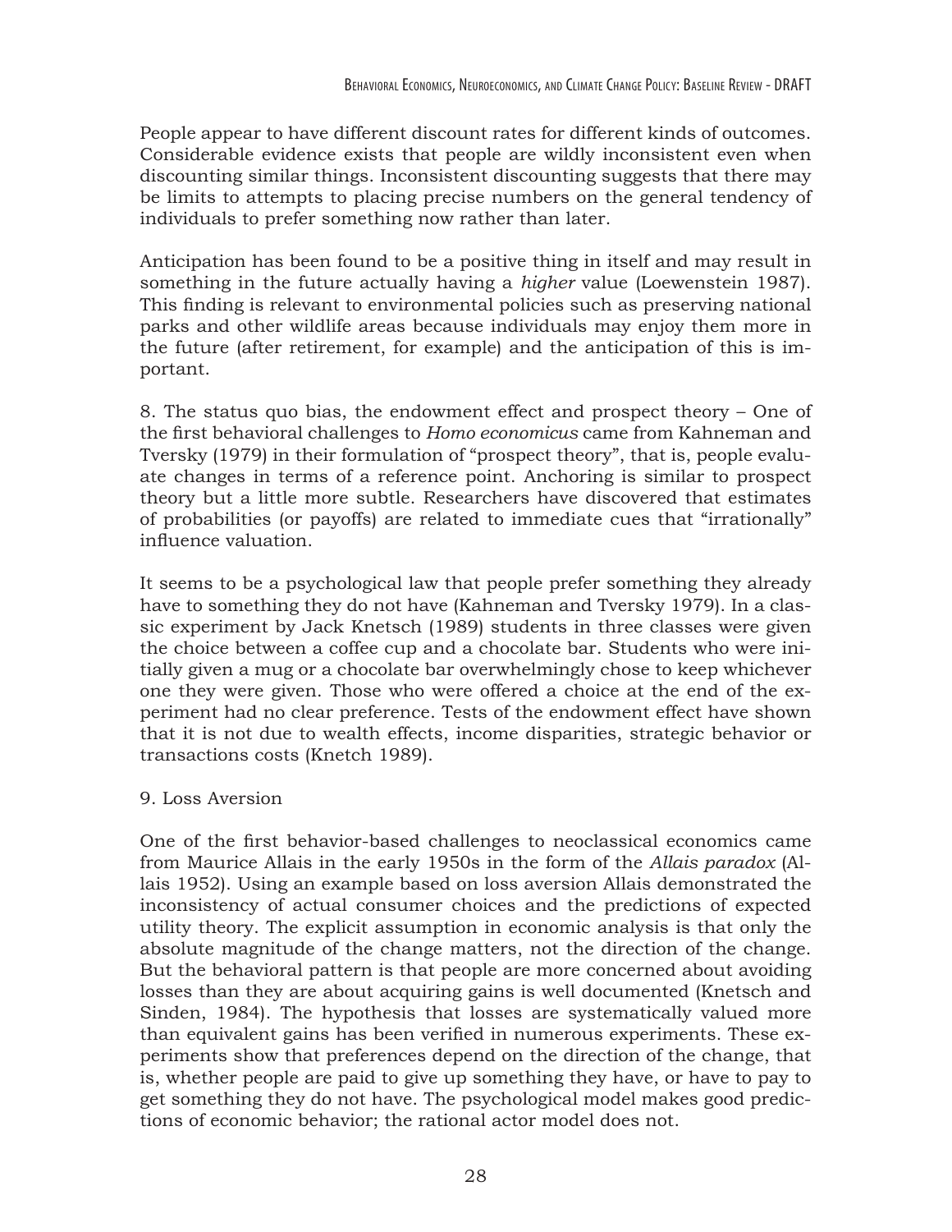People appear to have different discount rates for different kinds of outcomes. Considerable evidence exists that people are wildly inconsistent even when discounting similar things. Inconsistent discounting suggests that there may be limits to attempts to placing precise numbers on the general tendency of individuals to prefer something now rather than later.

Anticipation has been found to be a positive thing in itself and may result in something in the future actually having a *higher* value (Loewenstein 1987). This finding is relevant to environmental policies such as preserving national parks and other wildlife areas because individuals may enjoy them more in the future (after retirement, for example) and the anticipation of this is important.

8. The status quo bias, the endowment effect and prospect theory – One of the first behavioral challenges to *Homo economicus* came from Kahneman and Tversky (1979) in their formulation of "prospect theory", that is, people evaluate changes in terms of a reference point. Anchoring is similar to prospect theory but a little more subtle. Researchers have discovered that estimates of probabilities (or payoffs) are related to immediate cues that "irrationally" influence valuation.

It seems to be a psychological law that people prefer something they already have to something they do not have (Kahneman and Tversky 1979). In a classic experiment by Jack Knetsch (1989) students in three classes were given the choice between a coffee cup and a chocolate bar. Students who were initially given a mug or a chocolate bar overwhelmingly chose to keep whichever one they were given. Those who were offered a choice at the end of the experiment had no clear preference. Tests of the endowment effect have shown that it is not due to wealth effects, income disparities, strategic behavior or transactions costs (Knetch 1989).

9. Loss Aversion

One of the first behavior-based challenges to neoclassical economics came from Maurice Allais in the early 1950s in the form of the *Allais paradox* (Allais 1952). Using an example based on loss aversion Allais demonstrated the inconsistency of actual consumer choices and the predictions of expected utility theory. The explicit assumption in economic analysis is that only the absolute magnitude of the change matters, not the direction of the change. But the behavioral pattern is that people are more concerned about avoiding losses than they are about acquiring gains is well documented (Knetsch and Sinden, 1984). The hypothesis that losses are systematically valued more than equivalent gains has been verified in numerous experiments. These experiments show that preferences depend on the direction of the change, that is, whether people are paid to give up something they have, or have to pay to get something they do not have. The psychological model makes good predictions of economic behavior; the rational actor model does not.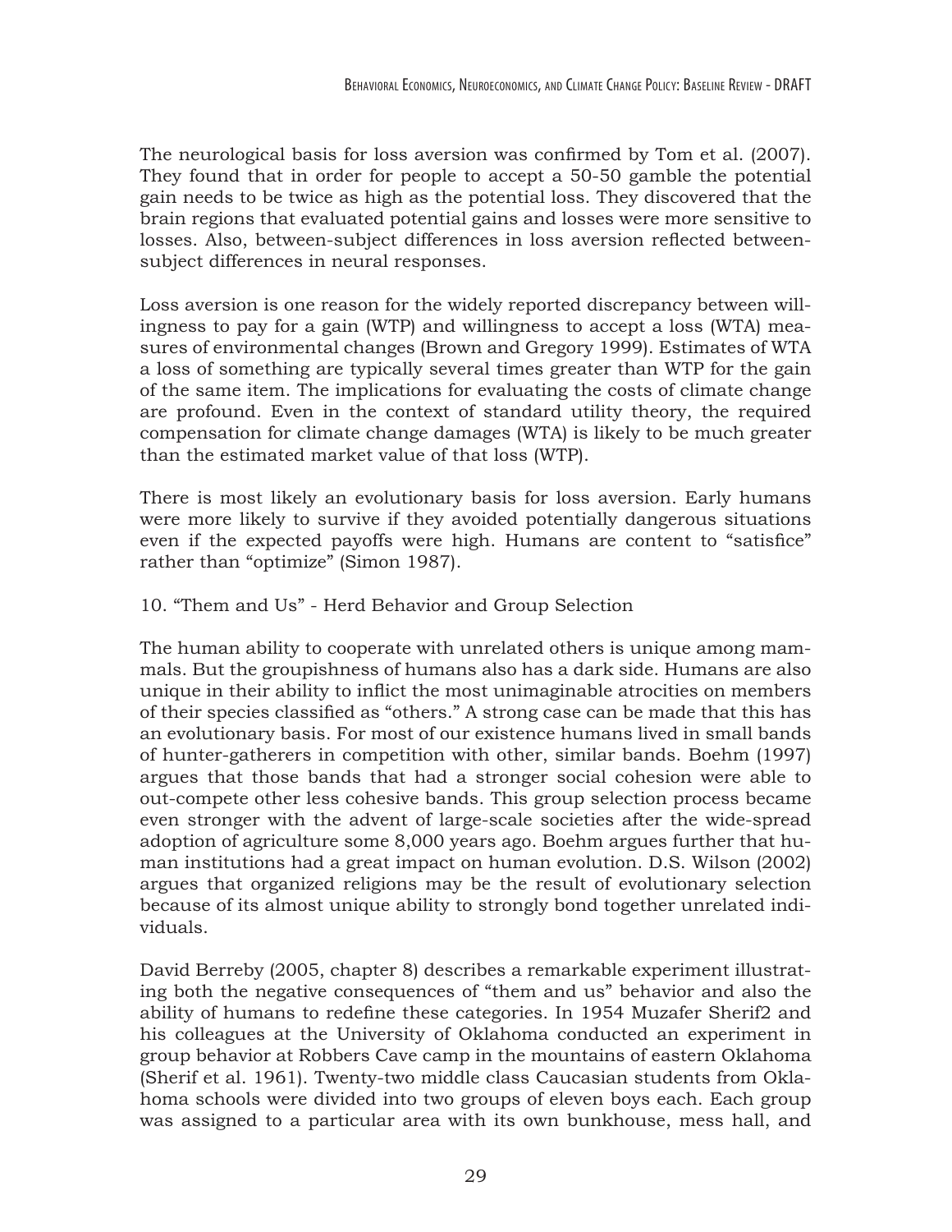The neurological basis for loss aversion was confirmed by Tom et al. (2007). They found that in order for people to accept a 50-50 gamble the potential gain needs to be twice as high as the potential loss. They discovered that the brain regions that evaluated potential gains and losses were more sensitive to losses. Also, between-subject differences in loss aversion reflected between-subject differences in neural responses.

Loss aversion is one reason for the widely reported discrepancy between willingness to pay for a gain (WTP) and willingness to accept a loss (WTA) measures of environmental changes (Brown and Gregory 1999). Estimates of WTA a loss of something are typically several times greater than WTP for the gain of the same item. The implications for evaluating the costs of climate change are profound. Even in the context of standard utility theory, the required compensation for climate change damages (WTA) is likely to be much greater than the estimated market value of that loss (WTP).

There is most likely an evolutionary basis for loss aversion. Early humans were more likely to survive if they avoided potentially dangerous situations even if the expected payoffs were high. Humans are content to "satisfice" rather than "optimize" (Simon 1987).

## 10. "Them and Us" - Herd Behavior and Group Selection

The human ability to cooperate with unrelated others is unique among mammals. But the groupishness of humans also has a dark side. Humans are also unique in their ability to inflict the most unimaginable atrocities on members of their species classified as "others." A strong case can be made that this has an evolutionary basis. For most of our existence humans lived in small bands of hunter-gatherers in competition with other, similar bands. Boehm (1997) argues that those bands that had a stronger social cohesion were able to out-compete other less cohesive bands. This group selection process became even stronger with the advent of large-scale societies after the wide-spread adoption of agriculture some 8,000 years ago. Boehm argues further that human institutions had a great impact on human evolution. D.S. Wilson (2002) argues that organized religions may be the result of evolutionary selection because of its almost unique ability to strongly bond together unrelated individuals.

David Berreby (2005, chapter 8) describes a remarkable experiment illustrating both the negative consequences of "them and us" behavior and also the ability of humans to redefine these categories. In 1954 Muzafer Sherif[2] and his colleagues at the University of Oklahoma conducted an experiment in group behavior at Robbers Cave camp in the mountains of eastern Oklahoma (Sherif et al. 1961). Twenty-two middle class Caucasian students from Oklahoma schools were divided into two groups of eleven boys each. Each group was assigned to a particular area with its own bunkhouse, mess hall, and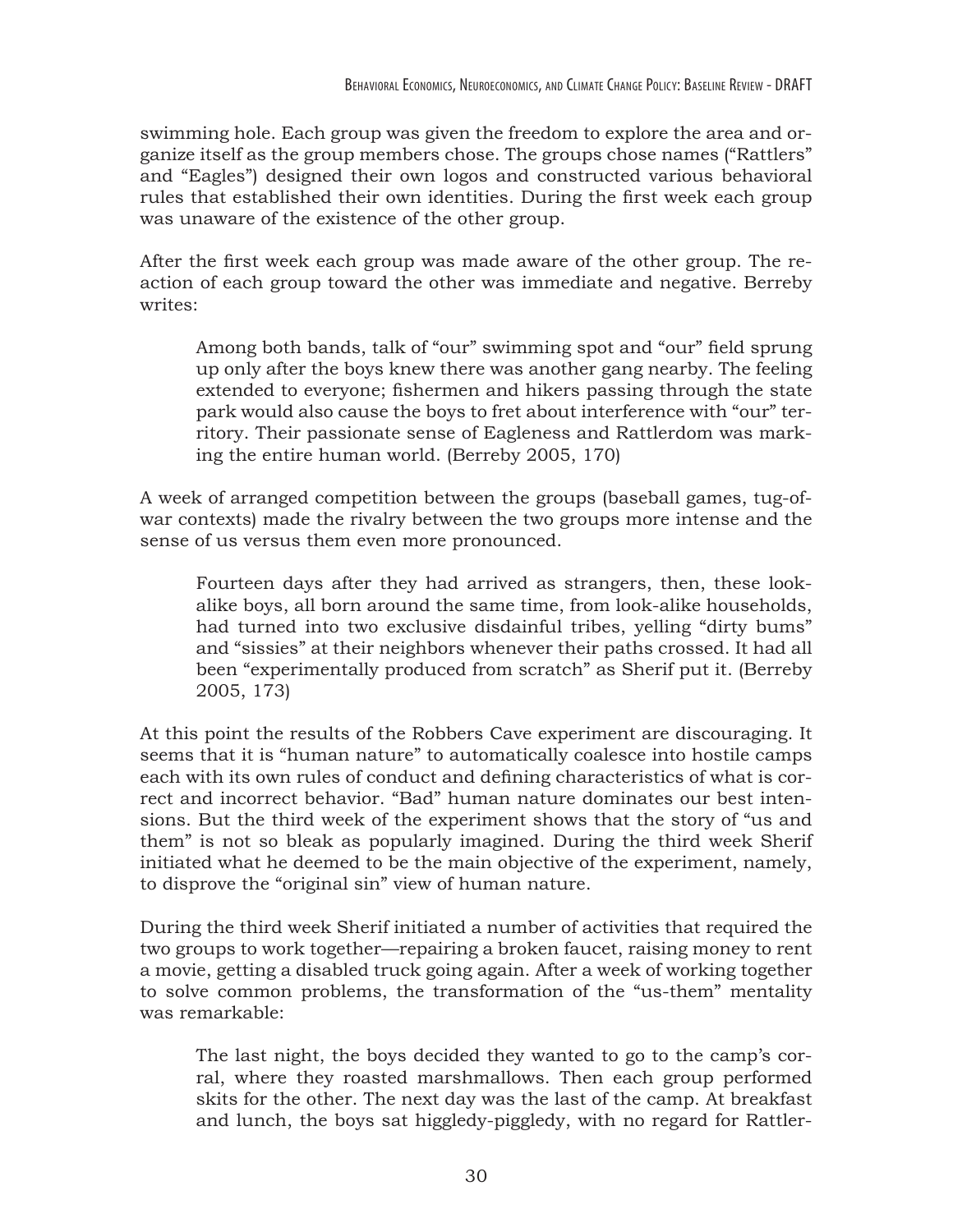swimming hole. Each group was given the freedom to explore the area and organize itself as the group members chose. The groups chose names ("Rattlers" and "Eagles") designed their own logos and constructed various behavioral rules that established their own identities. During the first week each group was unaware of the existence of the other group.

After the first week each group was made aware of the other group. The reaction of each group toward the other was immediate and negative. Berreby writes:

> Among both bands, talk of "our" swimming spot and "our" field sprung up only after the boys knew there was another gang nearby. The feeling extended to everyone; fishermen and hikers passing through the state park would also cause the boys to fret about interference with "our" territory. Their passionate sense of Eagleness and Rattlerdom was marking the entire human world. (Berreby 2005, 170)

A week of arranged competition between the groups (baseball games, tug-of-war contexts) made the rivalry between the two groups more intense and the sense of us versus them even more pronounced.

> Fourteen days after they had arrived as strangers, then, these look-alike boys, all born around the same time, from look-alike households, had turned into two exclusive disdainful tribes, yelling "dirty bums" and "sissies" at their neighbors whenever their paths crossed. It had all been "experimentally produced from scratch" as Sherif put it. (Berreby 2005, 173)

At this point the results of the Robbers Cave experiment are discouraging. It seems that it is "human nature" to automatically coalesce into hostile camps each with its own rules of conduct and defining characteristics of what is correct and incorrect behavior. "Bad" human nature dominates our best intensions. But the third week of the experiment shows that the story of "us and them" is not so bleak as popularly imagined. During the third week Sherif initiated what he deemed to be the main objective of the experiment, namely, to disprove the "original sin" view of human nature.

During the third week Sherif initiated a number of activities that required the two groups to work together—repairing a broken faucet, raising money to rent a movie, getting a disabled truck going again. After a week of working together to solve common problems, the transformation of the "us-them" mentality was remarkable:

> The last night, the boys decided they wanted to go to the camp's corral, where they roasted marshmallows. Then each group performed skits for the other. The next day was the last of the camp. At breakfast and lunch, the boys sat higgledy-piggledy, with no regard for Rattler-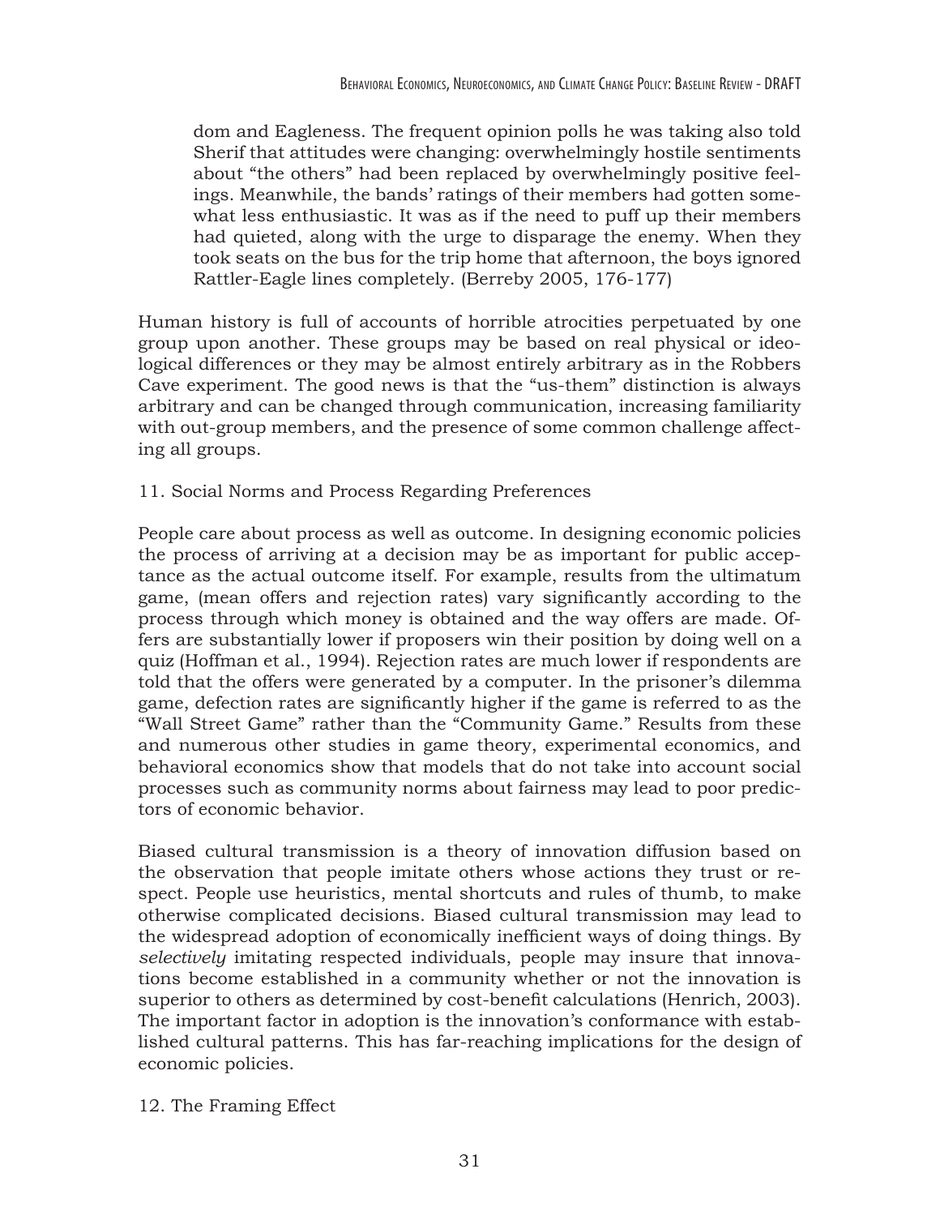> dom and Eagleness. The frequent opinion polls he was taking also told Sherif that attitudes were changing: overwhelmingly hostile sentiments about "the others" had been replaced by overwhelmingly positive feelings. Meanwhile, the bands' ratings of their members had gotten somewhat less enthusiastic. It was as if the need to puff up their members had quieted, along with the urge to disparage the enemy. When they took seats on the bus for the trip home that afternoon, the boys ignored Rattler-Eagle lines completely. (Berreby 2005, 176-177)

Human history is full of accounts of horrible atrocities perpetuated by one group upon another. These groups may be based on real physical or ideological differences or they may be almost entirely arbitrary as in the Robbers Cave experiment. The good news is that the "us-them" distinction is always arbitrary and can be changed through communication, increasing familiarity with out-group members, and the presence of some common challenge affecting all groups.

### 11. Social Norms and Process Regarding Preferences

People care about process as well as outcome. In designing economic policies the process of arriving at a decision may be as important for public acceptance as the actual outcome itself. For example, results from the ultimatum game, (mean offers and rejection rates) vary significantly according to the process through which money is obtained and the way offers are made. Offers are substantially lower if proposers win their position by doing well on a quiz (Hoffman et al., 1994). Rejection rates are much lower if respondents are told that the offers were generated by a computer. In the prisoner's dilemma game, defection rates are significantly higher if the game is referred to as the "Wall Street Game" rather than the "Community Game." Results from these and numerous other studies in game theory, experimental economics, and behavioral economics show that models that do not take into account social processes such as community norms about fairness may lead to poor predictors of economic behavior.

Biased cultural transmission is a theory of innovation diffusion based on the observation that people imitate others whose actions they trust or respect. People use heuristics, mental shortcuts and rules of thumb, to make otherwise complicated decisions. Biased cultural transmission may lead to the widespread adoption of economically inefficient ways of doing things. By *selectively* imitating respected individuals, people may insure that innovations become established in a community whether or not the innovation is superior to others as determined by cost-benefit calculations (Henrich, 2003). The important factor in adoption is the innovation's conformance with established cultural patterns. This has far-reaching implications for the design of economic policies.

### 12. The Framing Effect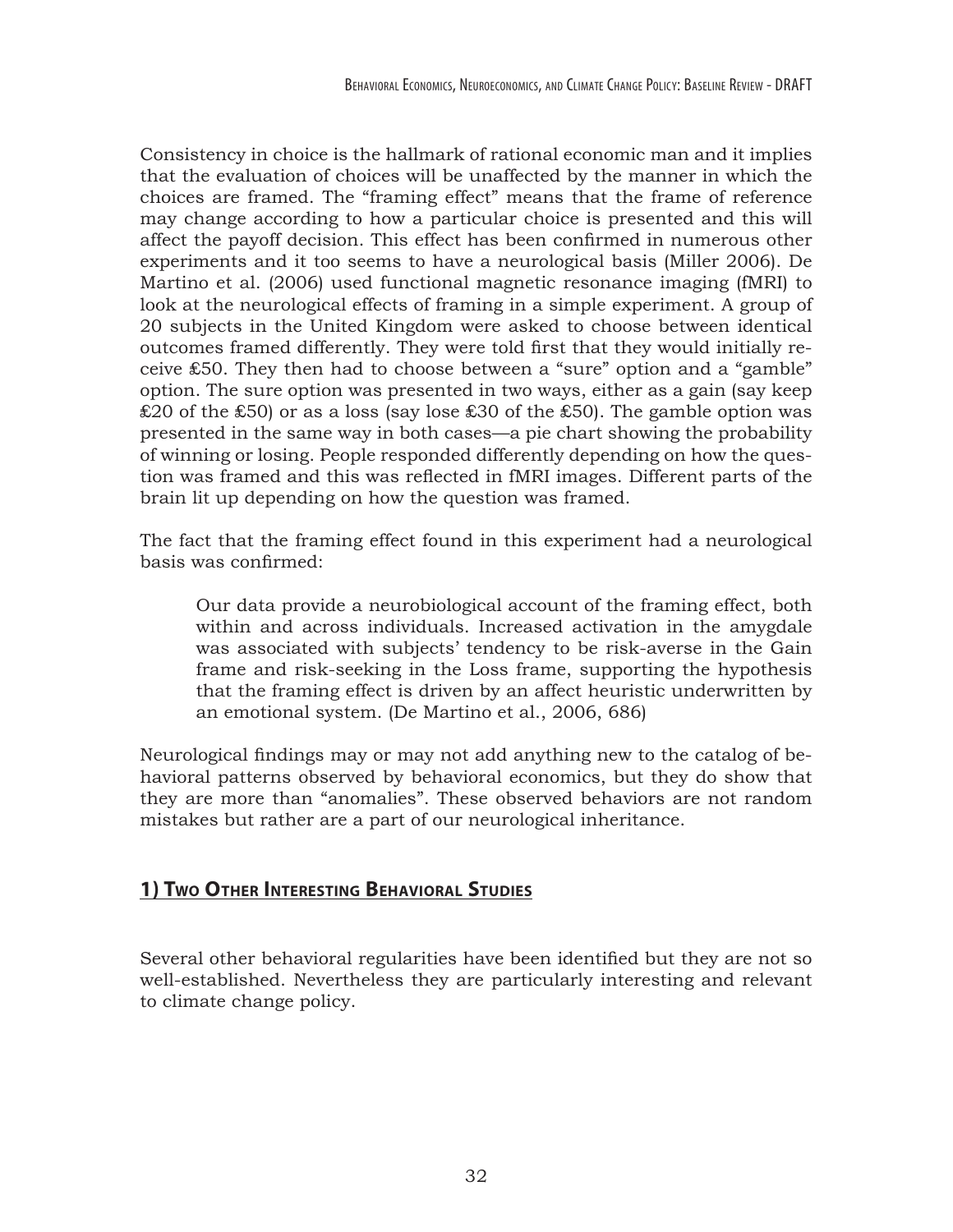Consistency in choice is the hallmark of rational economic man and it implies that the evaluation of choices will be unaffected by the manner in which the choices are framed. The "framing effect" means that the frame of reference may change according to how a particular choice is presented and this will affect the payoff decision. This effect has been confirmed in numerous other experiments and it too seems to have a neurological basis (Miller 2006). De Martino et al. (2006) used functional magnetic resonance imaging (fMRI) to look at the neurological effects of framing in a simple experiment. A group of 20 subjects in the United Kingdom were asked to choose between identical outcomes framed differently. They were told first that they would initially receive ₤50. They then had to choose between a "sure" option and a "gamble" option. The sure option was presented in two ways, either as a gain (say keep ₤20 of the ₤50) or as a loss (say lose ₤30 of the ₤50). The gamble option was presented in the same way in both cases—a pie chart showing the probability of winning or losing. People responded differently depending on how the question was framed and this was reflected in fMRI images. Different parts of the brain lit up depending on how the question was framed.

The fact that the framing effect found in this experiment had a neurological basis was confirmed:

> Our data provide a neurobiological account of the framing effect, both within and across individuals. Increased activation in the amygdale was associated with subjects' tendency to be risk-averse in the Gain frame and risk-seeking in the Loss frame, supporting the hypothesis that the framing effect is driven by an affect heuristic underwritten by an emotional system. (De Martino et al., 2006, 686)

Neurological findings may or may not add anything new to the catalog of behavioral patterns observed by behavioral economics, but they do show that they are more than "anomalies". These observed behaviors are not random mistakes but rather are a part of our neurological inheritance.

## 1) Two Other Interesting Behavioral Studies

Several other behavioral regularities have been identified but they are not so well-established. Nevertheless they are particularly interesting and relevant to climate change policy.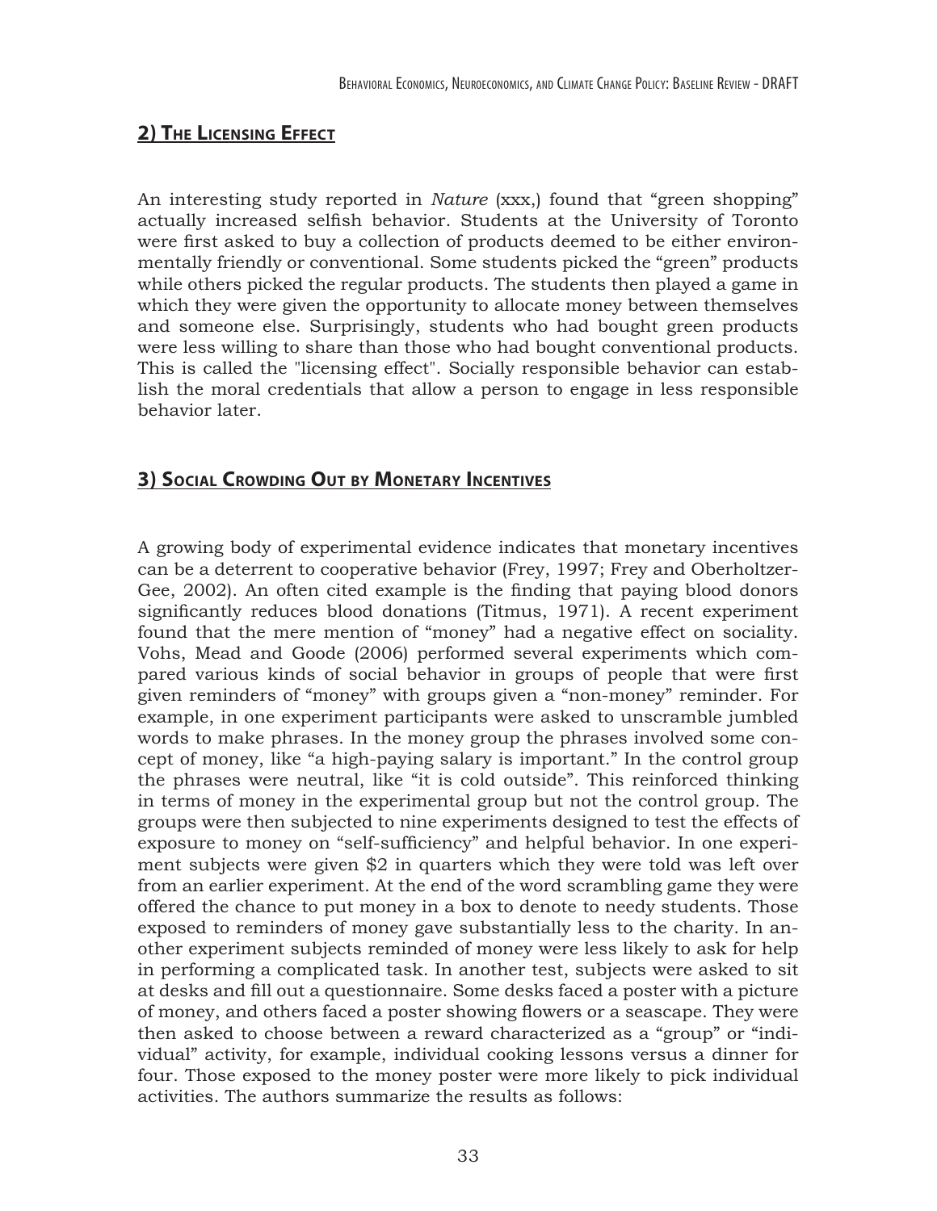## 2) The Licensing Effect

An interesting study reported in *Nature* (xxx,) found that "green shopping" actually increased selfish behavior. Students at the University of Toronto were first asked to buy a collection of products deemed to be either environmentally friendly or conventional. Some students picked the "green" products while others picked the regular products. The students then played a game in which they were given the opportunity to allocate money between themselves and someone else. Surprisingly, students who had bought green products were less willing to share than those who had bought conventional products. This is called the "licensing effect". Socially responsible behavior can establish the moral credentials that allow a person to engage in less responsible behavior later.

## 3) Social Crowding Out by Monetary Incentives

A growing body of experimental evidence indicates that monetary incentives can be a deterrent to cooperative behavior (Frey, 1997; Frey and Oberholtzer-Gee, 2002). An often cited example is the finding that paying blood donors significantly reduces blood donations (Titmus, 1971). A recent experiment found that the mere mention of "money" had a negative effect on sociality. Vohs, Mead and Goode (2006) performed several experiments which compared various kinds of social behavior in groups of people that were first given reminders of "money" with groups given a "non-money" reminder. For example, in one experiment participants were asked to unscramble jumbled words to make phrases. In the money group the phrases involved some concept of money, like "a high-paying salary is important." In the control group the phrases were neutral, like "it is cold outside". This reinforced thinking in terms of money in the experimental group but not the control group. The groups were then subjected to nine experiments designed to test the effects of exposure to money on "self-sufficiency" and helpful behavior. In one experiment subjects were given $2 in quarters which they were told was left over from an earlier experiment. At the end of the word scrambling game they were offered the chance to put money in a box to denote to needy students. Those exposed to reminders of money gave substantially less to the charity. In another experiment subjects reminded of money were less likely to ask for help in performing a complicated task. In another test, subjects were asked to sit at desks and fill out a questionnaire. Some desks faced a poster with a picture of money, and others faced a poster showing flowers or a seascape. They were then asked to choose between a reward characterized as a "group" or "individual" activity, for example, individual cooking lessons versus a dinner for four. Those exposed to the money poster were more likely to pick individual activities. The authors summarize the results as follows: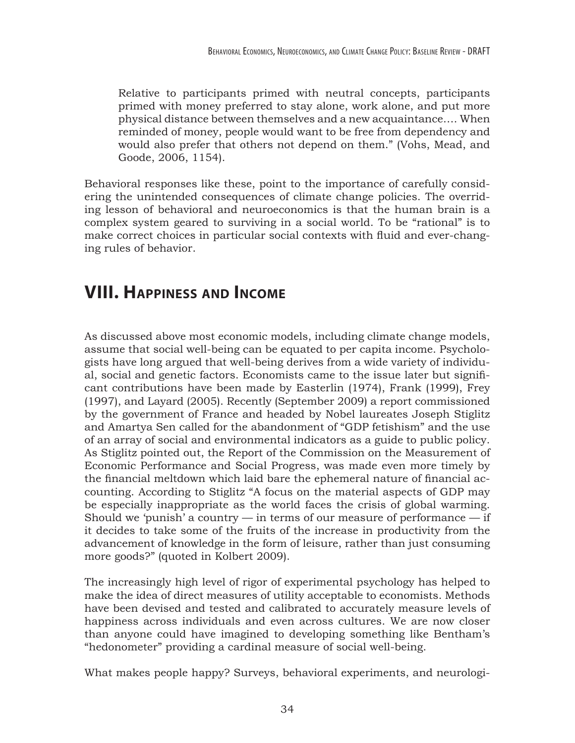> Relative to participants primed with neutral concepts, participants primed with money preferred to stay alone, work alone, and put more physical distance between themselves and a new acquaintance…. When reminded of money, people would want to be free from dependency and would also prefer that others not depend on them." (Vohs, Mead, and Goode, 2006, 1154).

Behavioral responses like these, point to the importance of carefully considering the unintended consequences of climate change policies. The overriding lesson of behavioral and neuroeconomics is that the human brain is a complex system geared to surviving in a social world. To be "rational" is to make correct choices in particular social contexts with fluid and ever-changing rules of behavior.

## VIII. Happiness and Income

As discussed above most economic models, including climate change models, assume that social well-being can be equated to per capita income. Psychologists have long argued that well-being derives from a wide variety of individual, social and genetic factors. Economists came to the issue later but significant contributions have been made by Easterlin (1974), Frank (1999), Frey (1997), and Layard (2005). Recently (September 2009) a report commissioned by the government of France and headed by Nobel laureates Joseph Stiglitz and Amartya Sen called for the abandonment of "GDP fetishism" and the use of an array of social and environmental indicators as a guide to public policy. As Stiglitz pointed out, the Report of the Commission on the Measurement of Economic Performance and Social Progress, was made even more timely by the financial meltdown which laid bare the ephemeral nature of financial accounting. According to Stiglitz "A focus on the material aspects of GDP may be especially inappropriate as the world faces the crisis of global warming. Should we 'punish' a country — in terms of our measure of performance — if it decides to take some of the fruits of the increase in productivity from the advancement of knowledge in the form of leisure, rather than just consuming more goods?" (quoted in Kolbert 2009).

The increasingly high level of rigor of experimental psychology has helped to make the idea of direct measures of utility acceptable to economists. Methods have been devised and tested and calibrated to accurately measure levels of happiness across individuals and even across cultures. We are now closer than anyone could have imagined to developing something like Bentham's "hedonometer" providing a cardinal measure of social well-being.

What makes people happy? Surveys, behavioral experiments, and neurologi-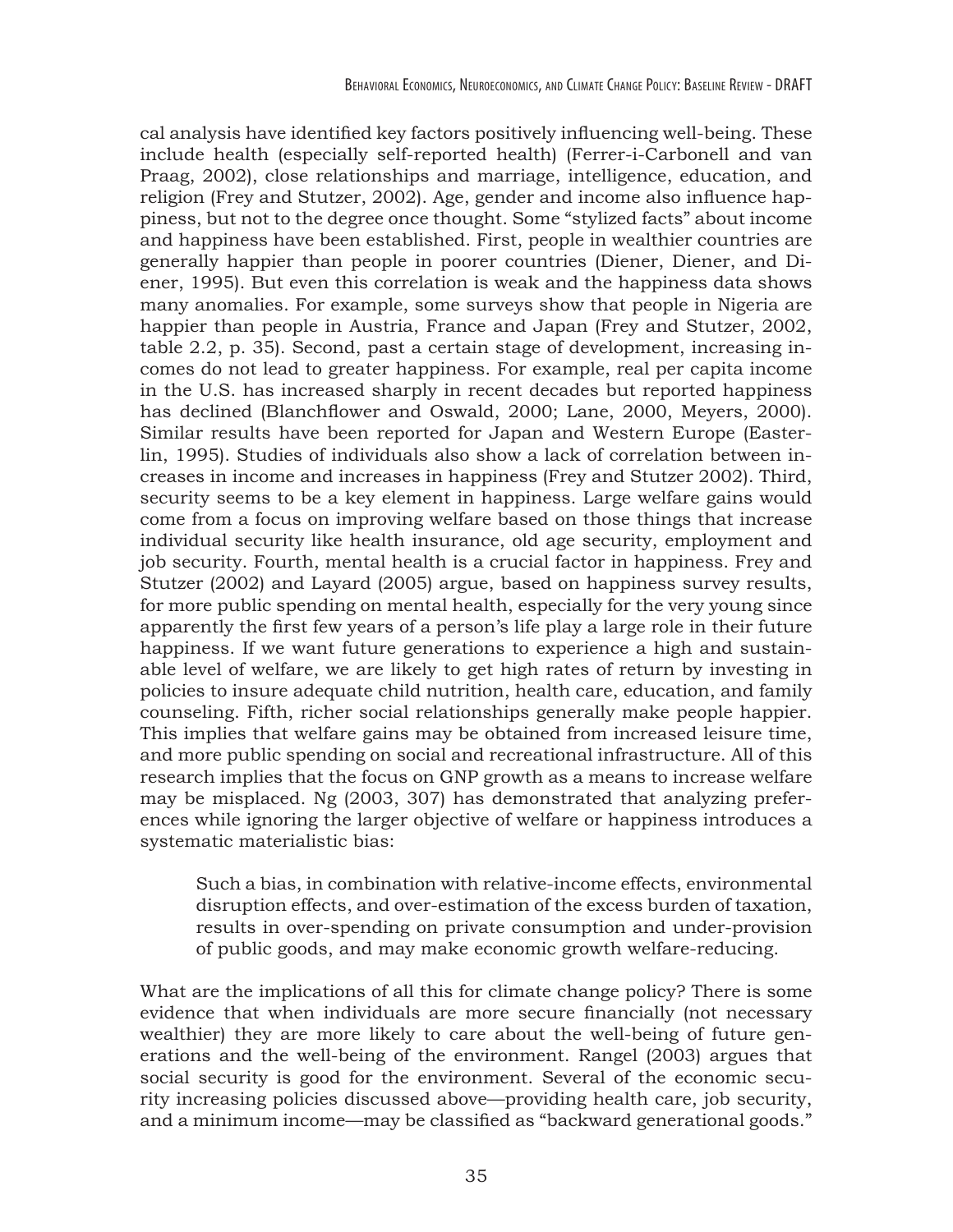cal analysis have identified key factors positively influencing well-being. These include health (especially self-reported health) (Ferrer-i-Carbonell and van Praag, 2002), close relationships and marriage, intelligence, education, and religion (Frey and Stutzer, 2002). Age, gender and income also influence happiness, but not to the degree once thought. Some "stylized facts" about income and happiness have been established. First, people in wealthier countries are generally happier than people in poorer countries (Diener, Diener, and Diener, 1995). But even this correlation is weak and the happiness data shows many anomalies. For example, some surveys show that people in Nigeria are happier than people in Austria, France and Japan (Frey and Stutzer, 2002, table 2.2, p. 35). Second, past a certain stage of development, increasing incomes do not lead to greater happiness. For example, real per capita income in the U.S. has increased sharply in recent decades but reported happiness has declined (Blanchflower and Oswald, 2000; Lane, 2000, Meyers, 2000). Similar results have been reported for Japan and Western Europe (Easterlin, 1995). Studies of individuals also show a lack of correlation between increases in income and increases in happiness (Frey and Stutzer 2002). Third, security seems to be a key element in happiness. Large welfare gains would come from a focus on improving welfare based on those things that increase individual security like health insurance, old age security, employment and job security. Fourth, mental health is a crucial factor in happiness. Frey and Stutzer (2002) and Layard (2005) argue, based on happiness survey results, for more public spending on mental health, especially for the very young since apparently the first few years of a person's life play a large role in their future happiness. If we want future generations to experience a high and sustainable level of welfare, we are likely to get high rates of return by investing in policies to insure adequate child nutrition, health care, education, and family counseling. Fifth, richer social relationships generally make people happier. This implies that welfare gains may be obtained from increased leisure time, and more public spending on social and recreational infrastructure. All of this research implies that the focus on GNP growth as a means to increase welfare may be misplaced. Ng (2003, 307) has demonstrated that analyzing preferences while ignoring the larger objective of welfare or happiness introduces a systematic materialistic bias:

> Such a bias, in combination with relative-income effects, environmental disruption effects, and over-estimation of the excess burden of taxation, results in over-spending on private consumption and under-provision of public goods, and may make economic growth welfare-reducing.

What are the implications of all this for climate change policy? There is some evidence that when individuals are more secure financially (not necessary wealthier) they are more likely to care about the well-being of future generations and the well-being of the environment. Rangel (2003) argues that social security is good for the environment. Several of the economic security increasing policies discussed above—providing health care, job security, and a minimum income—may be classified as "backward generational goods."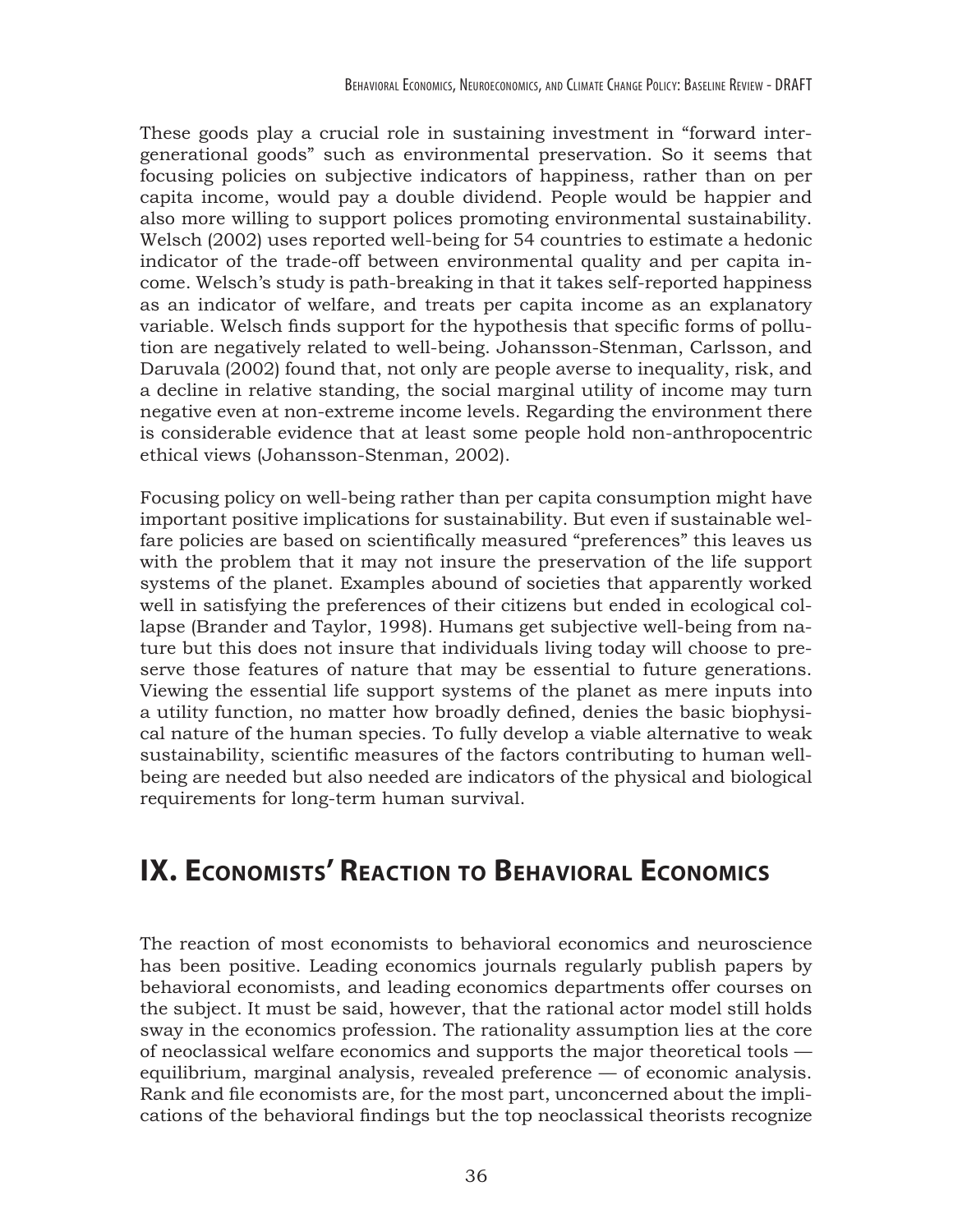These goods play a crucial role in sustaining investment in "forward intergenerational goods" such as environmental preservation. So it seems that focusing policies on subjective indicators of happiness, rather than on per capita income, would pay a double dividend. People would be happier and also more willing to support polices promoting environmental sustainability. Welsch (2002) uses reported well-being for 54 countries to estimate a hedonic indicator of the trade-off between environmental quality and per capita income. Welsch's study is path-breaking in that it takes self-reported happiness as an indicator of welfare, and treats per capita income as an explanatory variable. Welsch finds support for the hypothesis that specific forms of pollution are negatively related to well-being. Johansson-Stenman, Carlsson, and Daruvala (2002) found that, not only are people averse to inequality, risk, and a decline in relative standing, the social marginal utility of income may turn negative even at non-extreme income levels. Regarding the environment there is considerable evidence that at least some people hold non-anthropocentric ethical views (Johansson-Stenman, 2002).

Focusing policy on well-being rather than per capita consumption might have important positive implications for sustainability. But even if sustainable welfare policies are based on scientifically measured "preferences" this leaves us with the problem that it may not insure the preservation of the life support systems of the planet. Examples abound of societies that apparently worked well in satisfying the preferences of their citizens but ended in ecological collapse (Brander and Taylor, 1998). Humans get subjective well-being from nature but this does not insure that individuals living today will choose to preserve those features of nature that may be essential to future generations. Viewing the essential life support systems of the planet as mere inputs into a utility function, no matter how broadly defined, denies the basic biophysical nature of the human species. To fully develop a viable alternative to weak sustainability, scientific measures of the factors contributing to human well-being are needed but also needed are indicators of the physical and biological requirements for long-term human survival.

# IX. Economists' Reaction to Behavioral Economics

The reaction of most economists to behavioral economics and neuroscience has been positive. Leading economics journals regularly publish papers by behavioral economists, and leading economics departments offer courses on the subject. It must be said, however, that the rational actor model still holds sway in the economics profession. The rationality assumption lies at the core of neoclassical welfare economics and supports the major theoretical tools — equilibrium, marginal analysis, revealed preference — of economic analysis. Rank and file economists are, for the most part, unconcerned about the implications of the behavioral findings but the top neoclassical theorists recognize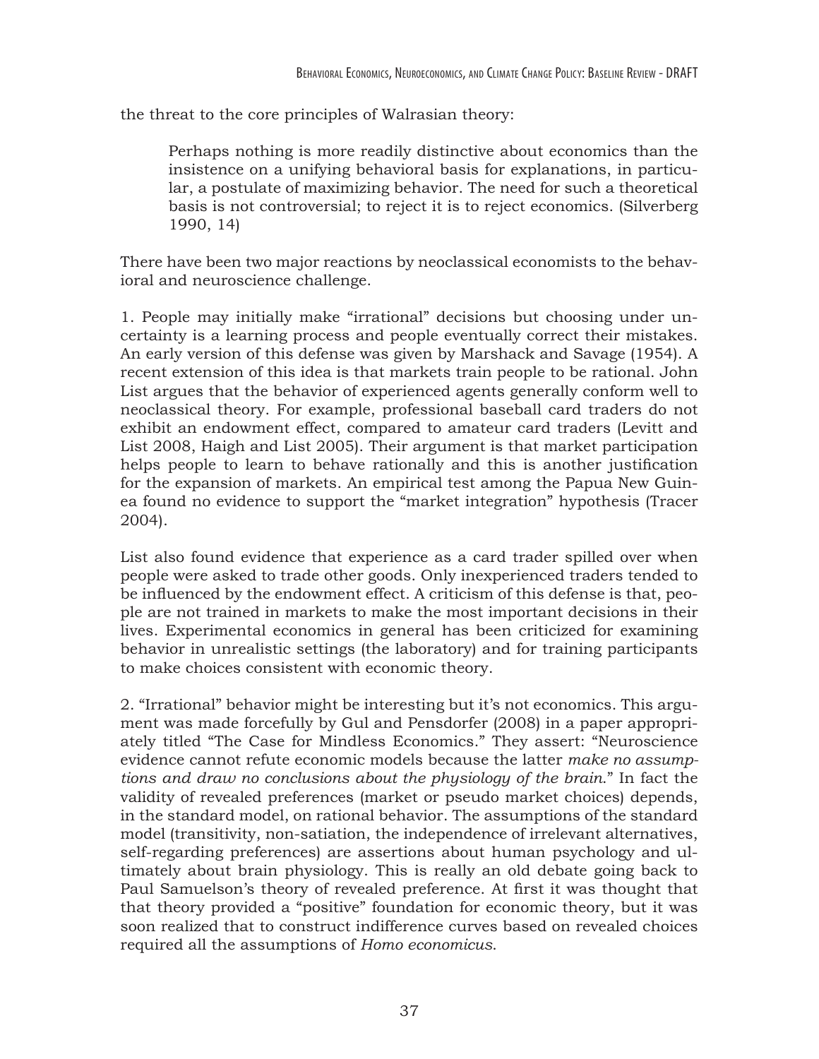the threat to the core principles of Walrasian theory:

> Perhaps nothing is more readily distinctive about economics than the insistence on a unifying behavioral basis for explanations, in particular, a postulate of maximizing behavior. The need for such a theoretical basis is not controversial; to reject it is to reject economics. (Silverberg 1990, 14)

There have been two major reactions by neoclassical economists to the behavioral and neuroscience challenge.

1. People may initially make "irrational" decisions but choosing under uncertainty is a learning process and people eventually correct their mistakes. An early version of this defense was given by Marshack and Savage (1954). A recent extension of this idea is that markets train people to be rational. John List argues that the behavior of experienced agents generally conform well to neoclassical theory. For example, professional baseball card traders do not exhibit an endowment effect, compared to amateur card traders (Levitt and List 2008, Haigh and List 2005). Their argument is that market participation helps people to learn to behave rationally and this is another justification for the expansion of markets. An empirical test among the Papua New Guinea found no evidence to support the "market integration" hypothesis (Tracer 2004).

List also found evidence that experience as a card trader spilled over when people were asked to trade other goods. Only inexperienced traders tended to be influenced by the endowment effect. A criticism of this defense is that, people are not trained in markets to make the most important decisions in their lives. Experimental economics in general has been criticized for examining behavior in unrealistic settings (the laboratory) and for training participants to make choices consistent with economic theory.

2. "Irrational" behavior might be interesting but it's not economics. This argument was made forcefully by Gul and Pensdorfer (2008) in a paper appropriately titled "The Case for Mindless Economics." They assert: "Neuroscience evidence cannot refute economic models because the latter *make no assumptions and draw no conclusions about the physiology of the brain*." In fact the validity of revealed preferences (market or pseudo market choices) depends, in the standard model, on rational behavior. The assumptions of the standard model (transitivity, non-satiation, the independence of irrelevant alternatives, self-regarding preferences) are assertions about human psychology and ultimately about brain physiology. This is really an old debate going back to Paul Samuelson's theory of revealed preference. At first it was thought that that theory provided a "positive" foundation for economic theory, but it was soon realized that to construct indifference curves based on revealed choices required all the assumptions of *Homo economicus*.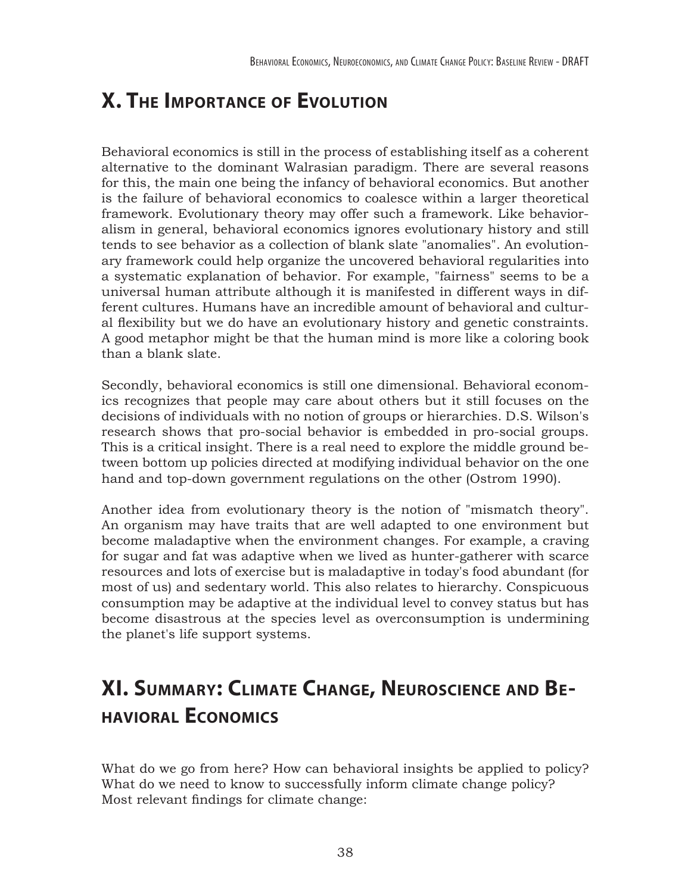## X. The Importance of Evolution

Behavioral economics is still in the process of establishing itself as a coherent alternative to the dominant Walrasian paradigm. There are several reasons for this, the main one being the infancy of behavioral economics. But another is the failure of behavioral economics to coalesce within a larger theoretical framework. Evolutionary theory may offer such a framework. Like behavioralism in general, behavioral economics ignores evolutionary history and still tends to see behavior as a collection of blank slate "anomalies". An evolutionary framework could help organize the uncovered behavioral regularities into a systematic explanation of behavior. For example, "fairness" seems to be a universal human attribute although it is manifested in different ways in different cultures. Humans have an incredible amount of behavioral and cultural flexibility but we do have an evolutionary history and genetic constraints. A good metaphor might be that the human mind is more like a coloring book than a blank slate.

Secondly, behavioral economics is still one dimensional. Behavioral economics recognizes that people may care about others but it still focuses on the decisions of individuals with no notion of groups or hierarchies. D.S. Wilson's research shows that pro-social behavior is embedded in pro-social groups. This is a critical insight. There is a real need to explore the middle ground between bottom up policies directed at modifying individual behavior on the one hand and top-down government regulations on the other (Ostrom 1990).

Another idea from evolutionary theory is the notion of "mismatch theory". An organism may have traits that are well adapted to one environment but become maladaptive when the environment changes. For example, a craving for sugar and fat was adaptive when we lived as hunter-gatherer with scarce resources and lots of exercise but is maladaptive in today's food abundant (for most of us) and sedentary world. This also relates to hierarchy. Conspicuous consumption may be adaptive at the individual level to convey status but has become disastrous at the species level as overconsumption is undermining the planet's life support systems.

## XI. Summary: Climate Change, Neuroscience and Behavioral Economics

What do we go from here? How can behavioral insights be applied to policy? What do we need to know to successfully inform climate change policy?
Most relevant findings for climate change: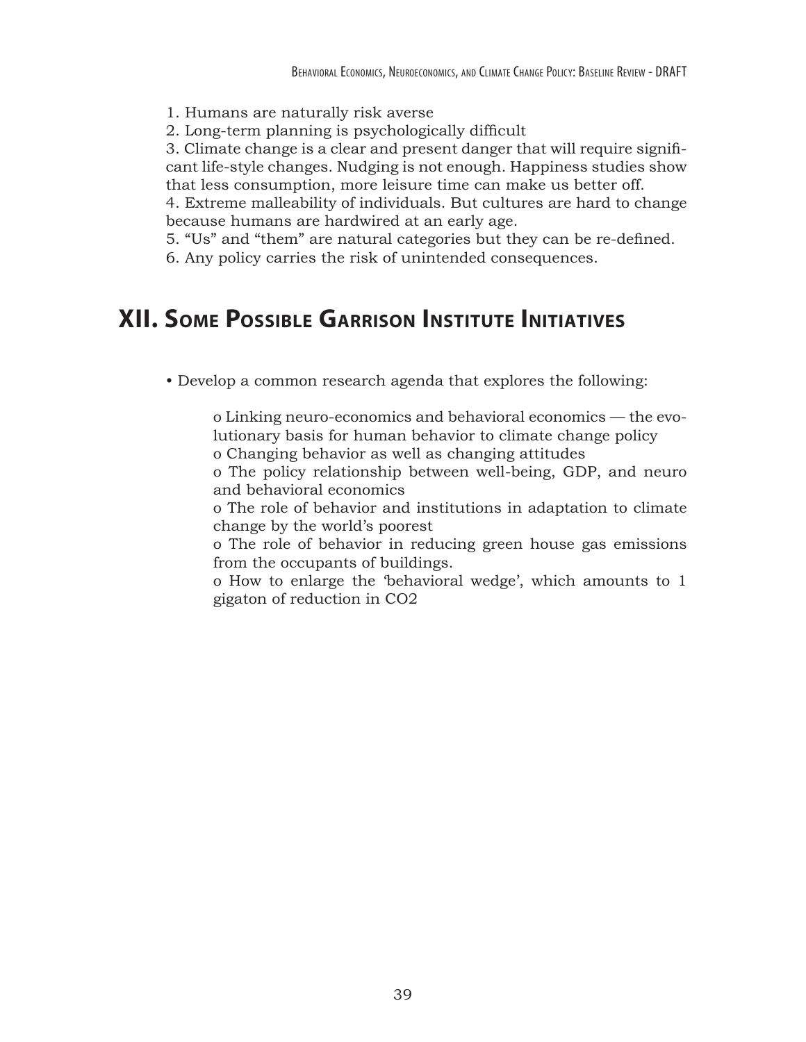1. Humans are naturally risk averse
2. Long-term planning is psychologically difficult
3. Climate change is a clear and present danger that will require significant life-style changes. Nudging is not enough. Happiness studies show that less consumption, more leisure time can make us better off.
4. Extreme malleability of individuals. But cultures are hard to change because humans are hardwired at an early age.
5. "Us" and "them" are natural categories but they can be re-defined.
6. Any policy carries the risk of unintended consequences.

## XII. Some Possible Garrison Institute Initiatives

- Develop a common research agenda that explores the following:
  - Linking neuro-economics and behavioral economics — the evolutionary basis for human behavior to climate change policy
  - Changing behavior as well as changing attitudes
  - The policy relationship between well-being, GDP, and neuro and behavioral economics
  - The role of behavior and institutions in adaptation to climate change by the world's poorest
  - The role of behavior in reducing green house gas emissions from the occupants of buildings.
  - How to enlarge the 'behavioral wedge', which amounts to 1 gigaton of reduction in $CO_2$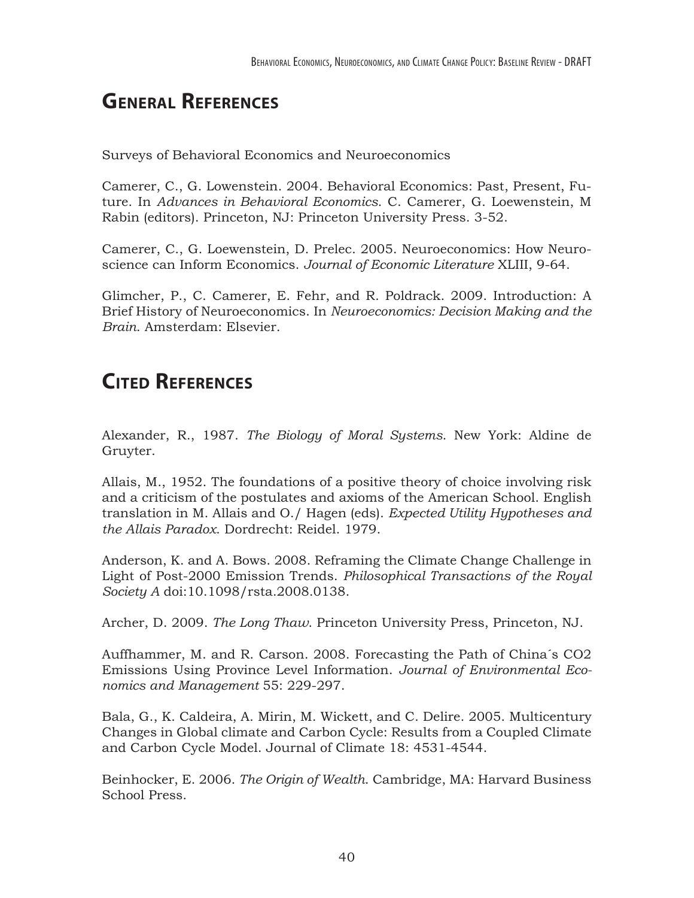# General References

Surveys of Behavioral Economics and Neuroeconomics

Camerer, C., G. Lowenstein. 2004. Behavioral Economics: Past, Present, Future. In *Advances in Behavioral Economics*. C. Camerer, G. Loewenstein, M Rabin (editors). Princeton, NJ: Princeton University Press. 3-52.

Camerer, C., G. Loewenstein, D. Prelec. 2005. Neuroeconomics: How Neuroscience can Inform Economics. *Journal of Economic Literature* XLIII, 9-64.

Glimcher, P., C. Camerer, E. Fehr, and R. Poldrack. 2009. Introduction: A Brief History of Neuroeconomics. In *Neuroeconomics: Decision Making and the Brain*. Amsterdam: Elsevier.

# Cited References

Alexander, R., 1987. *The Biology of Moral Systems*. New York: Aldine de Gruyter.

Allais, M., 1952. The foundations of a positive theory of choice involving risk and a criticism of the postulates and axioms of the American School. English translation in M. Allais and O./ Hagen (eds). *Expected Utility Hypotheses and the Allais Paradox*. Dordrecht: Reidel. 1979.

Anderson, K. and A. Bows. 2008. Reframing the Climate Change Challenge in Light of Post-2000 Emission Trends. *Philosophical Transactions of the Royal Society A* doi:10.1098/rsta.2008.0138.

Archer, D. 2009. *The Long Thaw*. Princeton University Press, Princeton, NJ.

Auffhammer, M. and R. Carson. 2008. Forecasting the Path of China´s CO2 Emissions Using Province Level Information. *Journal of Environmental Economics and Management* 55: 229-297.

Bala, G., K. Caldeira, A. Mirin, M. Wickett, and C. Delire. 2005. Multicentury Changes in Global climate and Carbon Cycle: Results from a Coupled Climate and Carbon Cycle Model. Journal of Climate 18: 4531-4544.

Beinhocker, E. 2006. *The Origin of Wealth*. Cambridge, MA: Harvard Business School Press.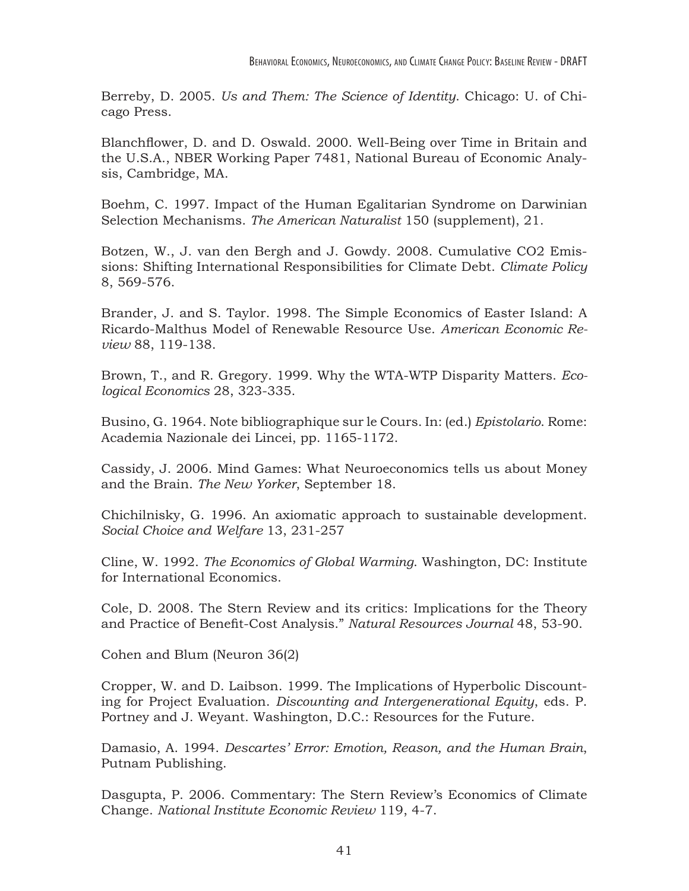Berreby, D. 2005. *Us and Them: The Science of Identity*. Chicago: U. of Chicago Press.

Blanchflower, D. and D. Oswald. 2000. Well-Being over Time in Britain and the U.S.A., NBER Working Paper 7481, National Bureau of Economic Analysis, Cambridge, MA.

Boehm, C. 1997. Impact of the Human Egalitarian Syndrome on Darwinian Selection Mechanisms. *The American Naturalist* 150 (supplement), 21.

Botzen, W., J. van den Bergh and J. Gowdy. 2008. Cumulative CO2 Emissions: Shifting International Responsibilities for Climate Debt. *Climate Policy* 8, 569-576.

Brander, J. and S. Taylor. 1998. The Simple Economics of Easter Island: A Ricardo-Malthus Model of Renewable Resource Use. *American Economic Review* 88, 119-138.

Brown, T., and R. Gregory. 1999. Why the WTA-WTP Disparity Matters. *Ecological Economics* 28, 323-335.

Busino, G. 1964. Note bibliographique sur le Cours. In: (ed.) *Epistolario*. Rome: Academia Nazionale dei Lincei, pp. 1165-1172.

Cassidy, J. 2006. Mind Games: What Neuroeconomics tells us about Money and the Brain. *The New Yorker*, September 18.

Chichilnisky, G. 1996. An axiomatic approach to sustainable development. *Social Choice and Welfare* 13, 231-257

Cline, W. 1992. *The Economics of Global Warming*. Washington, DC: Institute for International Economics.

Cole, D. 2008. The Stern Review and its critics: Implications for the Theory and Practice of Benefit-Cost Analysis." *Natural Resources Journal* 48, 53-90.

Cohen and Blum (Neuron 36(2)

Cropper, W. and D. Laibson. 1999. The Implications of Hyperbolic Discounting for Project Evaluation. *Discounting and Intergenerational Equity*, eds. P. Portney and J. Weyant. Washington, D.C.: Resources for the Future.

Damasio, A. 1994. *Descartes' Error: Emotion, Reason, and the Human Brain*, Putnam Publishing.

Dasgupta, P. 2006. Commentary: The Stern Review's Economics of Climate Change. *National Institute Economic Review* 119, 4-7.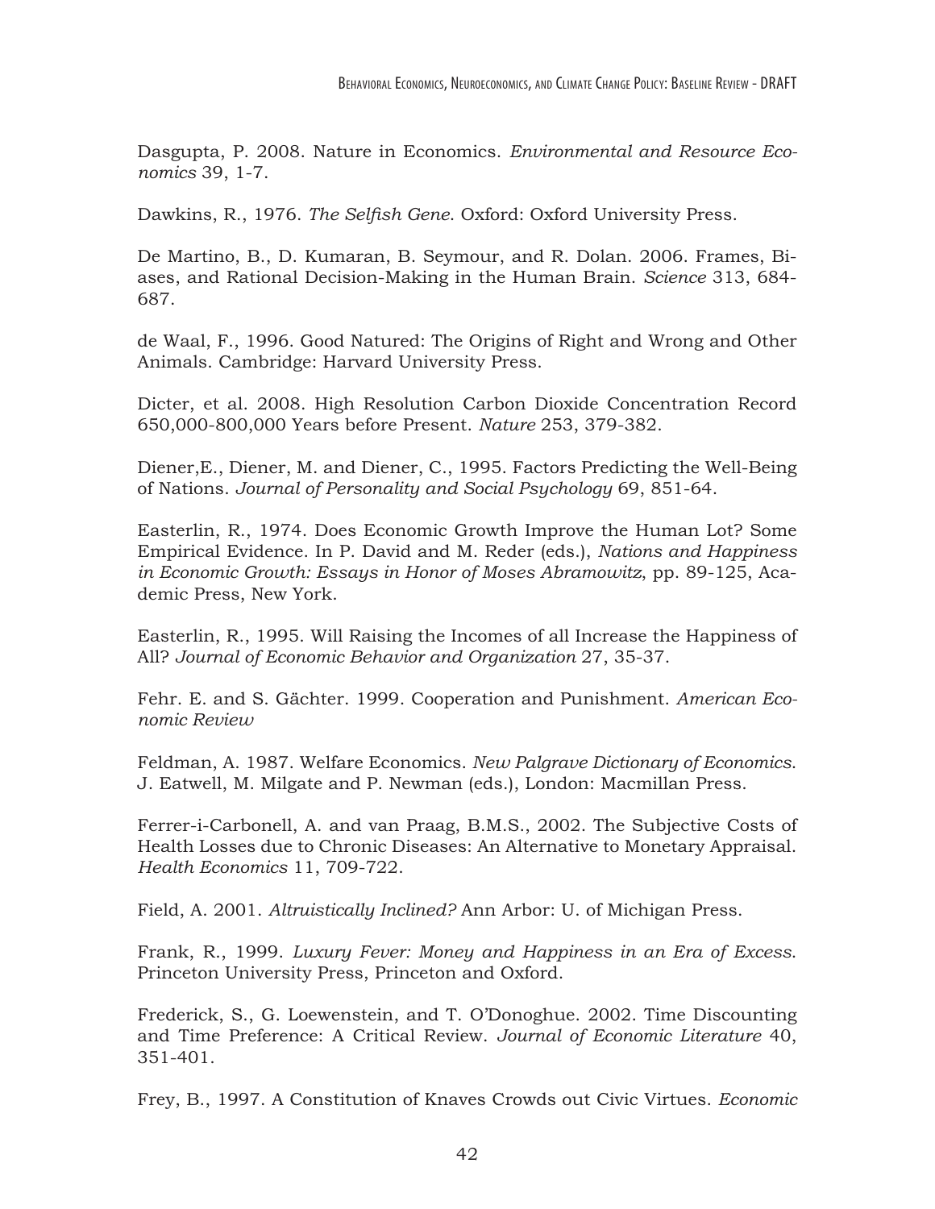Dasgupta, P. 2008. Nature in Economics. *Environmental and Resource Economics* 39, 1-7.

Dawkins, R., 1976. *The Selfish Gene*. Oxford: Oxford University Press.

De Martino, B., D. Kumaran, B. Seymour, and R. Dolan. 2006. Frames, Biases, and Rational Decision-Making in the Human Brain. *Science* 313, 684-687.

de Waal, F., 1996. Good Natured: The Origins of Right and Wrong and Other Animals. Cambridge: Harvard University Press.

Dicter, et al. 2008. High Resolution Carbon Dioxide Concentration Record 650,000-800,000 Years before Present. *Nature* 253, 379-382.

Diener,E., Diener, M. and Diener, C., 1995. Factors Predicting the Well-Being of Nations. *Journal of Personality and Social Psychology* 69, 851-64.

Easterlin, R., 1974. Does Economic Growth Improve the Human Lot? Some Empirical Evidence. In P. David and M. Reder (eds.), *Nations and Happiness in Economic Growth: Essays in Honor of Moses Abramowitz*, pp. 89-125, Academic Press, New York.

Easterlin, R., 1995. Will Raising the Incomes of all Increase the Happiness of All? *Journal of Economic Behavior and Organization* 27, 35-37.

Fehr. E. and S. Gächter. 1999. Cooperation and Punishment. *American Economic Review*

Feldman, A. 1987. Welfare Economics. *New Palgrave Dictionary of Economics*. J. Eatwell, M. Milgate and P. Newman (eds.), London: Macmillan Press.

Ferrer-i-Carbonell, A. and van Praag, B.M.S., 2002. The Subjective Costs of Health Losses due to Chronic Diseases: An Alternative to Monetary Appraisal. *Health Economics* 11, 709-722.

Field, A. 2001. *Altruistically Inclined?* Ann Arbor: U. of Michigan Press.

Frank, R., 1999. *Luxury Fever: Money and Happiness in an Era of Excess*. Princeton University Press, Princeton and Oxford.

Frederick, S., G. Loewenstein, and T. O'Donoghue. 2002. Time Discounting and Time Preference: A Critical Review. *Journal of Economic Literature* 40, 351-401.

Frey, B., 1997. A Constitution of Knaves Crowds out Civic Virtues. *Economic*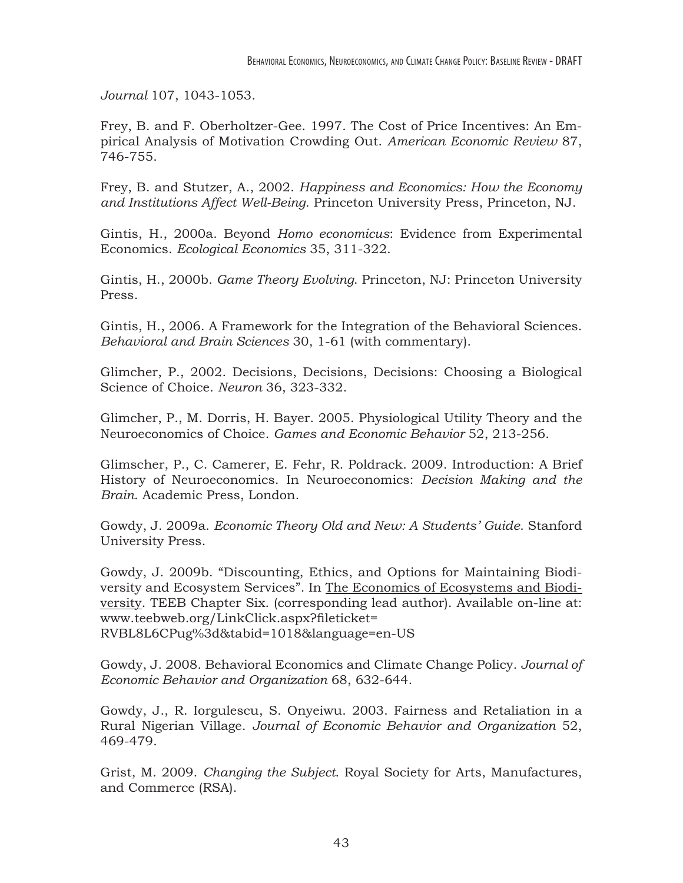*Journal* 107, 1043-1053.

Frey, B. and F. Oberholtzer-Gee. 1997. The Cost of Price Incentives: An Empirical Analysis of Motivation Crowding Out. *American Economic Review* 87, 746-755.

Frey, B. and Stutzer, A., 2002. *Happiness and Economics: How the Economy and Institutions Affect Well-Being*. Princeton University Press, Princeton, NJ.

Gintis, H., 2000a. Beyond *Homo economicus*: Evidence from Experimental Economics. *Ecological Economics* 35, 311-322.

Gintis, H., 2000b. *Game Theory Evolving*. Princeton, NJ: Princeton University Press.

Gintis, H., 2006. A Framework for the Integration of the Behavioral Sciences. *Behavioral and Brain Sciences* 30, 1-61 (with commentary).

Glimcher, P., 2002. Decisions, Decisions, Decisions: Choosing a Biological Science of Choice. *Neuron* 36, 323-332.

Glimcher, P., M. Dorris, H. Bayer. 2005. Physiological Utility Theory and the Neuroeconomics of Choice. *Games and Economic Behavior* 52, 213-256.

Glimscher, P., C. Camerer, E. Fehr, R. Poldrack. 2009. Introduction: A Brief History of Neuroeconomics. In Neuroeconomics: *Decision Making and the Brain*. Academic Press, London.

Gowdy, J. 2009a. *Economic Theory Old and New: A Students' Guide*. Stanford University Press.

Gowdy, J. 2009b. "Discounting, Ethics, and Options for Maintaining Biodiversity and Ecosystem Services". In <u>The Economics of Ecosystems and Biodiversity</u>. TEEB Chapter Six. (corresponding lead author). Available on-line at: www.teebweb.org/LinkClick.aspx?fileticket=RVBL8L6CPug%3d&tabid=1018&language=en-US

Gowdy, J. 2008. Behavioral Economics and Climate Change Policy. *Journal of Economic Behavior and Organization* 68, 632-644.

Gowdy, J., R. Iorgulescu, S. Onyeiwu. 2003. Fairness and Retaliation in a Rural Nigerian Village. *Journal of Economic Behavior and Organization* 52, 469-479.

Grist, M. 2009. *Changing the Subject*. Royal Society for Arts, Manufactures, and Commerce (RSA).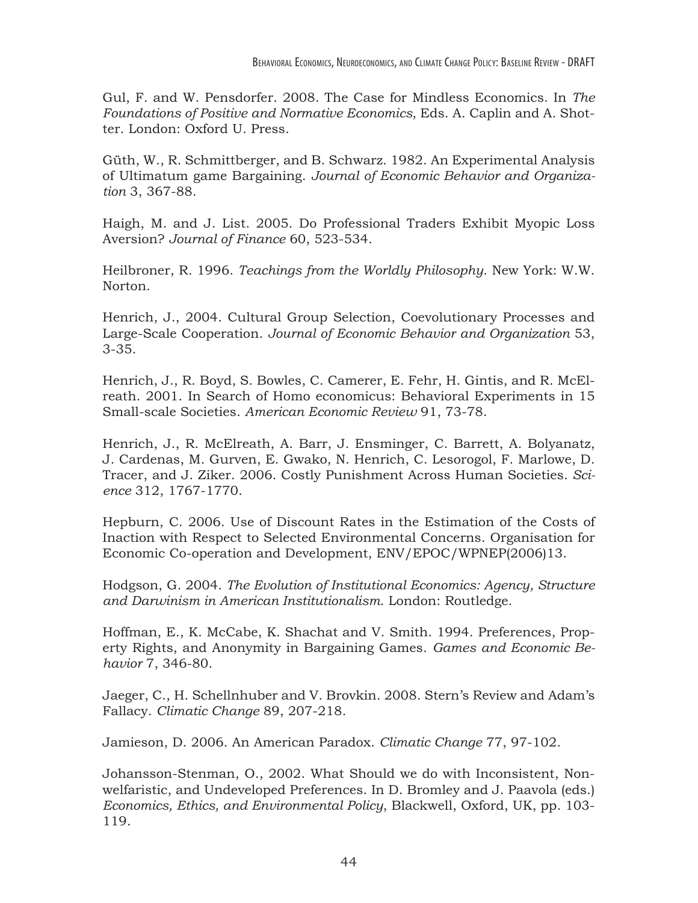Gul, F. and W. Pensdorfer. 2008. The Case for Mindless Economics. In *The Foundations of Positive and Normative Economics*, Eds. A. Caplin and A. Shotter. London: Oxford U. Press.

Güth, W., R. Schmittberger, and B. Schwarz. 1982. An Experimental Analysis of Ultimatum game Bargaining. *Journal of Economic Behavior and Organization* 3, 367-88.

Haigh, M. and J. List. 2005. Do Professional Traders Exhibit Myopic Loss Aversion? *Journal of Finance* 60, 523-534.

Heilbroner, R. 1996. *Teachings from the Worldly Philosophy*. New York: W.W. Norton.

Henrich, J., 2004. Cultural Group Selection, Coevolutionary Processes and Large-Scale Cooperation. *Journal of Economic Behavior and Organization* 53, 3-35.

Henrich, J., R. Boyd, S. Bowles, C. Camerer, E. Fehr, H. Gintis, and R. McElreath. 2001. In Search of Homo economicus: Behavioral Experiments in 15 Small-scale Societies. *American Economic Review* 91, 73-78.

Henrich, J., R. McElreath, A. Barr, J. Ensminger, C. Barrett, A. Bolyanatz, J. Cardenas, M. Gurven, E. Gwako, N. Henrich, C. Lesorogol, F. Marlowe, D. Tracer, and J. Ziker. 2006. Costly Punishment Across Human Societies. *Science* 312, 1767-1770.

Hepburn, C. 2006. Use of Discount Rates in the Estimation of the Costs of Inaction with Respect to Selected Environmental Concerns. Organisation for Economic Co-operation and Development, ENV/EPOC/WPNEP(2006)13.

Hodgson, G. 2004. *The Evolution of Institutional Economics: Agency, Structure and Darwinism in American Institutionalism*. London: Routledge.

Hoffman, E., K. McCabe, K. Shachat and V. Smith. 1994. Preferences, Property Rights, and Anonymity in Bargaining Games. *Games and Economic Behavior* 7, 346-80.

Jaeger, C., H. Schellnhuber and V. Brovkin. 2008. Stern's Review and Adam's Fallacy. *Climatic Change* 89, 207-218.

Jamieson, D. 2006. An American Paradox. *Climatic Change* 77, 97-102.

Johansson-Stenman, O., 2002. What Should we do with Inconsistent, Nonwelfaristic, and Undeveloped Preferences. In D. Bromley and J. Paavola (eds.) *Economics, Ethics, and Environmental Policy*, Blackwell, Oxford, UK, pp. 103-119.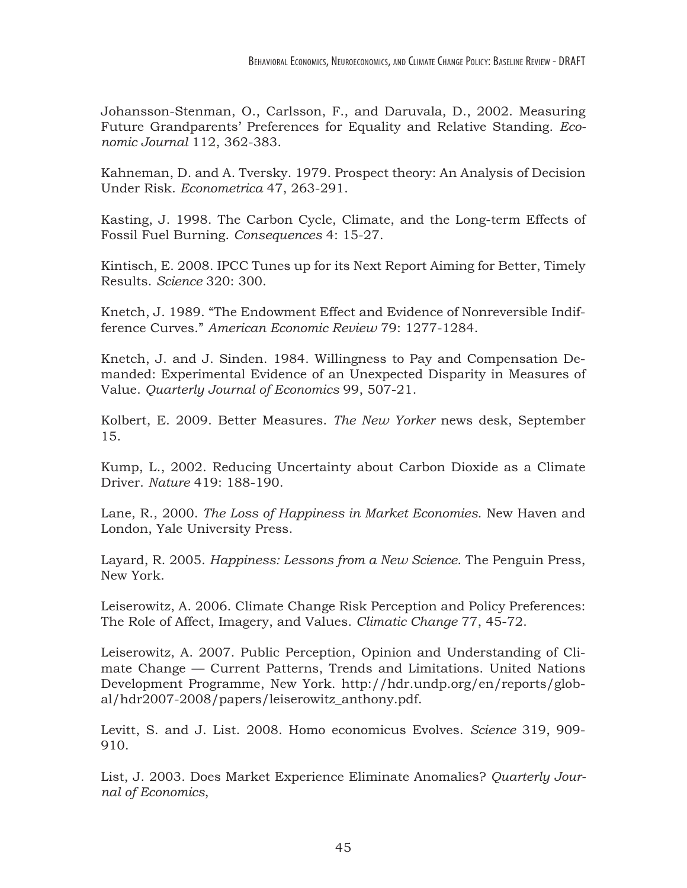Johansson-Stenman, O., Carlsson, F., and Daruvala, D., 2002. Measuring Future Grandparents' Preferences for Equality and Relative Standing. *Economic Journal* 112, 362-383.

Kahneman, D. and A. Tversky. 1979. Prospect theory: An Analysis of Decision Under Risk. *Econometrica* 47, 263-291.

Kasting, J. 1998. The Carbon Cycle, Climate, and the Long-term Effects of Fossil Fuel Burning. *Consequences* 4: 15-27.

Kintisch, E. 2008. IPCC Tunes up for its Next Report Aiming for Better, Timely Results. *Science* 320: 300.

Knetch, J. 1989. "The Endowment Effect and Evidence of Nonreversible Indifference Curves." *American Economic Review* 79: 1277-1284.

Knetch, J. and J. Sinden. 1984. Willingness to Pay and Compensation Demanded: Experimental Evidence of an Unexpected Disparity in Measures of Value. *Quarterly Journal of Economics* 99, 507-21.

Kolbert, E. 2009. Better Measures. *The New Yorker* news desk, September 15.

Kump, L., 2002. Reducing Uncertainty about Carbon Dioxide as a Climate Driver. *Nature* 419: 188-190.

Lane, R., 2000. *The Loss of Happiness in Market Economies.* New Haven and London, Yale University Press.

Layard, R. 2005. *Happiness: Lessons from a New Science*. The Penguin Press, New York.

Leiserowitz, A. 2006. Climate Change Risk Perception and Policy Preferences: The Role of Affect, Imagery, and Values. *Climatic Change* 77, 45-72.

Leiserowitz, A. 2007. Public Perception, Opinion and Understanding of Climate Change — Current Patterns, Trends and Limitations. United Nations Development Programme, New York. http://hdr.undp.org/en/reports/global/hdr2007-2008/papers/leiserowitz_anthony.pdf.

Levitt, S. and J. List. 2008. Homo economicus Evolves. *Science* 319, 909-910.

List, J. 2003. Does Market Experience Eliminate Anomalies? *Quarterly Journal of Economics*,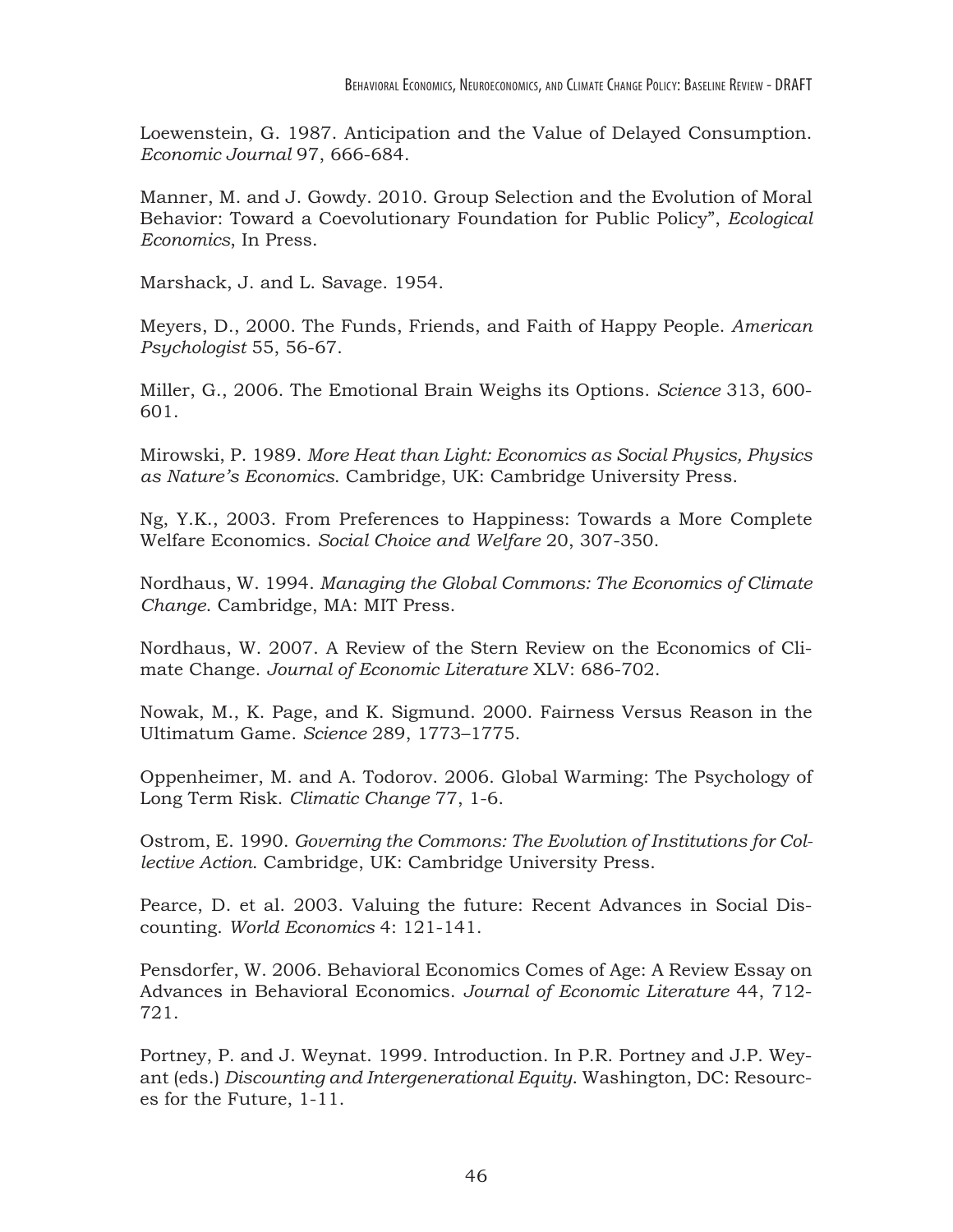Loewenstein, G. 1987. Anticipation and the Value of Delayed Consumption. *Economic Journal* 97, 666-684.

Manner, M. and J. Gowdy. 2010. Group Selection and the Evolution of Moral Behavior: Toward a Coevolutionary Foundation for Public Policy", *Ecological Economics*, In Press.

Marshack, J. and L. Savage. 1954.

Meyers, D., 2000. The Funds, Friends, and Faith of Happy People. *American Psychologist* 55, 56-67.

Miller, G., 2006. The Emotional Brain Weighs its Options. *Science* 313, 600-601.

Mirowski, P. 1989. *More Heat than Light: Economics as Social Physics, Physics as Nature's Economics*. Cambridge, UK: Cambridge University Press.

Ng, Y.K., 2003. From Preferences to Happiness: Towards a More Complete Welfare Economics. *Social Choice and Welfare* 20, 307-350.

Nordhaus, W. 1994. *Managing the Global Commons: The Economics of Climate Change*. Cambridge, MA: MIT Press.

Nordhaus, W. 2007. A Review of the Stern Review on the Economics of Climate Change. *Journal of Economic Literature* XLV: 686-702.

Nowak, M., K. Page, and K. Sigmund. 2000. Fairness Versus Reason in the Ultimatum Game. *Science* 289, 1773–1775.

Oppenheimer, M. and A. Todorov. 2006. Global Warming: The Psychology of Long Term Risk. *Climatic Change* 77, 1-6.

Ostrom, E. 1990. *Governing the Commons: The Evolution of Institutions for Collective Action*. Cambridge, UK: Cambridge University Press.

Pearce, D. et al. 2003. Valuing the future: Recent Advances in Social Discounting. *World Economics* 4: 121-141.

Pensdorfer, W. 2006. Behavioral Economics Comes of Age: A Review Essay on Advances in Behavioral Economics. *Journal of Economic Literature* 44, 712-721.

Portney, P. and J. Weynat. 1999. Introduction. In P.R. Portney and J.P. Weyant (eds.) *Discounting and Intergenerational Equity*. Washington, DC: Resources for the Future, 1-11.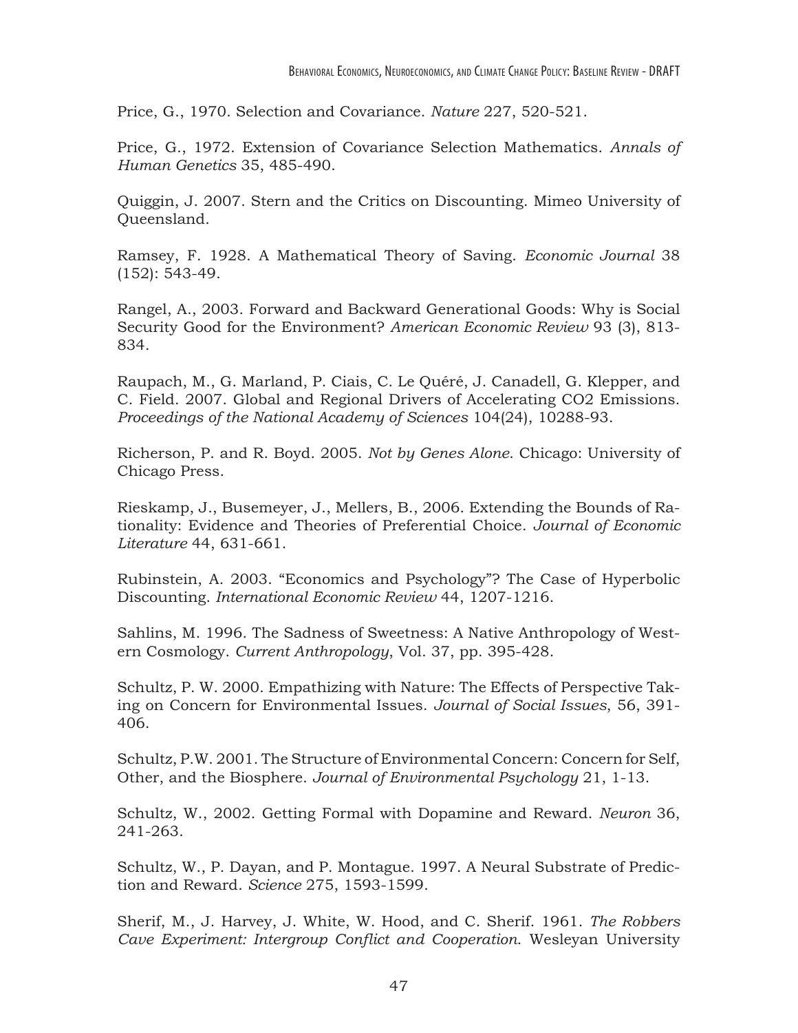Price, G., 1970. Selection and Covariance. *Nature* 227, 520-521.

Price, G., 1972. Extension of Covariance Selection Mathematics. *Annals of Human Genetics* 35, 485-490.

Quiggin, J. 2007. Stern and the Critics on Discounting. Mimeo University of Queensland.

Ramsey, F. 1928. A Mathematical Theory of Saving. *Economic Journal* 38 (152): 543-49.

Rangel, A., 2003. Forward and Backward Generational Goods: Why is Social Security Good for the Environment? *American Economic Review* 93 (3), 813-834.

Raupach, M., G. Marland, P. Ciais, C. Le Quéré, J. Canadell, G. Klepper, and C. Field. 2007. Global and Regional Drivers of Accelerating CO2 Emissions. *Proceedings of the National Academy of Sciences* 104(24), 10288-93.

Richerson, P. and R. Boyd. 2005. *Not by Genes Alone*. Chicago: University of Chicago Press.

Rieskamp, J., Busemeyer, J., Mellers, B., 2006. Extending the Bounds of Rationality: Evidence and Theories of Preferential Choice. *Journal of Economic Literature* 44, 631-661.

Rubinstein, A. 2003. "Economics and Psychology"? The Case of Hyperbolic Discounting. *International Economic Review* 44, 1207-1216.

Sahlins, M. 1996. The Sadness of Sweetness: A Native Anthropology of Western Cosmology. *Current Anthropology*, Vol. 37, pp. 395-428.

Schultz, P. W. 2000. Empathizing with Nature: The Effects of Perspective Taking on Concern for Environmental Issues. *Journal of Social Issues*, 56, 391-406.

Schultz, P.W. 2001. The Structure of Environmental Concern: Concern for Self, Other, and the Biosphere. *Journal of Environmental Psychology* 21, 1-13.

Schultz, W., 2002. Getting Formal with Dopamine and Reward. *Neuron* 36, 241-263.

Schultz, W., P. Dayan, and P. Montague. 1997. A Neural Substrate of Prediction and Reward. *Science* 275, 1593-1599.

Sherif, M., J. Harvey, J. White, W. Hood, and C. Sherif. 1961. *The Robbers Cave Experiment: Intergroup Conflict and Cooperation*. Wesleyan University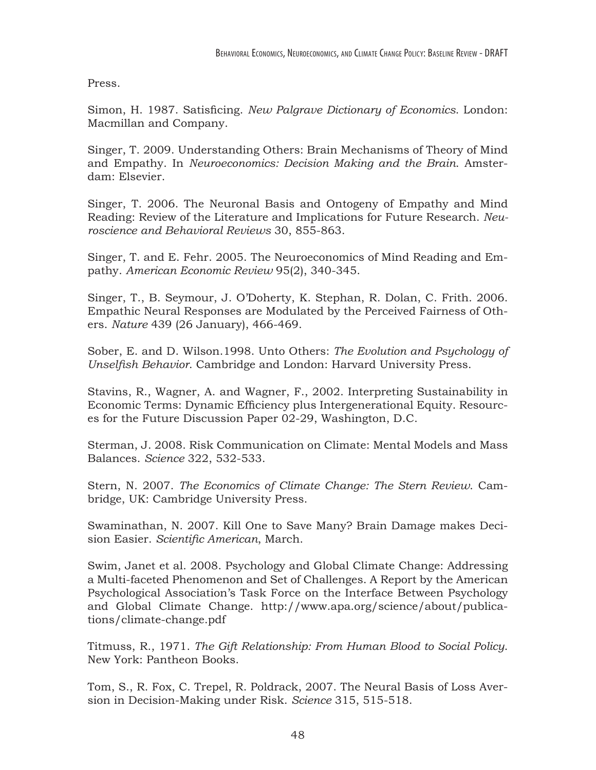Press.

Simon, H. 1987. Satisficing. *New Palgrave Dictionary of Economics*. London: Macmillan and Company.

Singer, T. 2009. Understanding Others: Brain Mechanisms of Theory of Mind and Empathy. In *Neuroeconomics: Decision Making and the Brain*. Amsterdam: Elsevier.

Singer, T. 2006. The Neuronal Basis and Ontogeny of Empathy and Mind Reading: Review of the Literature and Implications for Future Research. *Neuroscience and Behavioral Reviews* 30, 855-863.

Singer, T. and E. Fehr. 2005. The Neuroeconomics of Mind Reading and Empathy. *American Economic Review* 95(2), 340-345.

Singer, T., B. Seymour, J. O'Doherty, K. Stephan, R. Dolan, C. Frith. 2006. Empathic Neural Responses are Modulated by the Perceived Fairness of Others. *Nature* 439 (26 January), 466-469.

Sober, E. and D. Wilson.1998. Unto Others: *The Evolution and Psychology of Unselfish Behavior*. Cambridge and London: Harvard University Press.

Stavins, R., Wagner, A. and Wagner, F., 2002. Interpreting Sustainability in Economic Terms: Dynamic Efficiency plus Intergenerational Equity. Resources for the Future Discussion Paper 02-29, Washington, D.C.

Sterman, J. 2008. Risk Communication on Climate: Mental Models and Mass Balances. *Science* 322, 532-533.

Stern, N. 2007. *The Economics of Climate Change: The Stern Review*. Cambridge, UK: Cambridge University Press.

Swaminathan, N. 2007. Kill One to Save Many? Brain Damage makes Decision Easier. *Scientific American*, March.

Swim, Janet et al. 2008. Psychology and Global Climate Change: Addressing a Multi-faceted Phenomenon and Set of Challenges. A Report by the American Psychological Association's Task Force on the Interface Between Psychology and Global Climate Change. http://www.apa.org/science/about/publications/climate-change.pdf

Titmuss, R., 1971. *The Gift Relationship: From Human Blood to Social Policy*. New York: Pantheon Books.

Tom, S., R. Fox, C. Trepel, R. Poldrack, 2007. The Neural Basis of Loss Aversion in Decision-Making under Risk. *Science* 315, 515-518.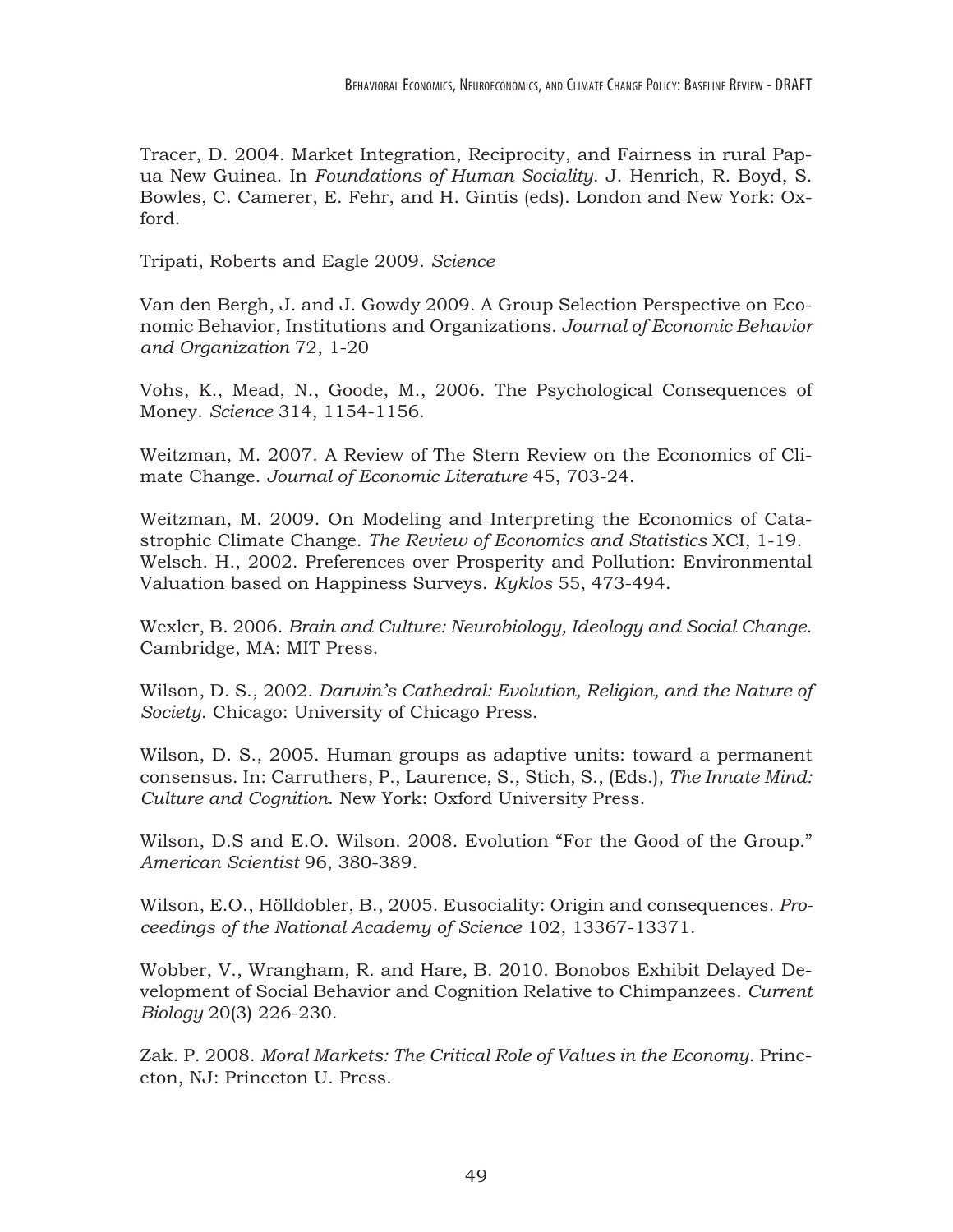Tracer, D. 2004. Market Integration, Reciprocity, and Fairness in rural Papua New Guinea. In *Foundations of Human Sociality*. J. Henrich, R. Boyd, S. Bowles, C. Camerer, E. Fehr, and H. Gintis (eds). London and New York: Oxford.

Tripati, Roberts and Eagle 2009. *Science*

Van den Bergh, J. and J. Gowdy 2009. A Group Selection Perspective on Economic Behavior, Institutions and Organizations. *Journal of Economic Behavior and Organization* 72, 1-20

Vohs, K., Mead, N., Goode, M., 2006. The Psychological Consequences of Money. *Science* 314, 1154-1156.

Weitzman, M. 2007. A Review of The Stern Review on the Economics of Climate Change. *Journal of Economic Literature* 45, 703-24.

Weitzman, M. 2009. On Modeling and Interpreting the Economics of Catastrophic Climate Change. *The Review of Economics and Statistics* XCI, 1-19.
Welsch. H., 2002. Preferences over Prosperity and Pollution: Environmental Valuation based on Happiness Surveys. *Kyklos* 55, 473-494.

Wexler, B. 2006. *Brain and Culture: Neurobiology, Ideology and Social Change*. Cambridge, MA: MIT Press.

Wilson, D. S., 2002. *Darwin's Cathedral: Evolution, Religion, and the Nature of Society*. Chicago: University of Chicago Press.

Wilson, D. S., 2005. Human groups as adaptive units: toward a permanent consensus. In: Carruthers, P., Laurence, S., Stich, S., (Eds.), *The Innate Mind: Culture and Cognition*. New York: Oxford University Press.

Wilson, D.S and E.O. Wilson. 2008. Evolution "For the Good of the Group." *American Scientist* 96, 380-389.

Wilson, E.O., Hölldobler, B., 2005. Eusociality: Origin and consequences. *Proceedings of the National Academy of Science* 102, 13367-13371.

Wobber, V., Wrangham, R. and Hare, B. 2010. Bonobos Exhibit Delayed Development of Social Behavior and Cognition Relative to Chimpanzees. *Current Biology* 20(3) 226-230.

Zak. P. 2008. *Moral Markets: The Critical Role of Values in the Economy*. Princeton, NJ: Princeton U. Press.